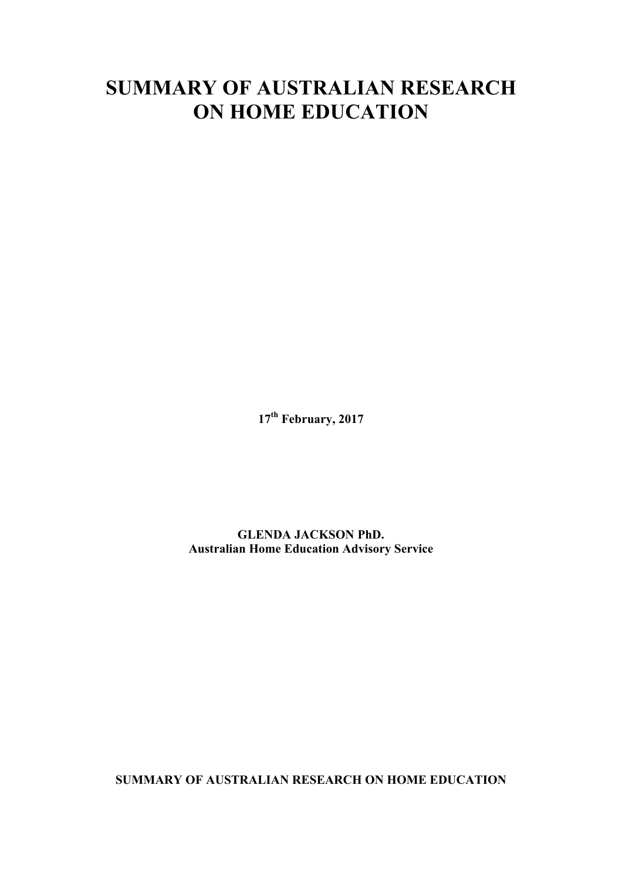# SUMMARY OF AUSTRALIAN RESEARCH ON HOME EDUCATION

**17th February, 2017**

**GLENDA JACKSON PhD.**
**Australian Home Education Advisory Service**

**SUMMARY OF AUSTRALIAN RESEARCH ON HOME EDUCATION**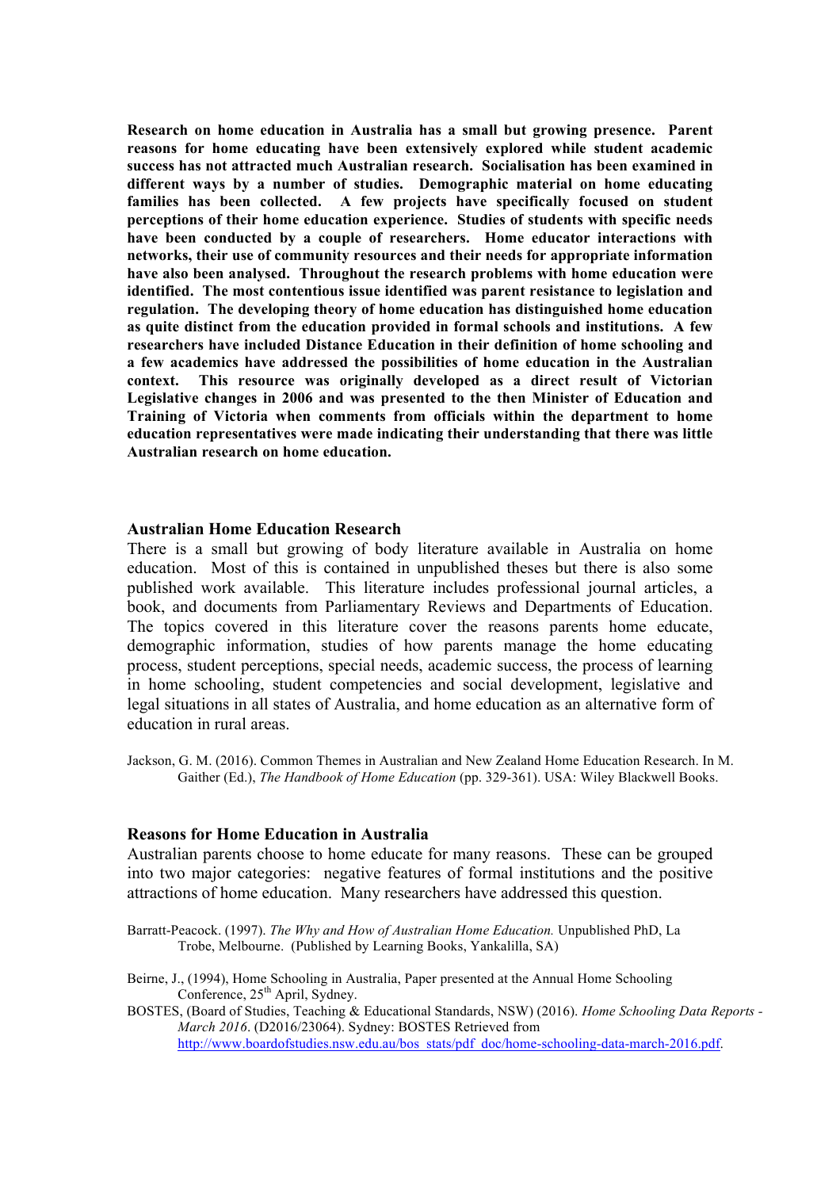**Research on home education in Australia has a small but growing presence. Parent reasons for home educating have been extensively explored while student academic success has not attracted much Australian research. Socialisation has been examined in different ways by a number of studies. Demographic material on home educating families has been collected. A few projects have specifically focused on student perceptions of their home education experience. Studies of students with specific needs have been conducted by a couple of researchers. Home educator interactions with networks, their use of community resources and their needs for appropriate information have also been analysed. Throughout the research problems with home education were identified. The most contentious issue identified was parent resistance to legislation and regulation. The developing theory of home education has distinguished home education as quite distinct from the education provided in formal schools and institutions. A few researchers have included Distance Education in their definition of home schooling and a few academics have addressed the possibilities of home education in the Australian context. This resource was originally developed as a direct result of Victorian Legislative changes in 2006 and was presented to the then Minister of Education and Training of Victoria when comments from officials within the department to home education representatives were made indicating their understanding that there was little Australian research on home education.**

## Australian Home Education Research

There is a small but growing of body literature available in Australia on home education. Most of this is contained in unpublished theses but there is also some published work available. This literature includes professional journal articles, a book, and documents from Parliamentary Reviews and Departments of Education. The topics covered in this literature cover the reasons parents home educate, demographic information, studies of how parents manage the home educating process, student perceptions, special needs, academic success, the process of learning in home schooling, student competencies and social development, legislative and legal situations in all states of Australia, and home education as an alternative form of education in rural areas.

Jackson, G. M. (2016). Common Themes in Australian and New Zealand Home Education Research. In M. Gaither (Ed.), *The Handbook of Home Education* (pp. 329-361). USA: Wiley Blackwell Books.

## Reasons for Home Education in Australia

Australian parents choose to home educate for many reasons. These can be grouped into two major categories: negative features of formal institutions and the positive attractions of home education. Many researchers have addressed this question.

Barratt-Peacock. (1997). *The Why and How of Australian Home Education.* Unpublished PhD, La Trobe, Melbourne. (Published by Learning Books, Yankalilla, SA)

Beirne, J., (1994), Home Schooling in Australia, Paper presented at the Annual Home Schooling Conference, 25th April, Sydney.

BOSTES, (Board of Studies, Teaching & Educational Standards, NSW) (2016). *Home Schooling Data Reports - March 2016*. (D2016/23064). Sydney: BOSTES Retrieved from http://www.boardofstudies.nsw.edu.au/bos_stats/pdf_doc/home-schooling-data-march-2016.pdf.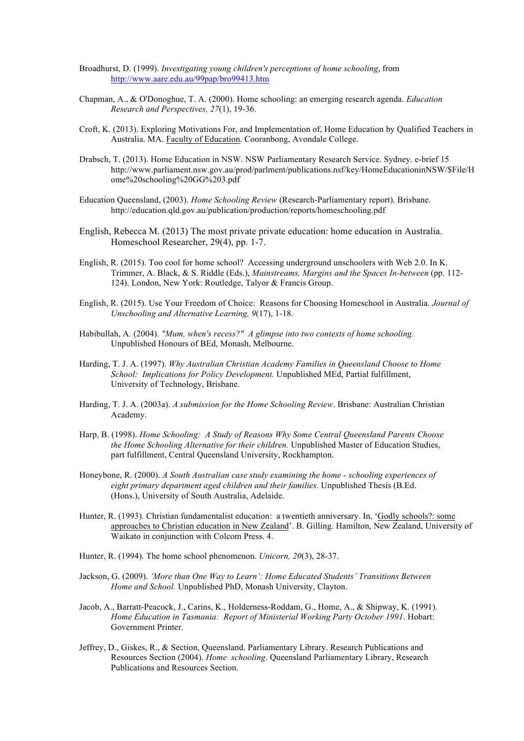Broadhurst, D. (1999). *Investigating young children's perceptions of home schooling*, from http://www.aare.edu.au/99pap/bro99413.htm

Chapman, A., & O'Donoghue, T. A. (2000). Home schooling: an emerging research agenda. *Education Research and Perspectives, 27*(1), 19-36.

Croft, K. (2013). Exploring Motivations For, and Implementation of, Home Education by Qualified Teachers in Australia. MA. Faculty of Education. Cooranbong, Avondale College.

Drabsch, T. (2013). Home Education in NSW. NSW Parliamentary Research Service. Sydney. e-brief 15 http://www.parliament.nsw.gov.au/prod/parlment/publications.nsf/key/HomeEducationinNSW/$File/Home%20schooling%20GG%203.pdf

Education Queensland, (2003). *Home Schooling Review* (Research-Parliamentary report). Brisbane. http://education.qld.gov.au/publication/production/reports/homeschooling.pdf

English, Rebecca M. (2013) The most private private education: home education in Australia. Homeschool Researcher, 29(4), pp. 1-7.

English, R. (2015). Too cool for home school? Accessing underground unschoolers with Web 2.0. In K. Trimmer, A. Black, & S. Riddle (Eds.), *Mainstreams, Margins and the Spaces In-between* (pp. 112-124). London, New York: Routledge, Talyor & Francis Group.

English, R. (2015). Use Your Freedom of Choice: Reasons for Choosing Homeschool in Australia. *Journal of Unschooling and Alternative Learning, 9*(17), 1-18.

Habibullah, A. (2004). *"Mum, when's recess?" A glimpse into two contexts of home schooling.* Unpublished Honours of BEd, Monash, Melbourne.

Harding, T. J. A. (1997). *Why Australian Christian Academy Families in Queensland Choose to Home School: Implications for Policy Development.* Unpublished MEd, Partial fulfillment, University of Technology, Brisbane.

Harding, T. J. A. (2003a). *A submission for the Home Schooling Review*. Brisbane: Australian Christian Academy.

Harp, B. (1998). *Home Schooling: A Study of Reasons Why Some Central Queensland Parents Choose the Home Schooling Alternative for their children.* Unpublished Master of Education Studies, part fulfillment, Central Queensland University, Rockhampton.

Honeybone, R. (2000). *A South Australian case study examining the home - schooling experiences of eight primary department aged children and their families.* Unpublished Thesis (B.Ed. (Hons.), University of South Australia, Adelaide.

Hunter, R. (1993). Christian fundamentalist education: a twentieth anniversary. In, 'Godly schools?: some approaches to Christian education in New Zealand'. B. Gilling. Hamilton, New Zealand, University of Waikato in conjunction with Colcom Press. 4.

Hunter, R. (1994). The home school phenomenon. *Unicorn, 20*(3), 28-37.

Jackson, G. (2009). *'More than One Way to Learn': Home Educated Students' Transitions Between Home and School.* Unpublished PhD, Monash University, Clayton.

Jacob, A., Barratt-Peacock, J., Carins, K., Holderness-Roddam, G., Home, A., & Shipway, K. (1991). *Home Education in Tasmania: Report of Ministerial Working Party October 1991*. Hobart: Government Printer.

Jeffrey, D., Giskes, R., & Section, Queensland. Parliamentary Library. Research Publications and Resources Section (2004). *Home schooling*. Queensland Parliamentary Library, Research Publications and Resources Section.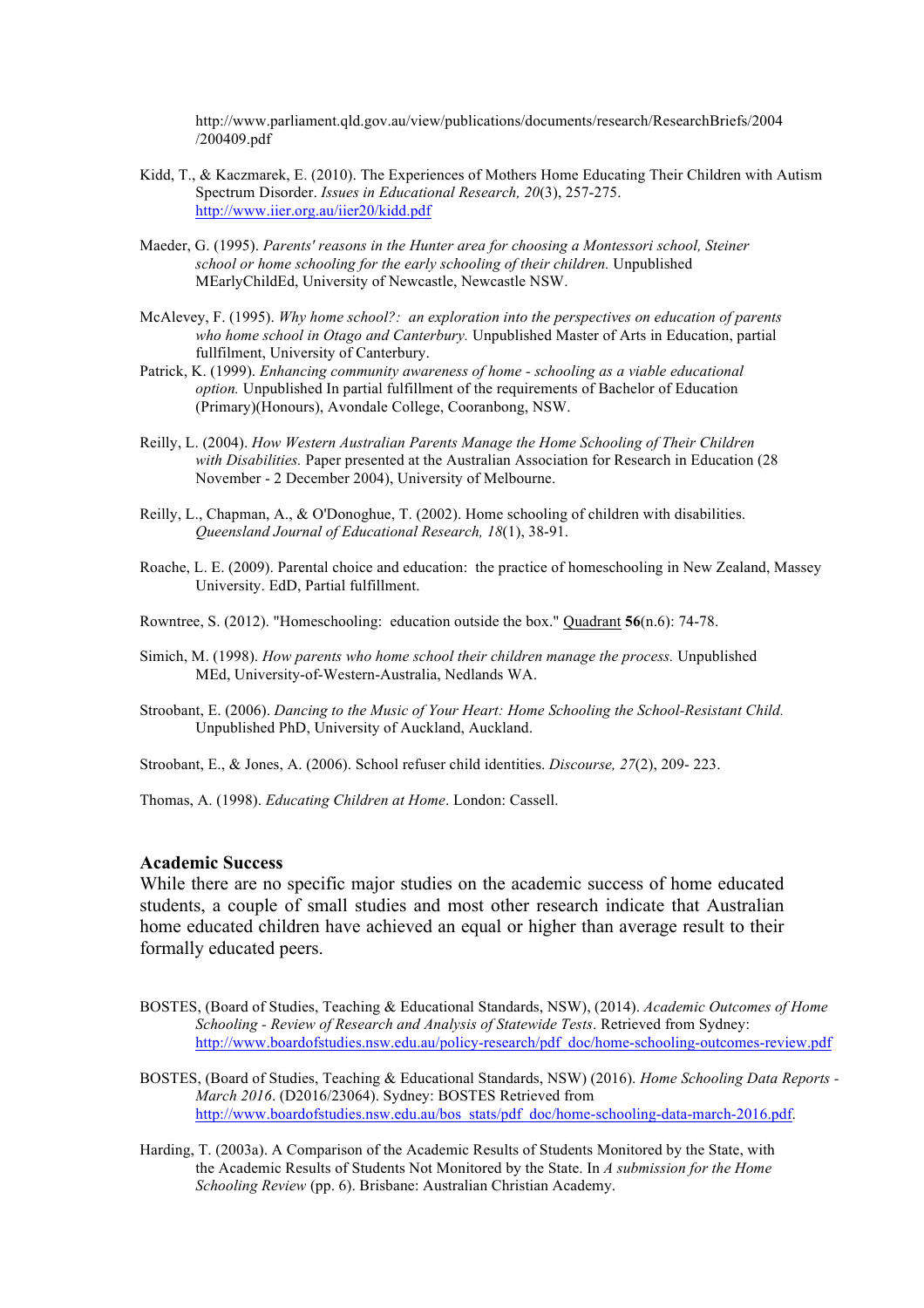http://www.parliament.qld.gov.au/view/publications/documents/research/ResearchBriefs/2004/200409.pdf

Kidd, T., & Kaczmarek, E. (2010). The Experiences of Mothers Home Educating Their Children with Autism Spectrum Disorder. *Issues in Educational Research, 20*(3), 257-275. http://www.iier.org.au/iier20/kidd.pdf

Maeder, G. (1995). *Parents' reasons in the Hunter area for choosing a Montessori school, Steiner school or home schooling for the early schooling of their children.* Unpublished MEarlyChildEd, University of Newcastle, Newcastle NSW.

McAlevey, F. (1995). *Why home school?: an exploration into the perspectives on education of parents who home school in Otago and Canterbury.* Unpublished Master of Arts in Education, partial fullfilment, University of Canterbury.

Patrick, K. (1999). *Enhancing community awareness of home - schooling as a viable educational option.* Unpublished In partial fulfillment of the requirements of Bachelor of Education (Primary)(Honours), Avondale College, Cooranbong, NSW.

Reilly, L. (2004). *How Western Australian Parents Manage the Home Schooling of Their Children with Disabilities.* Paper presented at the Australian Association for Research in Education (28 November - 2 December 2004), University of Melbourne.

Reilly, L., Chapman, A., & O'Donoghue, T. (2002). Home schooling of children with disabilities. *Queensland Journal of Educational Research, 18*(1), 38-91.

Roache, L. E. (2009). Parental choice and education: the practice of homeschooling in New Zealand, Massey University. EdD, Partial fulfillment.

Rowntree, S. (2012). "Homeschooling: education outside the box." Quadrant **56**(n.6): 74-78.

Simich, M. (1998). *How parents who home school their children manage the process.* Unpublished MEd, University-of-Western-Australia, Nedlands WA.

Stroobant, E. (2006). *Dancing to the Music of Your Heart: Home Schooling the School-Resistant Child.* Unpublished PhD, University of Auckland, Auckland.

Stroobant, E., & Jones, A. (2006). School refuser child identities. *Discourse, 27*(2), 209- 223.

Thomas, A. (1998). *Educating Children at Home*. London: Cassell.

## Academic Success

While there are no specific major studies on the academic success of home educated students, a couple of small studies and most other research indicate that Australian home educated children have achieved an equal or higher than average result to their formally educated peers.

BOSTES, (Board of Studies, Teaching & Educational Standards, NSW), (2014). *Academic Outcomes of Home Schooling - Review of Research and Analysis of Statewide Tests*. Retrieved from Sydney: http://www.boardofstudies.nsw.edu.au/policy-research/pdf_doc/home-schooling-outcomes-review.pdf

BOSTES, (Board of Studies, Teaching & Educational Standards, NSW) (2016). *Home Schooling Data Reports - March 2016*. (D2016/23064). Sydney: BOSTES Retrieved from http://www.boardofstudies.nsw.edu.au/bos_stats/pdf_doc/home-schooling-data-march-2016.pdf.

Harding, T. (2003a). A Comparison of the Academic Results of Students Monitored by the State, with the Academic Results of Students Not Monitored by the State. In *A submission for the Home Schooling Review* (pp. 6). Brisbane: Australian Christian Academy.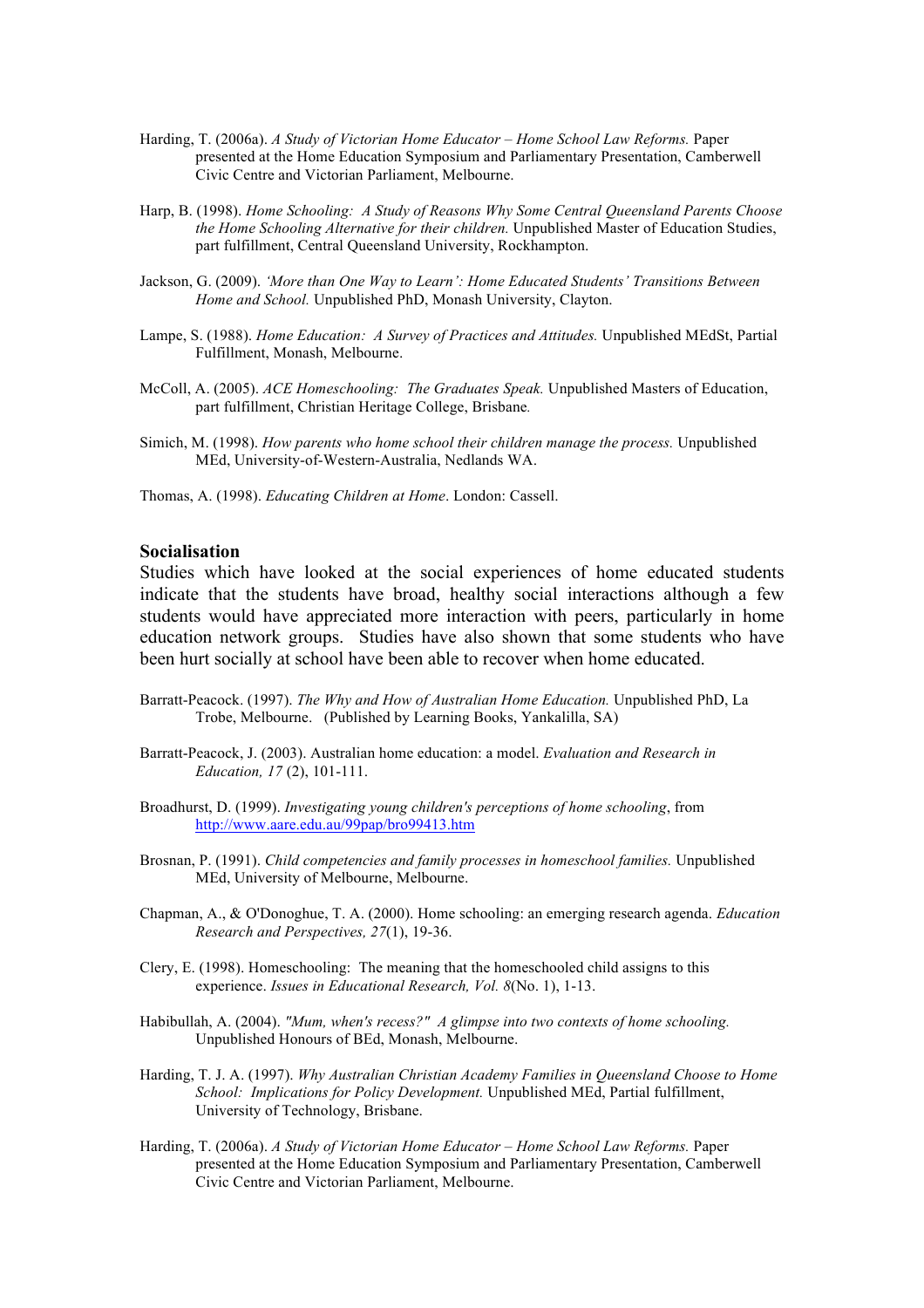Harding, T. (2006a). *A Study of Victorian Home Educator – Home School Law Reforms.* Paper presented at the Home Education Symposium and Parliamentary Presentation, Camberwell Civic Centre and Victorian Parliament, Melbourne.

Harp, B. (1998). *Home Schooling: A Study of Reasons Why Some Central Queensland Parents Choose the Home Schooling Alternative for their children.* Unpublished Master of Education Studies, part fulfillment, Central Queensland University, Rockhampton.

Jackson, G. (2009). *'More than One Way to Learn': Home Educated Students' Transitions Between Home and School.* Unpublished PhD, Monash University, Clayton.

Lampe, S. (1988). *Home Education: A Survey of Practices and Attitudes.* Unpublished MEdSt, Partial Fulfillment, Monash, Melbourne.

McColl, A. (2005). *ACE Homeschooling: The Graduates Speak.* Unpublished Masters of Education, part fulfillment, Christian Heritage College, Brisbane*.*

Simich, M. (1998). *How parents who home school their children manage the process.* Unpublished MEd, University-of-Western-Australia, Nedlands WA.

Thomas, A. (1998). *Educating Children at Home*. London: Cassell.

## Socialisation

Studies which have looked at the social experiences of home educated students indicate that the students have broad, healthy social interactions although a few students would have appreciated more interaction with peers, particularly in home education network groups. Studies have also shown that some students who have been hurt socially at school have been able to recover when home educated.

Barratt-Peacock. (1997). *The Why and How of Australian Home Education.* Unpublished PhD, La Trobe, Melbourne. (Published by Learning Books, Yankalilla, SA)

Barratt-Peacock, J. (2003). Australian home education: a model. *Evaluation and Research in Education, 17* (2), 101-111.

Broadhurst, D. (1999). *Investigating young children's perceptions of home schooling*, from http://www.aare.edu.au/99pap/bro99413.htm

Brosnan, P. (1991). *Child competencies and family processes in homeschool families.* Unpublished MEd, University of Melbourne, Melbourne.

Chapman, A., & O'Donoghue, T. A. (2000). Home schooling: an emerging research agenda. *Education Research and Perspectives, 27*(1), 19-36.

Clery, E. (1998). Homeschooling: The meaning that the homeschooled child assigns to this experience. *Issues in Educational Research, Vol. 8*(No. 1), 1-13.

Habibullah, A. (2004). *"Mum, when's recess?" A glimpse into two contexts of home schooling.* Unpublished Honours of BEd, Monash, Melbourne.

Harding, T. J. A. (1997). *Why Australian Christian Academy Families in Queensland Choose to Home School: Implications for Policy Development.* Unpublished MEd, Partial fulfillment, University of Technology, Brisbane.

Harding, T. (2006a). *A Study of Victorian Home Educator – Home School Law Reforms.* Paper presented at the Home Education Symposium and Parliamentary Presentation, Camberwell Civic Centre and Victorian Parliament, Melbourne.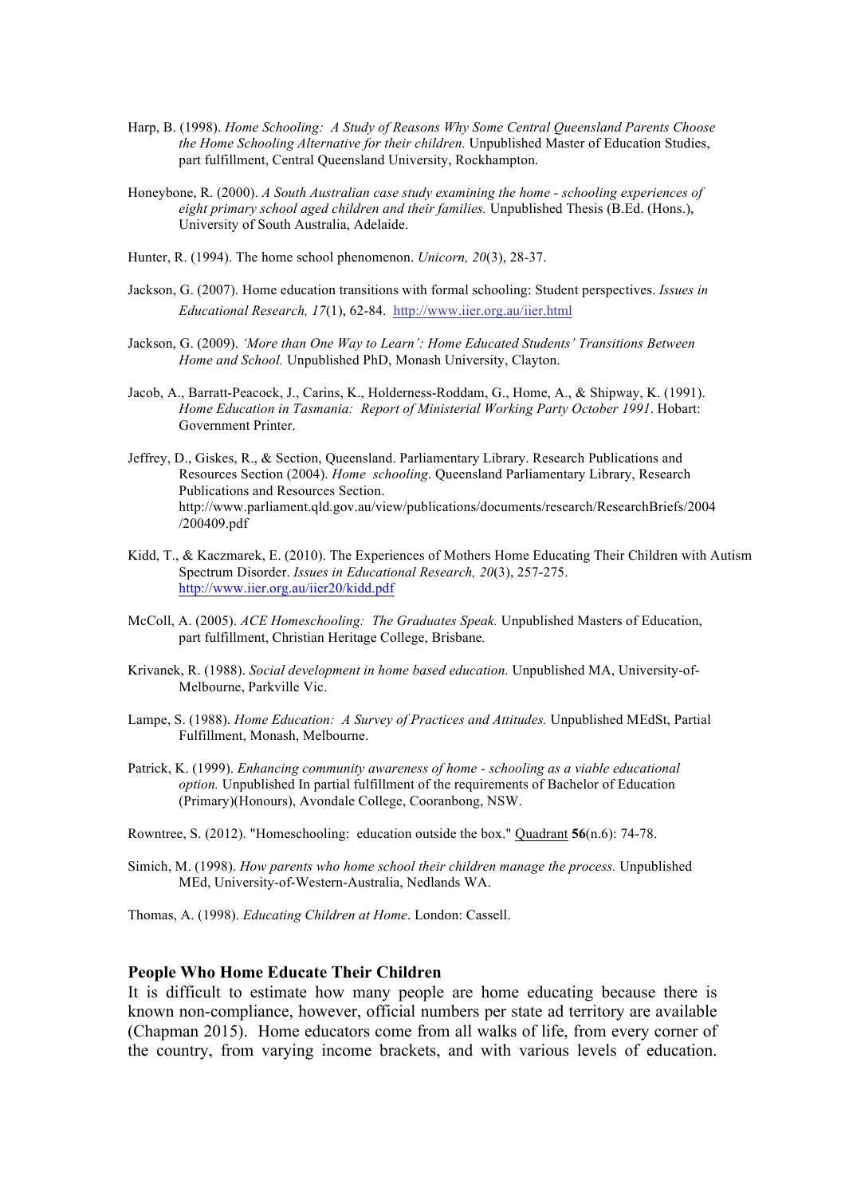Harp, B. (1998). *Home Schooling: A Study of Reasons Why Some Central Queensland Parents Choose the Home Schooling Alternative for their children.* Unpublished Master of Education Studies, part fulfillment, Central Queensland University, Rockhampton.

Honeybone, R. (2000). *A South Australian case study examining the home - schooling experiences of eight primary school aged children and their families.* Unpublished Thesis (B.Ed. (Hons.), University of South Australia, Adelaide.

Hunter, R. (1994). The home school phenomenon. *Unicorn, 20*(3), 28-37.

Jackson, G. (2007). Home education transitions with formal schooling: Student perspectives. *Issues in Educational Research, 17*(1), 62-84. http://www.iier.org.au/iier.html

Jackson, G. (2009). *'More than One Way to Learn': Home Educated Students' Transitions Between Home and School.* Unpublished PhD, Monash University, Clayton.

Jacob, A., Barratt-Peacock, J., Carins, K., Holderness-Roddam, G., Home, A., & Shipway, K. (1991). *Home Education in Tasmania: Report of Ministerial Working Party October 1991*. Hobart: Government Printer.

Jeffrey, D., Giskes, R., & Section, Queensland. Parliamentary Library. Research Publications and Resources Section (2004). *Home schooling*. Queensland Parliamentary Library, Research Publications and Resources Section. http://www.parliament.qld.gov.au/view/publications/documents/research/ResearchBriefs/2004/200409.pdf

Kidd, T., & Kaczmarek, E. (2010). The Experiences of Mothers Home Educating Their Children with Autism Spectrum Disorder. *Issues in Educational Research, 20*(3), 257-275. http://www.iier.org.au/iier20/kidd.pdf

McColl, A. (2005). *ACE Homeschooling: The Graduates Speak.* Unpublished Masters of Education, part fulfillment, Christian Heritage College, Brisbane*.*

Krivanek, R. (1988). *Social development in home based education.* Unpublished MA, University-of-Melbourne, Parkville Vic.

Lampe, S. (1988). *Home Education: A Survey of Practices and Attitudes.* Unpublished MEdSt, Partial Fulfillment, Monash, Melbourne.

Patrick, K. (1999). *Enhancing community awareness of home - schooling as a viable educational option.* Unpublished In partial fulfillment of the requirements of Bachelor of Education (Primary)(Honours), Avondale College, Cooranbong, NSW.

Rowntree, S. (2012). "Homeschooling: education outside the box." Quadrant **56**(n.6): 74-78.

Simich, M. (1998). *How parents who home school their children manage the process.* Unpublished MEd, University-of-Western-Australia, Nedlands WA.

Thomas, A. (1998). *Educating Children at Home*. London: Cassell.

## People Who Home Educate Their Children

It is difficult to estimate how many people are home educating because there is known non-compliance, however, official numbers per state ad territory are available (Chapman 2015). Home educators come from all walks of life, from every corner of the country, from varying income brackets, and with various levels of education.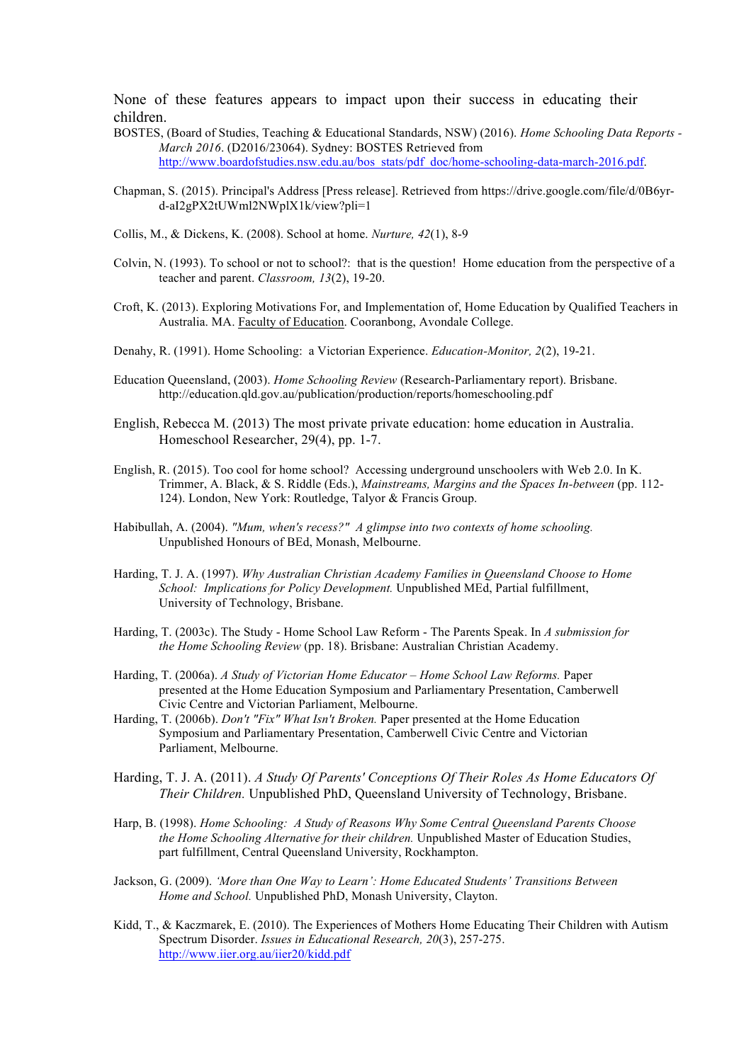None of these features appears to impact upon their success in educating their children.

BOSTES, (Board of Studies, Teaching & Educational Standards, NSW) (2016). *Home Schooling Data Reports - March 2016*. (D2016/23064). Sydney: BOSTES Retrieved from http://www.boardofstudies.nsw.edu.au/bos_stats/pdf_doc/home-schooling-data-march-2016.pdf.

Chapman, S. (2015). Principal's Address [Press release]. Retrieved from https://drive.google.com/file/d/0B6yr-d-aI2gPX2tUWml2NWplX1k/view?pli=1

Collis, M., & Dickens, K. (2008). School at home. *Nurture, 42*(1), 8-9

Colvin, N. (1993). To school or not to school?: that is the question! Home education from the perspective of a teacher and parent. *Classroom, 13*(2), 19-20.

Croft, K. (2013). Exploring Motivations For, and Implementation of, Home Education by Qualified Teachers in Australia. MA. Faculty of Education. Cooranbong, Avondale College.

Denahy, R. (1991). Home Schooling: a Victorian Experience. *Education-Monitor, 2*(2), 19-21.

Education Queensland, (2003). *Home Schooling Review* (Research-Parliamentary report). Brisbane. http://education.qld.gov.au/publication/production/reports/homeschooling.pdf

English, Rebecca M. (2013) The most private private education: home education in Australia. Homeschool Researcher, 29(4), pp. 1-7.

English, R. (2015). Too cool for home school? Accessing underground unschoolers with Web 2.0. In K. Trimmer, A. Black, & S. Riddle (Eds.), *Mainstreams, Margins and the Spaces In-between* (pp. 112-124). London, New York: Routledge, Talyor & Francis Group.

Habibullah, A. (2004). *"Mum, when's recess?" A glimpse into two contexts of home schooling.* Unpublished Honours of BEd, Monash, Melbourne.

Harding, T. J. A. (1997). *Why Australian Christian Academy Families in Queensland Choose to Home School: Implications for Policy Development.* Unpublished MEd, Partial fulfillment, University of Technology, Brisbane.

Harding, T. (2003c). The Study - Home School Law Reform - The Parents Speak. In *A submission for the Home Schooling Review* (pp. 18). Brisbane: Australian Christian Academy.

Harding, T. (2006a). *A Study of Victorian Home Educator – Home School Law Reforms.* Paper presented at the Home Education Symposium and Parliamentary Presentation, Camberwell Civic Centre and Victorian Parliament, Melbourne.

Harding, T. (2006b). *Don't "Fix" What Isn't Broken.* Paper presented at the Home Education Symposium and Parliamentary Presentation, Camberwell Civic Centre and Victorian Parliament, Melbourne.

Harding, T. J. A. (2011). *A Study Of Parents' Conceptions Of Their Roles As Home Educators Of Their Children.* Unpublished PhD, Queensland University of Technology, Brisbane.

Harp, B. (1998). *Home Schooling: A Study of Reasons Why Some Central Queensland Parents Choose the Home Schooling Alternative for their children.* Unpublished Master of Education Studies, part fulfillment, Central Queensland University, Rockhampton.

Jackson, G. (2009). *'More than One Way to Learn': Home Educated Students' Transitions Between Home and School.* Unpublished PhD, Monash University, Clayton.

Kidd, T., & Kaczmarek, E. (2010). The Experiences of Mothers Home Educating Their Children with Autism Spectrum Disorder. *Issues in Educational Research, 20*(3), 257-275. http://www.iier.org.au/iier20/kidd.pdf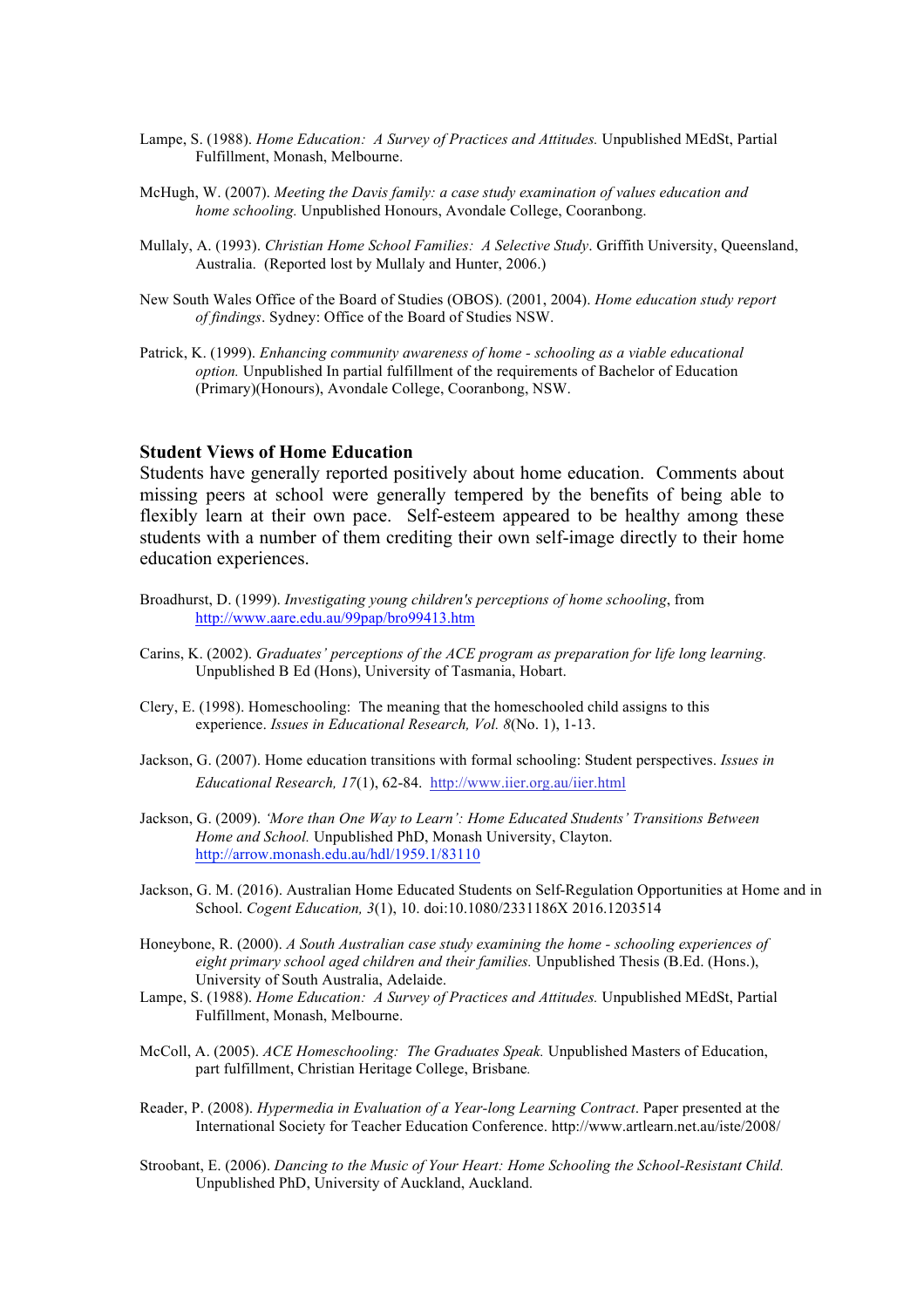Lampe, S. (1988). *Home Education: A Survey of Practices and Attitudes.* Unpublished MEdSt, Partial Fulfillment, Monash, Melbourne.

McHugh, W. (2007). *Meeting the Davis family: a case study examination of values education and home schooling.* Unpublished Honours, Avondale College, Cooranbong.

Mullaly, A. (1993). *Christian Home School Families: A Selective Study*. Griffith University, Queensland, Australia. (Reported lost by Mullaly and Hunter, 2006.)

New South Wales Office of the Board of Studies (OBOS). (2001, 2004). *Home education study report of findings*. Sydney: Office of the Board of Studies NSW.

Patrick, K. (1999). *Enhancing community awareness of home - schooling as a viable educational option.* Unpublished In partial fulfillment of the requirements of Bachelor of Education (Primary)(Honours), Avondale College, Cooranbong, NSW.

## Student Views of Home Education

Students have generally reported positively about home education. Comments about missing peers at school were generally tempered by the benefits of being able to flexibly learn at their own pace. Self-esteem appeared to be healthy among these students with a number of them crediting their own self-image directly to their home education experiences.

Broadhurst, D. (1999). *Investigating young children's perceptions of home schooling*, from http://www.aare.edu.au/99pap/bro99413.htm

Carins, K. (2002). *Graduates' perceptions of the ACE program as preparation for life long learning.* Unpublished B Ed (Hons), University of Tasmania, Hobart.

Clery, E. (1998). Homeschooling: The meaning that the homeschooled child assigns to this experience. *Issues in Educational Research, Vol. 8*(No. 1), 1-13.

Jackson, G. (2007). Home education transitions with formal schooling: Student perspectives. *Issues in Educational Research, 17*(1), 62-84. http://www.iier.org.au/iier.html

Jackson, G. (2009). *'More than One Way to Learn': Home Educated Students' Transitions Between Home and School.* Unpublished PhD, Monash University, Clayton. http://arrow.monash.edu.au/hdl/1959.1/83110

Jackson, G. M. (2016). Australian Home Educated Students on Self-Regulation Opportunities at Home and in School. *Cogent Education, 3*(1), 10. doi:10.1080/2331186X 2016.1203514

Honeybone, R. (2000). *A South Australian case study examining the home - schooling experiences of eight primary school aged children and their families.* Unpublished Thesis (B.Ed. (Hons.), University of South Australia, Adelaide.

Lampe, S. (1988). *Home Education: A Survey of Practices and Attitudes.* Unpublished MEdSt, Partial Fulfillment, Monash, Melbourne.

McColl, A. (2005). *ACE Homeschooling: The Graduates Speak.* Unpublished Masters of Education, part fulfillment, Christian Heritage College, Brisbane.

Reader, P. (2008). *Hypermedia in Evaluation of a Year-long Learning Contract*. Paper presented at the International Society for Teacher Education Conference. http://www.artlearn.net.au/iste/2008/

Stroobant, E. (2006). *Dancing to the Music of Your Heart: Home Schooling the School-Resistant Child.* Unpublished PhD, University of Auckland, Auckland.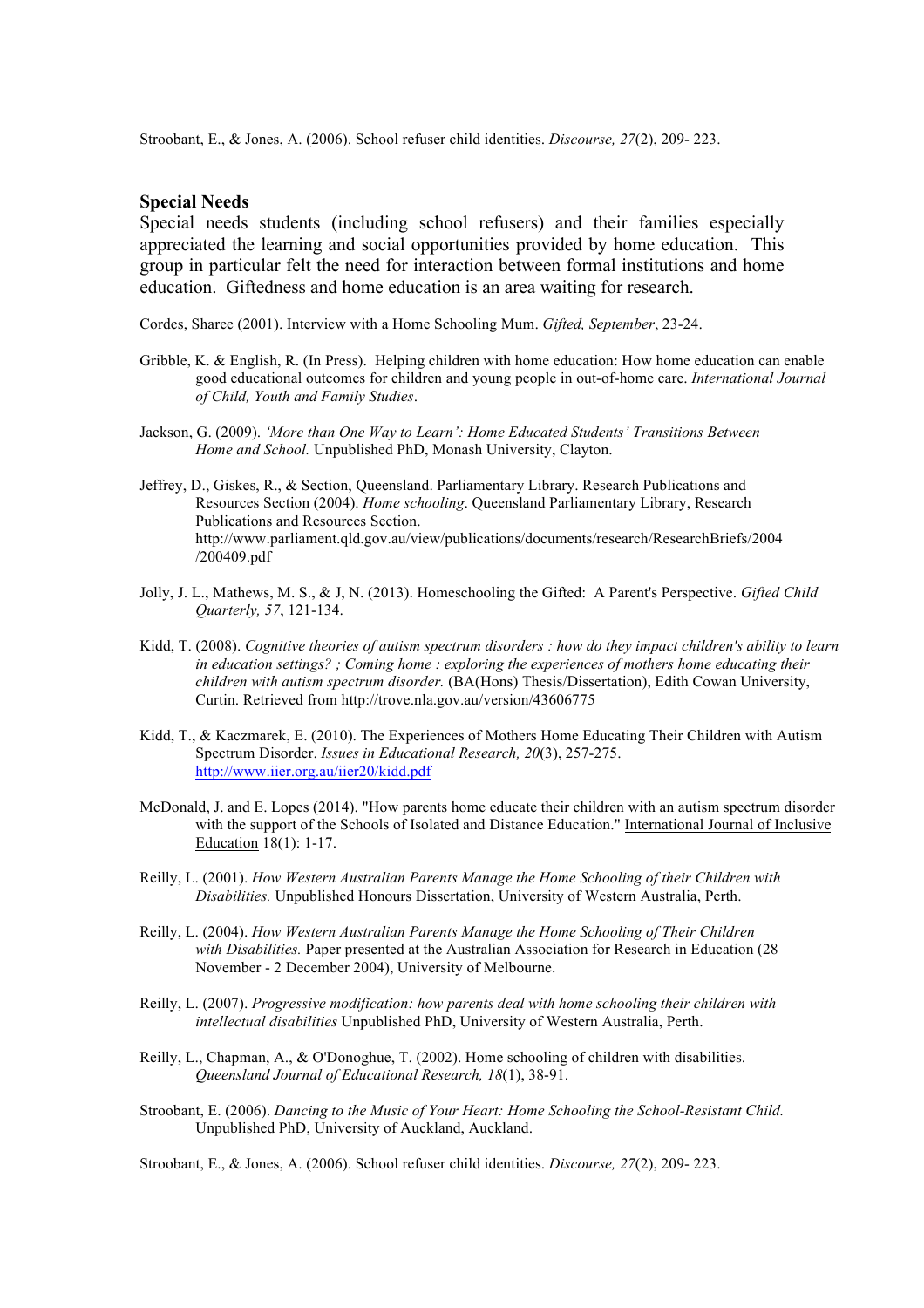Stroobant, E., & Jones, A. (2006). School refuser child identities. *Discourse, 27*(2), 209- 223.

## Special Needs

Special needs students (including school refusers) and their families especially appreciated the learning and social opportunities provided by home education. This group in particular felt the need for interaction between formal institutions and home education. Giftedness and home education is an area waiting for research.

Cordes, Sharee (2001). Interview with a Home Schooling Mum. *Gifted, September*, 23-24.

Gribble, K. & English, R. (In Press). Helping children with home education: How home education can enable good educational outcomes for children and young people in out-of-home care. *International Journal of Child, Youth and Family Studies*.

Jackson, G. (2009). *'More than One Way to Learn': Home Educated Students' Transitions Between Home and School.* Unpublished PhD, Monash University, Clayton.

Jeffrey, D., Giskes, R., & Section, Queensland. Parliamentary Library. Research Publications and Resources Section (2004). *Home schooling*. Queensland Parliamentary Library, Research Publications and Resources Section. http://www.parliament.qld.gov.au/view/publications/documents/research/ResearchBriefs/2004/200409.pdf

Jolly, J. L., Mathews, M. S., & J, N. (2013). Homeschooling the Gifted: A Parent's Perspective. *Gifted Child Quarterly, 57*, 121-134.

Kidd, T. (2008). *Cognitive theories of autism spectrum disorders : how do they impact children's ability to learn in education settings? ; Coming home : exploring the experiences of mothers home educating their children with autism spectrum disorder.* (BA(Hons) Thesis/Dissertation), Edith Cowan University, Curtin. Retrieved from http://trove.nla.gov.au/version/43606775

Kidd, T., & Kaczmarek, E. (2010). The Experiences of Mothers Home Educating Their Children with Autism Spectrum Disorder. *Issues in Educational Research, 20*(3), 257-275. http://www.iier.org.au/iier20/kidd.pdf

McDonald, J. and E. Lopes (2014). "How parents home educate their children with an autism spectrum disorder with the support of the Schools of Isolated and Distance Education." International Journal of Inclusive Education 18(1): 1-17.

Reilly, L. (2001). *How Western Australian Parents Manage the Home Schooling of their Children with Disabilities.* Unpublished Honours Dissertation, University of Western Australia, Perth.

Reilly, L. (2004). *How Western Australian Parents Manage the Home Schooling of Their Children with Disabilities.* Paper presented at the Australian Association for Research in Education (28 November - 2 December 2004), University of Melbourne.

Reilly, L. (2007). *Progressive modification: how parents deal with home schooling their children with intellectual disabilities* Unpublished PhD, University of Western Australia, Perth.

Reilly, L., Chapman, A., & O'Donoghue, T. (2002). Home schooling of children with disabilities. *Queensland Journal of Educational Research, 18*(1), 38-91.

Stroobant, E. (2006). *Dancing to the Music of Your Heart: Home Schooling the School-Resistant Child.* Unpublished PhD, University of Auckland, Auckland.

Stroobant, E., & Jones, A. (2006). School refuser child identities. *Discourse, 27*(2), 209- 223.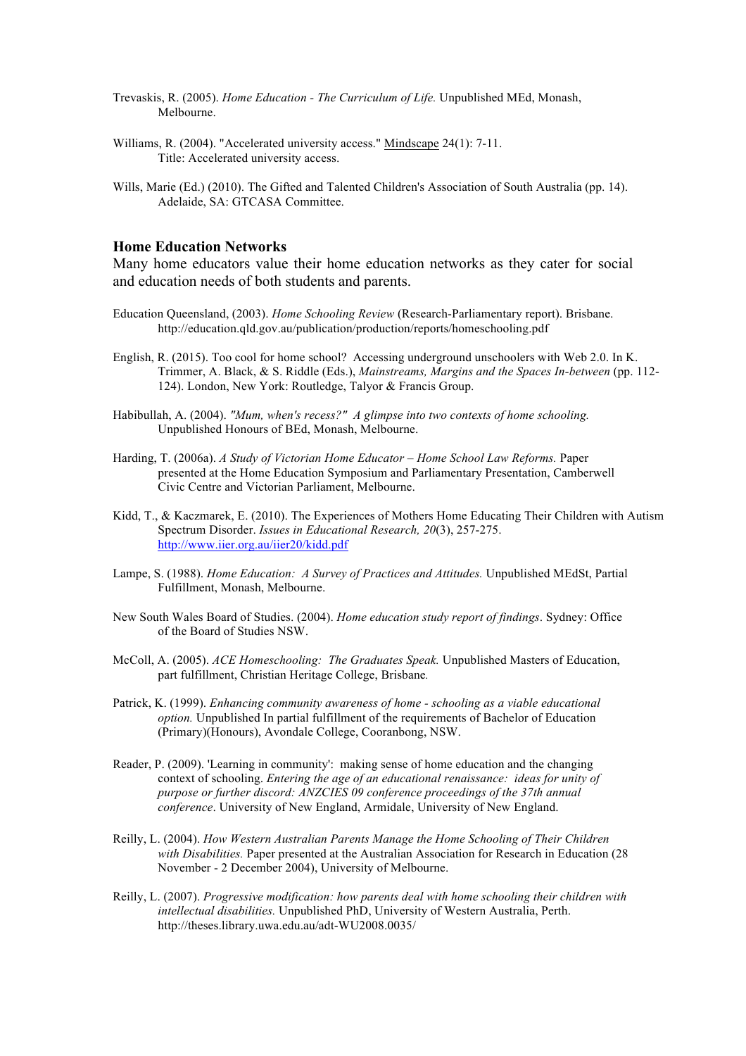Trevaskis, R. (2005). *Home Education - The Curriculum of Life.* Unpublished MEd, Monash, Melbourne.

Williams, R. (2004). "Accelerated university access." Mindscape 24(1): 7-11. Title: Accelerated university access.

Wills, Marie (Ed.) (2010). The Gifted and Talented Children's Association of South Australia (pp. 14). Adelaide, SA: GTCASA Committee.

## Home Education Networks

Many home educators value their home education networks as they cater for social and education needs of both students and parents.

Education Queensland, (2003). *Home Schooling Review* (Research-Parliamentary report). Brisbane. http://education.qld.gov.au/publication/production/reports/homeschooling.pdf

English, R. (2015). Too cool for home school? Accessing underground unschoolers with Web 2.0. In K. Trimmer, A. Black, & S. Riddle (Eds.), *Mainstreams, Margins and the Spaces In-between* (pp. 112-124). London, New York: Routledge, Talyor & Francis Group.

Habibullah, A. (2004). *"Mum, when's recess?" A glimpse into two contexts of home schooling.* Unpublished Honours of BEd, Monash, Melbourne.

Harding, T. (2006a). *A Study of Victorian Home Educator – Home School Law Reforms.* Paper presented at the Home Education Symposium and Parliamentary Presentation, Camberwell Civic Centre and Victorian Parliament, Melbourne.

Kidd, T., & Kaczmarek, E. (2010). The Experiences of Mothers Home Educating Their Children with Autism Spectrum Disorder. *Issues in Educational Research, 20*(3), 257-275. http://www.iier.org.au/iier20/kidd.pdf

Lampe, S. (1988). *Home Education: A Survey of Practices and Attitudes.* Unpublished MEdSt, Partial Fulfillment, Monash, Melbourne.

New South Wales Board of Studies. (2004). *Home education study report of findings*. Sydney: Office of the Board of Studies NSW.

McColl, A. (2005). *ACE Homeschooling: The Graduates Speak.* Unpublished Masters of Education, part fulfillment, Christian Heritage College, Brisbane.

Patrick, K. (1999). *Enhancing community awareness of home - schooling as a viable educational option.* Unpublished In partial fulfillment of the requirements of Bachelor of Education (Primary)(Honours), Avondale College, Cooranbong, NSW.

Reader, P. (2009). 'Learning in community': making sense of home education and the changing context of schooling. *Entering the age of an educational renaissance: ideas for unity of purpose or further discord: ANZCIES 09 conference proceedings of the 37th annual conference*. University of New England, Armidale, University of New England.

Reilly, L. (2004). *How Western Australian Parents Manage the Home Schooling of Their Children with Disabilities.* Paper presented at the Australian Association for Research in Education (28 November - 2 December 2004), University of Melbourne.

Reilly, L. (2007). *Progressive modification: how parents deal with home schooling their children with intellectual disabilities.* Unpublished PhD, University of Western Australia, Perth. http://theses.library.uwa.edu.au/adt-WU2008.0035/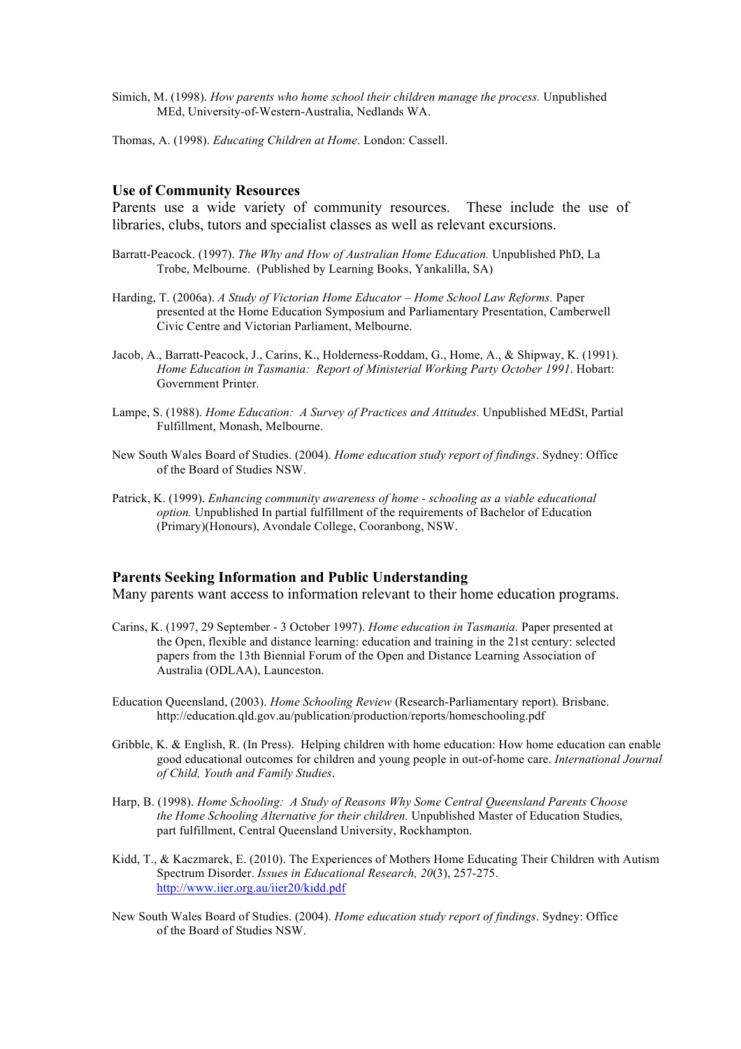Simich, M. (1998). *How parents who home school their children manage the process.* Unpublished MEd, University-of-Western-Australia, Nedlands WA.

Thomas, A. (1998). *Educating Children at Home*. London: Cassell.

## Use of Community Resources

Parents use a wide variety of community resources. These include the use of libraries, clubs, tutors and specialist classes as well as relevant excursions.

Barratt-Peacock. (1997). *The Why and How of Australian Home Education.* Unpublished PhD, La Trobe, Melbourne. (Published by Learning Books, Yankalilla, SA)

Harding, T. (2006a). *A Study of Victorian Home Educator – Home School Law Reforms.* Paper presented at the Home Education Symposium and Parliamentary Presentation, Camberwell Civic Centre and Victorian Parliament, Melbourne.

Jacob, A., Barratt-Peacock, J., Carins, K., Holderness-Roddam, G., Home, A., & Shipway, K. (1991). *Home Education in Tasmania: Report of Ministerial Working Party October 1991*. Hobart: Government Printer.

Lampe, S. (1988). *Home Education: A Survey of Practices and Attitudes.* Unpublished MEdSt, Partial Fulfillment, Monash, Melbourne.

New South Wales Board of Studies. (2004). *Home education study report of findings*. Sydney: Office of the Board of Studies NSW.

Patrick, K. (1999). *Enhancing community awareness of home - schooling as a viable educational option.* Unpublished In partial fulfillment of the requirements of Bachelor of Education (Primary)(Honours), Avondale College, Cooranbong, NSW.

## Parents Seeking Information and Public Understanding

Many parents want access to information relevant to their home education programs.

Carins, K. (1997, 29 September - 3 October 1997). *Home education in Tasmania.* Paper presented at the Open, flexible and distance learning: education and training in the 21st century: selected papers from the 13th Biennial Forum of the Open and Distance Learning Association of Australia (ODLAA), Launceston.

Education Queensland, (2003). *Home Schooling Review* (Research-Parliamentary report). Brisbane. http://education.qld.gov.au/publication/production/reports/homeschooling.pdf

Gribble, K. & English, R. (In Press). Helping children with home education: How home education can enable good educational outcomes for children and young people in out-of-home care. *International Journal of Child, Youth and Family Studies*.

Harp, B. (1998). *Home Schooling: A Study of Reasons Why Some Central Queensland Parents Choose the Home Schooling Alternative for their children.* Unpublished Master of Education Studies, part fulfillment, Central Queensland University, Rockhampton.

Kidd, T., & Kaczmarek, E. (2010). The Experiences of Mothers Home Educating Their Children with Autism Spectrum Disorder. *Issues in Educational Research, 20*(3), 257-275. http://www.iier.org.au/iier20/kidd.pdf

New South Wales Board of Studies. (2004). *Home education study report of findings*. Sydney: Office of the Board of Studies NSW.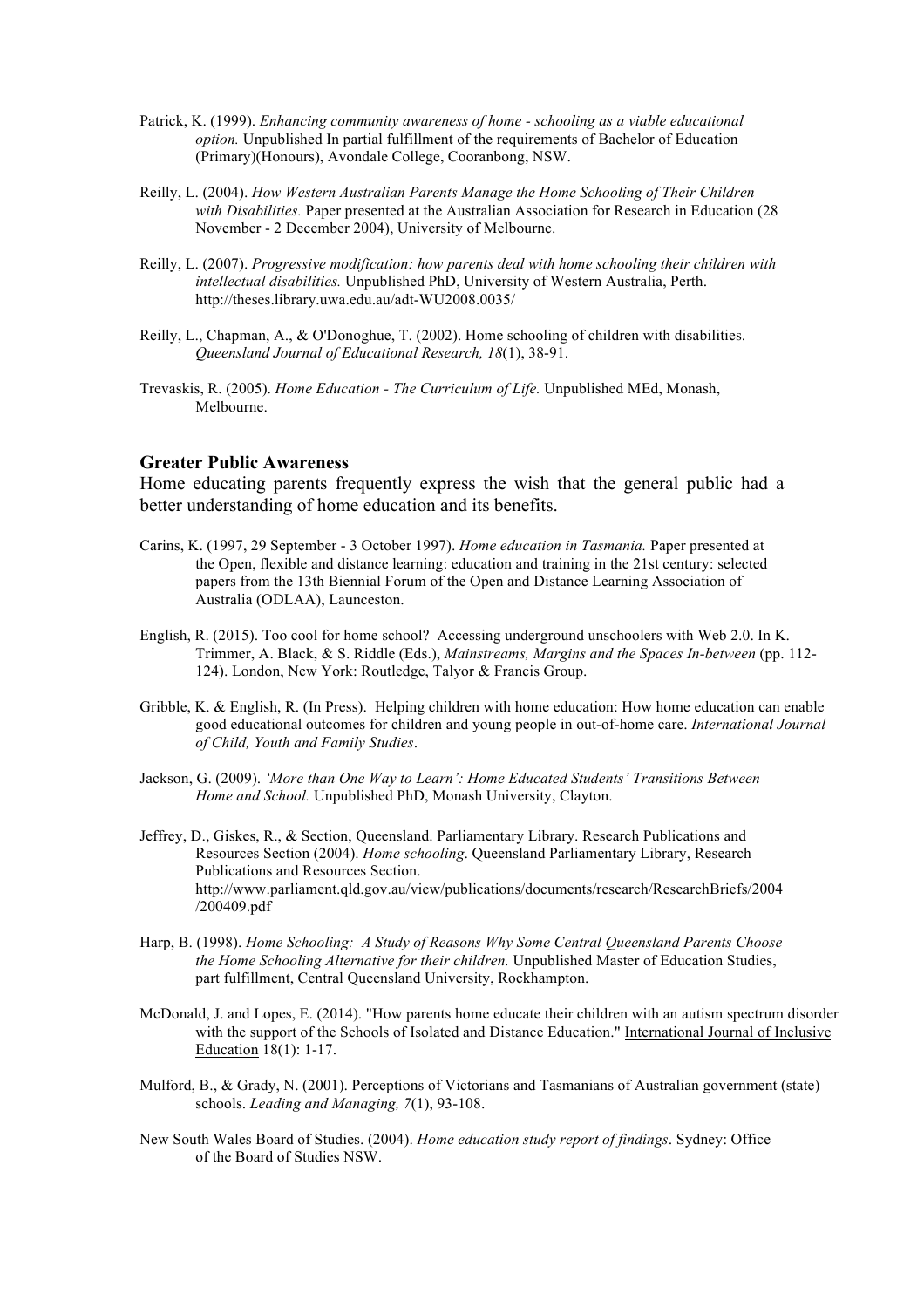Patrick, K. (1999). *Enhancing community awareness of home - schooling as a viable educational option.* Unpublished In partial fulfillment of the requirements of Bachelor of Education (Primary)(Honours), Avondale College, Cooranbong, NSW.

Reilly, L. (2004). *How Western Australian Parents Manage the Home Schooling of Their Children with Disabilities.* Paper presented at the Australian Association for Research in Education (28 November - 2 December 2004), University of Melbourne.

Reilly, L. (2007). *Progressive modification: how parents deal with home schooling their children with intellectual disabilities.* Unpublished PhD, University of Western Australia, Perth. http://theses.library.uwa.edu.au/adt-WU2008.0035/

Reilly, L., Chapman, A., & O'Donoghue, T. (2002). Home schooling of children with disabilities. *Queensland Journal of Educational Research, 18*(1), 38-91.

Trevaskis, R. (2005). *Home Education - The Curriculum of Life.* Unpublished MEd, Monash, Melbourne.

### Greater Public Awareness

Home educating parents frequently express the wish that the general public had a better understanding of home education and its benefits.

Carins, K. (1997, 29 September - 3 October 1997). *Home education in Tasmania.* Paper presented at the Open, flexible and distance learning: education and training in the 21st century: selected papers from the 13th Biennial Forum of the Open and Distance Learning Association of Australia (ODLAA), Launceston.

English, R. (2015). Too cool for home school? Accessing underground unschoolers with Web 2.0. In K. Trimmer, A. Black, & S. Riddle (Eds.), *Mainstreams, Margins and the Spaces In-between* (pp. 112-124). London, New York: Routledge, Talyor & Francis Group.

Gribble, K. & English, R. (In Press). Helping children with home education: How home education can enable good educational outcomes for children and young people in out-of-home care. *International Journal of Child, Youth and Family Studies*.

Jackson, G. (2009). *'More than One Way to Learn': Home Educated Students' Transitions Between Home and School.* Unpublished PhD, Monash University, Clayton.

Jeffrey, D., Giskes, R., & Section, Queensland. Parliamentary Library. Research Publications and Resources Section (2004). *Home schooling*. Queensland Parliamentary Library, Research Publications and Resources Section. http://www.parliament.qld.gov.au/view/publications/documents/research/ResearchBriefs/2004/200409.pdf

Harp, B. (1998). *Home Schooling: A Study of Reasons Why Some Central Queensland Parents Choose the Home Schooling Alternative for their children.* Unpublished Master of Education Studies, part fulfillment, Central Queensland University, Rockhampton.

McDonald, J. and Lopes, E. (2014). "How parents home educate their children with an autism spectrum disorder with the support of the Schools of Isolated and Distance Education." International Journal of Inclusive Education 18(1): 1-17.

Mulford, B., & Grady, N. (2001). Perceptions of Victorians and Tasmanians of Australian government (state) schools. *Leading and Managing, 7*(1), 93-108.

New South Wales Board of Studies. (2004). *Home education study report of findings*. Sydney: Office of the Board of Studies NSW.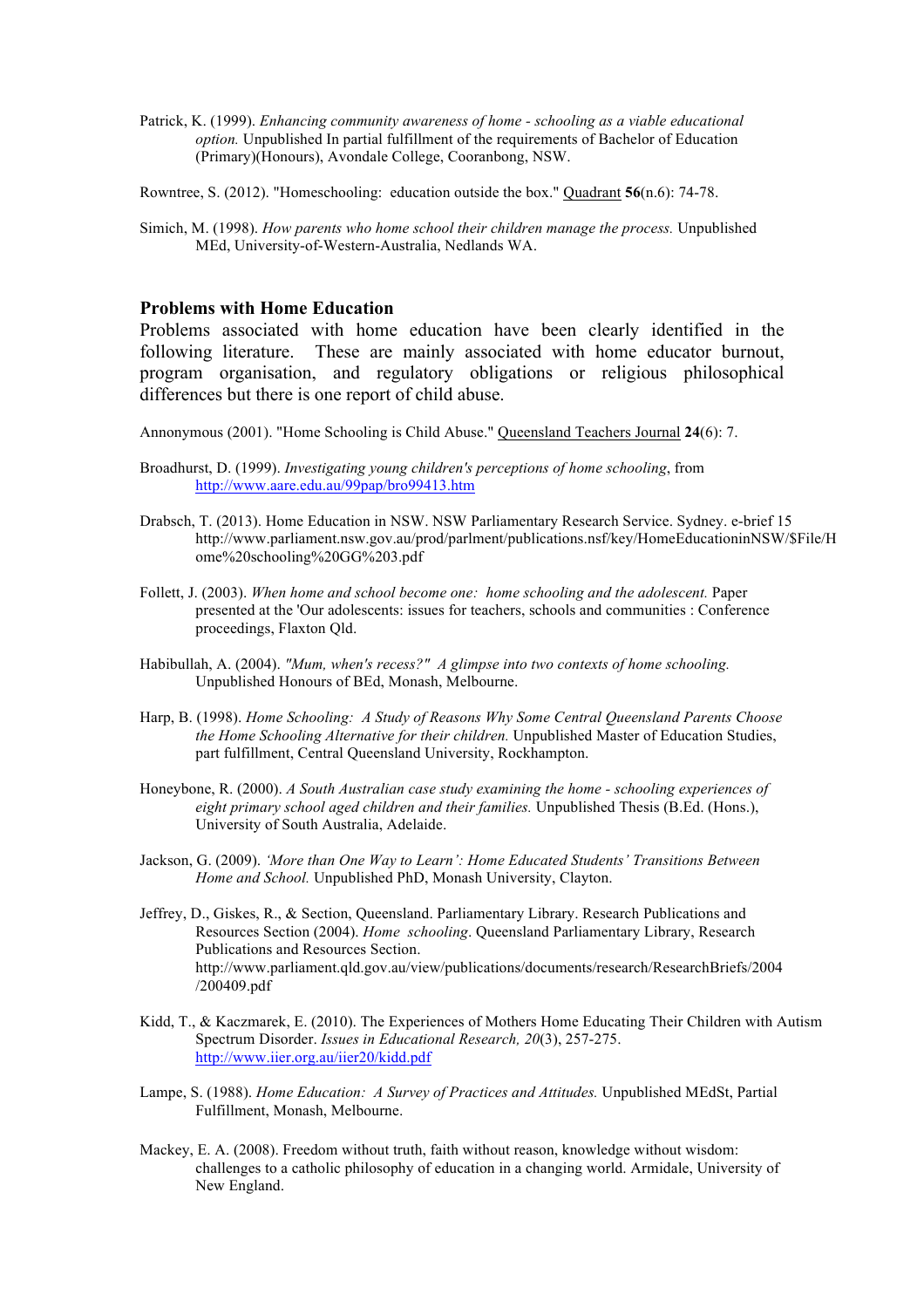Patrick, K. (1999). *Enhancing community awareness of home - schooling as a viable educational option.* Unpublished In partial fulfillment of the requirements of Bachelor of Education (Primary)(Honours), Avondale College, Cooranbong, NSW.

Rowntree, S. (2012). "Homeschooling: education outside the box." Quadrant **56**(n.6): 74-78.

Simich, M. (1998). *How parents who home school their children manage the process.* Unpublished MEd, University-of-Western-Australia, Nedlands WA.

## Problems with Home Education

Problems associated with home education have been clearly identified in the following literature. These are mainly associated with home educator burnout, program organisation, and regulatory obligations or religious philosophical differences but there is one report of child abuse.

Annonymous (2001). "Home Schooling is Child Abuse." Queensland Teachers Journal **24**(6): 7.

Broadhurst, D. (1999). *Investigating young children's perceptions of home schooling*, from http://www.aare.edu.au/99pap/bro99413.htm

Drabsch, T. (2013). Home Education in NSW. NSW Parliamentary Research Service. Sydney. e-brief 15 http://www.parliament.nsw.gov.au/prod/parlment/publications.nsf/key/HomeEducationinNSW/$File/Home%20schooling%20GG%203.pdf

Follett, J. (2003). *When home and school become one: home schooling and the adolescent.* Paper presented at the 'Our adolescents: issues for teachers, schools and communities : Conference proceedings, Flaxton Qld.

Habibullah, A. (2004). *"Mum, when's recess?" A glimpse into two contexts of home schooling.* Unpublished Honours of BEd, Monash, Melbourne.

Harp, B. (1998). *Home Schooling: A Study of Reasons Why Some Central Queensland Parents Choose the Home Schooling Alternative for their children.* Unpublished Master of Education Studies, part fulfillment, Central Queensland University, Rockhampton.

Honeybone, R. (2000). *A South Australian case study examining the home - schooling experiences of eight primary school aged children and their families.* Unpublished Thesis (B.Ed. (Hons.), University of South Australia, Adelaide.

Jackson, G. (2009). *'More than One Way to Learn': Home Educated Students' Transitions Between Home and School.* Unpublished PhD, Monash University, Clayton.

Jeffrey, D., Giskes, R., & Section, Queensland. Parliamentary Library. Research Publications and Resources Section (2004). *Home schooling*. Queensland Parliamentary Library, Research Publications and Resources Section. http://www.parliament.qld.gov.au/view/publications/documents/research/ResearchBriefs/2004/200409.pdf

Kidd, T., & Kaczmarek, E. (2010). The Experiences of Mothers Home Educating Their Children with Autism Spectrum Disorder. *Issues in Educational Research, 20*(3), 257-275. http://www.iier.org.au/iier20/kidd.pdf

Lampe, S. (1988). *Home Education: A Survey of Practices and Attitudes.* Unpublished MEdSt, Partial Fulfillment, Monash, Melbourne.

Mackey, E. A. (2008). Freedom without truth, faith without reason, knowledge without wisdom: challenges to a catholic philosophy of education in a changing world. Armidale, University of New England.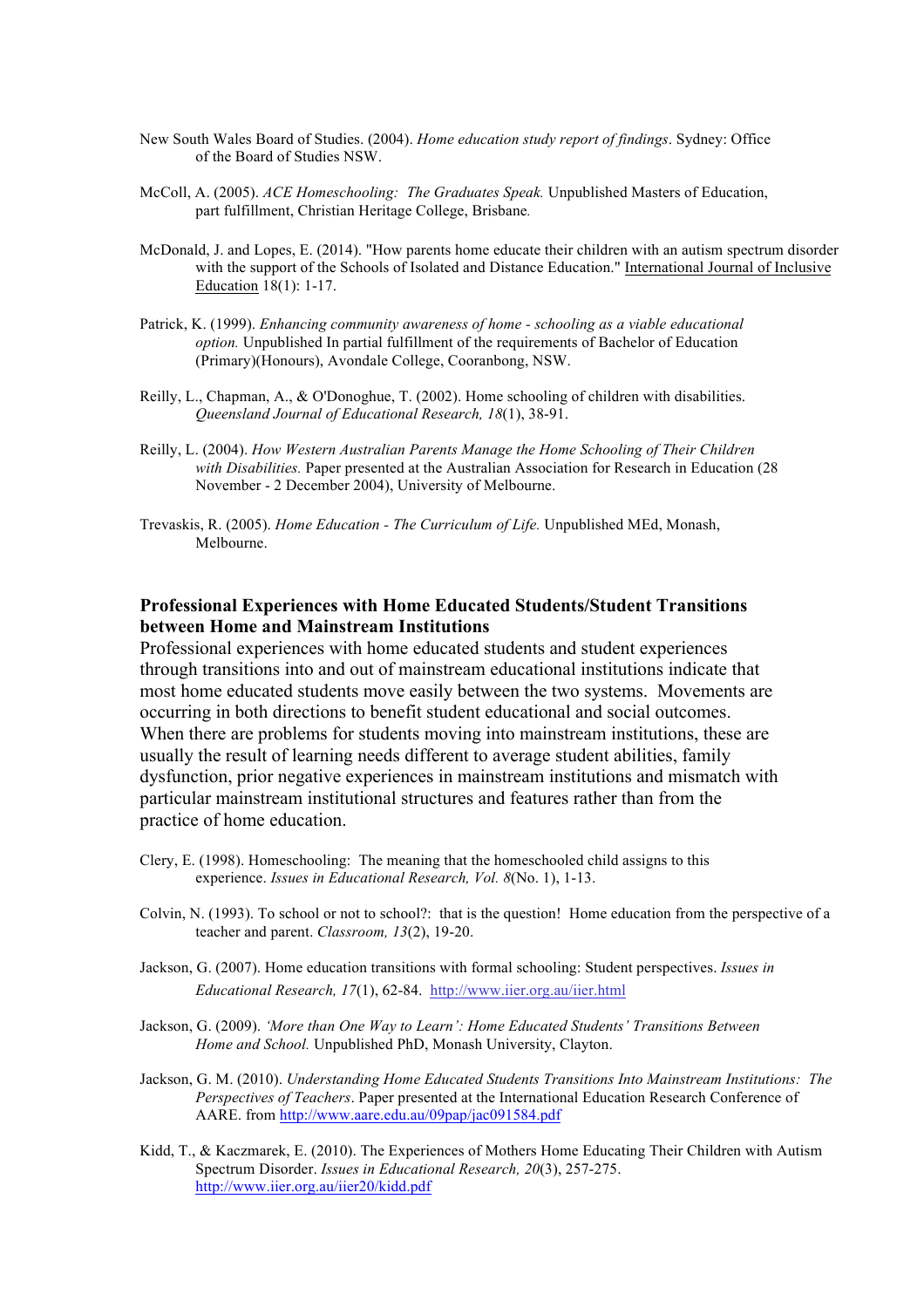New South Wales Board of Studies. (2004). *Home education study report of findings*. Sydney: Office of the Board of Studies NSW.

McColl, A. (2005). *ACE Homeschooling: The Graduates Speak.* Unpublished Masters of Education, part fulfillment, Christian Heritage College, Brisbane*.*

McDonald, J. and Lopes, E. (2014). "How parents home educate their children with an autism spectrum disorder with the support of the Schools of Isolated and Distance Education." International Journal of Inclusive Education 18(1): 1-17.

Patrick, K. (1999). *Enhancing community awareness of home - schooling as a viable educational option.* Unpublished In partial fulfillment of the requirements of Bachelor of Education (Primary)(Honours), Avondale College, Cooranbong, NSW.

Reilly, L., Chapman, A., & O'Donoghue, T. (2002). Home schooling of children with disabilities. *Queensland Journal of Educational Research, 18*(1), 38-91.

Reilly, L. (2004). *How Western Australian Parents Manage the Home Schooling of Their Children with Disabilities.* Paper presented at the Australian Association for Research in Education (28 November - 2 December 2004), University of Melbourne.

Trevaskis, R. (2005). *Home Education - The Curriculum of Life.* Unpublished MEd, Monash, Melbourne.

## Professional Experiences with Home Educated Students/Student Transitions between Home and Mainstream Institutions

Professional experiences with home educated students and student experiences through transitions into and out of mainstream educational institutions indicate that most home educated students move easily between the two systems. Movements are occurring in both directions to benefit student educational and social outcomes. When there are problems for students moving into mainstream institutions, these are usually the result of learning needs different to average student abilities, family dysfunction, prior negative experiences in mainstream institutions and mismatch with particular mainstream institutional structures and features rather than from the practice of home education.

Clery, E. (1998). Homeschooling: The meaning that the homeschooled child assigns to this experience. *Issues in Educational Research, Vol. 8*(No. 1), 1-13.

Colvin, N. (1993). To school or not to school?: that is the question! Home education from the perspective of a teacher and parent. *Classroom, 13*(2), 19-20.

Jackson, G. (2007). Home education transitions with formal schooling: Student perspectives. *Issues in Educational Research, 17*(1), 62-84. http://www.iier.org.au/iier.html

Jackson, G. (2009). *'More than One Way to Learn': Home Educated Students' Transitions Between Home and School.* Unpublished PhD, Monash University, Clayton.

Jackson, G. M. (2010). *Understanding Home Educated Students Transitions Into Mainstream Institutions: The Perspectives of Teachers*. Paper presented at the International Education Research Conference of AARE. from http://www.aare.edu.au/09pap/jac091584.pdf

Kidd, T., & Kaczmarek, E. (2010). The Experiences of Mothers Home Educating Their Children with Autism Spectrum Disorder. *Issues in Educational Research, 20*(3), 257-275. http://www.iier.org.au/iier20/kidd.pdf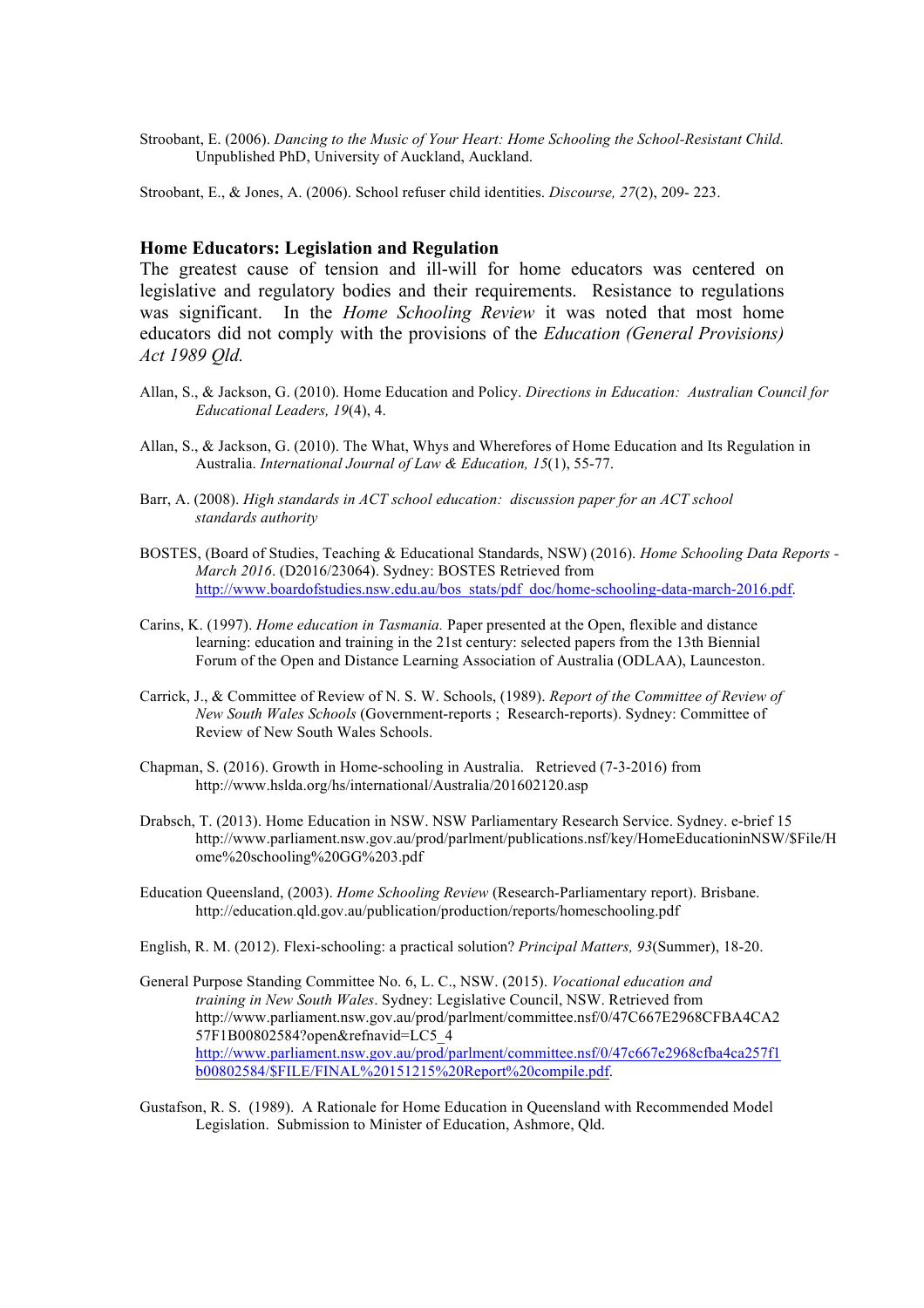Stroobant, E. (2006). *Dancing to the Music of Your Heart: Home Schooling the School-Resistant Child.* Unpublished PhD, University of Auckland, Auckland.

Stroobant, E., & Jones, A. (2006). School refuser child identities. *Discourse, 27*(2), 209- 223.

### Home Educators: Legislation and Regulation

The greatest cause of tension and ill-will for home educators was centered on legislative and regulatory bodies and their requirements. Resistance to regulations was significant. In the *Home Schooling Review* it was noted that most home educators did not comply with the provisions of the *Education (General Provisions) Act 1989 Qld.*

Allan, S., & Jackson, G. (2010). Home Education and Policy. *Directions in Education: Australian Council for Educational Leaders, 19*(4), 4.

Allan, S., & Jackson, G. (2010). The What, Whys and Wherefores of Home Education and Its Regulation in Australia. *International Journal of Law & Education, 15*(1), 55-77.

Barr, A. (2008). *High standards in ACT school education: discussion paper for an ACT school standards authority*

BOSTES, (Board of Studies, Teaching & Educational Standards, NSW) (2016). *Home Schooling Data Reports - March 2016*. (D2016/23064). Sydney: BOSTES Retrieved from http://www.boardofstudies.nsw.edu.au/bos_stats/pdf_doc/home-schooling-data-march-2016.pdf.

Carins, K. (1997). *Home education in Tasmania.* Paper presented at the Open, flexible and distance learning: education and training in the 21st century: selected papers from the 13th Biennial Forum of the Open and Distance Learning Association of Australia (ODLAA), Launceston.

Carrick, J., & Committee of Review of N. S. W. Schools, (1989). *Report of the Committee of Review of New South Wales Schools* (Government-reports ; Research-reports). Sydney: Committee of Review of New South Wales Schools.

Chapman, S. (2016). Growth in Home-schooling in Australia. Retrieved (7-3-2016) from http://www.hslda.org/hs/international/Australia/201602120.asp

Drabsch, T. (2013). Home Education in NSW. NSW Parliamentary Research Service. Sydney. e-brief 15 http://www.parliament.nsw.gov.au/prod/parlment/publications.nsf/key/HomeEducationinNSW/$File/Home%20schooling%20GG%203.pdf

Education Queensland, (2003). *Home Schooling Review* (Research-Parliamentary report). Brisbane. http://education.qld.gov.au/publication/production/reports/homeschooling.pdf

English, R. M. (2012). Flexi-schooling: a practical solution? *Principal Matters, 93*(Summer), 18-20.

General Purpose Standing Committee No. 6, L. C., NSW. (2015). *Vocational education and training in New South Wales*. Sydney: Legislative Council, NSW. Retrieved from http://www.parliament.nsw.gov.au/prod/parlment/committee.nsf/0/47C667E2968CFBA4CA257F1B00802584?open&refnavid=LC5_4 http://www.parliament.nsw.gov.au/prod/parlment/committee.nsf/0/47c667e2968cfba4ca257f1b00802584/$FILE/FINAL%20151215%20Report%20compile.pdf.

Gustafson, R. S. (1989). A Rationale for Home Education in Queensland with Recommended Model Legislation. Submission to Minister of Education, Ashmore, Qld.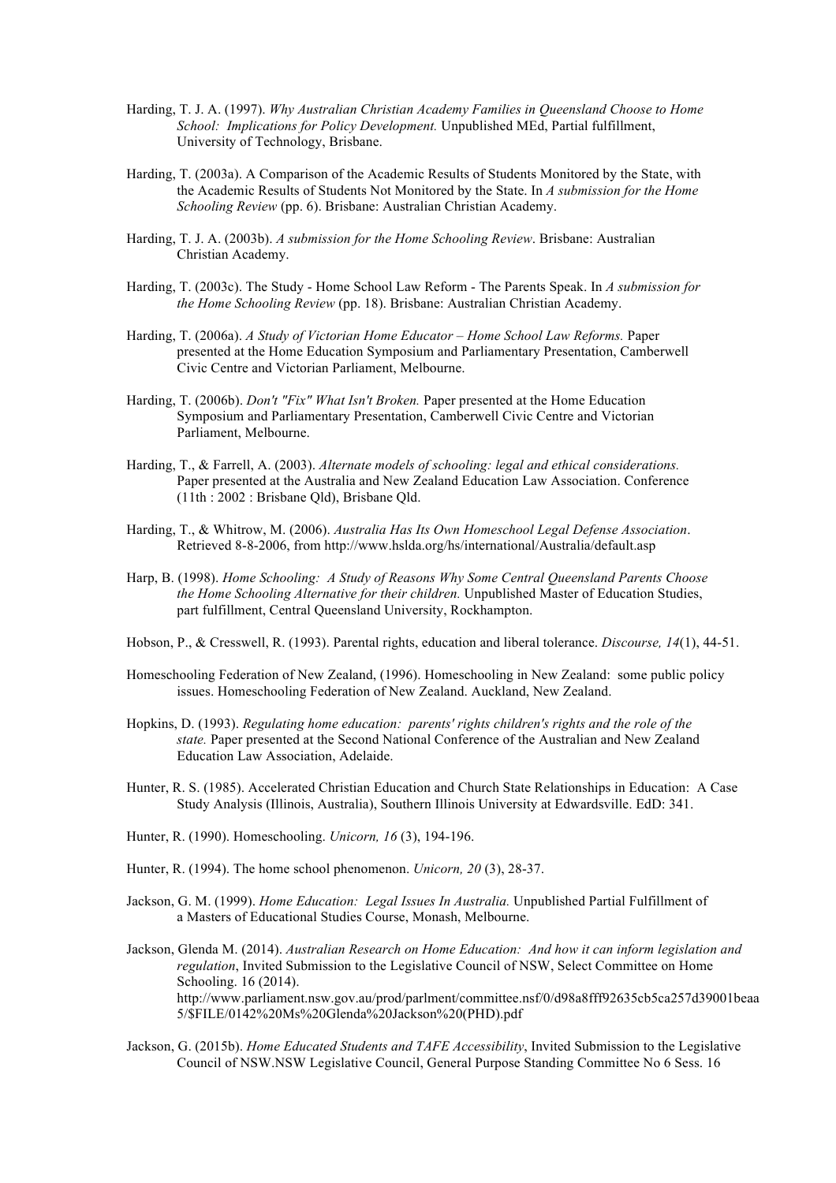Harding, T. J. A. (1997). *Why Australian Christian Academy Families in Queensland Choose to Home School: Implications for Policy Development.* Unpublished MEd, Partial fulfillment, University of Technology, Brisbane.

Harding, T. (2003a). A Comparison of the Academic Results of Students Monitored by the State, with the Academic Results of Students Not Monitored by the State. In *A submission for the Home Schooling Review* (pp. 6). Brisbane: Australian Christian Academy.

Harding, T. J. A. (2003b). *A submission for the Home Schooling Review*. Brisbane: Australian Christian Academy.

Harding, T. (2003c). The Study - Home School Law Reform - The Parents Speak. In *A submission for the Home Schooling Review* (pp. 18). Brisbane: Australian Christian Academy.

Harding, T. (2006a). *A Study of Victorian Home Educator – Home School Law Reforms.* Paper presented at the Home Education Symposium and Parliamentary Presentation, Camberwell Civic Centre and Victorian Parliament, Melbourne.

Harding, T. (2006b). *Don't "Fix" What Isn't Broken.* Paper presented at the Home Education Symposium and Parliamentary Presentation, Camberwell Civic Centre and Victorian Parliament, Melbourne.

Harding, T., & Farrell, A. (2003). *Alternate models of schooling: legal and ethical considerations.* Paper presented at the Australia and New Zealand Education Law Association. Conference (11th : 2002 : Brisbane Qld), Brisbane Qld.

Harding, T., & Whitrow, M. (2006). *Australia Has Its Own Homeschool Legal Defense Association*. Retrieved 8-8-2006, from http://www.hslda.org/hs/international/Australia/default.asp

Harp, B. (1998). *Home Schooling: A Study of Reasons Why Some Central Queensland Parents Choose the Home Schooling Alternative for their children.* Unpublished Master of Education Studies, part fulfillment, Central Queensland University, Rockhampton.

Hobson, P., & Cresswell, R. (1993). Parental rights, education and liberal tolerance. *Discourse, 14*(1), 44-51.

Homeschooling Federation of New Zealand, (1996). Homeschooling in New Zealand: some public policy issues. Homeschooling Federation of New Zealand. Auckland, New Zealand.

Hopkins, D. (1993). *Regulating home education: parents' rights children's rights and the role of the state.* Paper presented at the Second National Conference of the Australian and New Zealand Education Law Association, Adelaide.

Hunter, R. S. (1985). Accelerated Christian Education and Church State Relationships in Education: A Case Study Analysis (Illinois, Australia), Southern Illinois University at Edwardsville. EdD: 341.

Hunter, R. (1990). Homeschooling. *Unicorn, 16* (3), 194-196.

Hunter, R. (1994). The home school phenomenon. *Unicorn, 20* (3), 28-37.

Jackson, G. M. (1999). *Home Education: Legal Issues In Australia.* Unpublished Partial Fulfillment of a Masters of Educational Studies Course, Monash, Melbourne.

Jackson, Glenda M. (2014). *Australian Research on Home Education: And how it can inform legislation and regulation*, Invited Submission to the Legislative Council of NSW, Select Committee on Home Schooling. 16 (2014). http://www.parliament.nsw.gov.au/prod/parlment/committee.nsf/0/d98a8fff92635cb5ca257d39001beaa5/$FILE/0142%20Ms%20Glenda%20Jackson%20(PHD).pdf

Jackson, G. (2015b). *Home Educated Students and TAFE Accessibility*, Invited Submission to the Legislative Council of NSW.NSW Legislative Council, General Purpose Standing Committee No 6 Sess. 16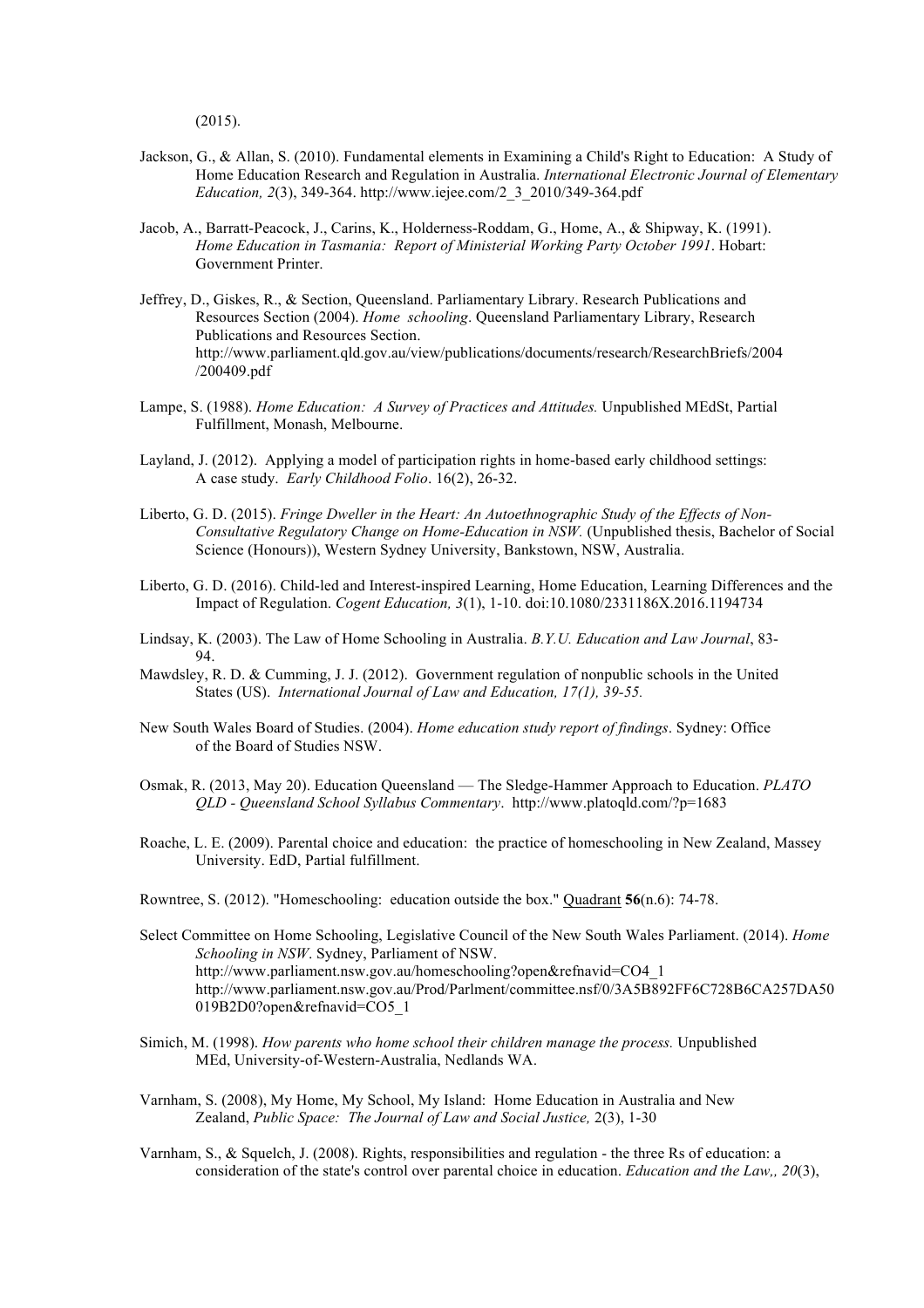(2015).

Jackson, G., & Allan, S. (2010). Fundamental elements in Examining a Child's Right to Education: A Study of Home Education Research and Regulation in Australia. *International Electronic Journal of Elementary Education, 2*(3), 349-364. http://www.iejee.com/2_3_2010/349-364.pdf

Jacob, A., Barratt-Peacock, J., Carins, K., Holderness-Roddam, G., Home, A., & Shipway, K. (1991). *Home Education in Tasmania: Report of Ministerial Working Party October 1991*. Hobart: Government Printer.

Jeffrey, D., Giskes, R., & Section, Queensland. Parliamentary Library. Research Publications and Resources Section (2004). *Home schooling*. Queensland Parliamentary Library, Research Publications and Resources Section. http://www.parliament.qld.gov.au/view/publications/documents/research/ResearchBriefs/2004/200409.pdf

Lampe, S. (1988). *Home Education: A Survey of Practices and Attitudes.* Unpublished MEdSt, Partial Fulfillment, Monash, Melbourne.

Layland, J. (2012). Applying a model of participation rights in home-based early childhood settings: A case study. *Early Childhood Folio*. 16(2), 26-32.

Liberto, G. D. (2015). *Fringe Dweller in the Heart: An Autoethnographic Study of the Effects of Non-Consultative Regulatory Change on Home-Education in NSW.* (Unpublished thesis, Bachelor of Social Science (Honours)), Western Sydney University, Bankstown, NSW, Australia.

Liberto, G. D. (2016). Child-led and Interest-inspired Learning, Home Education, Learning Differences and the Impact of Regulation. *Cogent Education, 3*(1), 1-10. doi:10.1080/2331186X.2016.1194734

Lindsay, K. (2003). The Law of Home Schooling in Australia. *B.Y.U. Education and Law Journal*, 83-94.

Mawdsley, R. D. & Cumming, J. J. (2012). Government regulation of nonpublic schools in the United States (US). *International Journal of Law and Education, 17(1), 39-55.*

New South Wales Board of Studies. (2004). *Home education study report of findings*. Sydney: Office of the Board of Studies NSW.

Osmak, R. (2013, May 20). Education Queensland — The Sledge-Hammer Approach to Education. *PLATO QLD - Queensland School Syllabus Commentary*. http://www.platoqld.com/?p=1683

Roache, L. E. (2009). Parental choice and education: the practice of homeschooling in New Zealand, Massey University. EdD, Partial fulfillment.

Rowntree, S. (2012). "Homeschooling: education outside the box." Quadrant **56**(n.6): 74-78.

Select Committee on Home Schooling, Legislative Council of the New South Wales Parliament. (2014). *Home Schooling in NSW*. Sydney, Parliament of NSW. http://www.parliament.nsw.gov.au/homeschooling?open&refnavid=CO4_1 http://www.parliament.nsw.gov.au/Prod/Parlment/committee.nsf/0/3A5B892FF6C728B6CA257DA50019B2D0?open&refnavid=CO5_1

Simich, M. (1998). *How parents who home school their children manage the process.* Unpublished MEd, University-of-Western-Australia, Nedlands WA.

Varnham, S. (2008), My Home, My School, My Island: Home Education in Australia and New Zealand, *Public Space: The Journal of Law and Social Justice,* 2(3), 1-30

Varnham, S., & Squelch, J. (2008). Rights, responsibilities and regulation - the three Rs of education: a consideration of the state's control over parental choice in education. *Education and the Law,, 20*(3),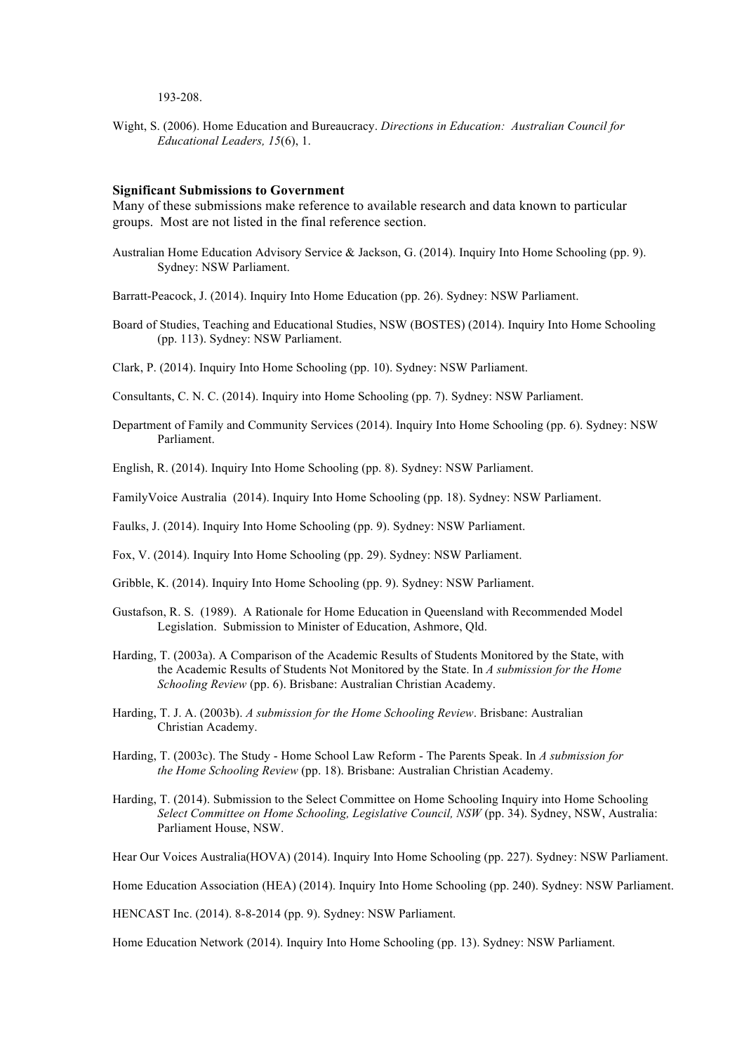193-208.

Wight, S. (2006). Home Education and Bureaucracy. *Directions in Education: Australian Council for Educational Leaders, 15*(6), 1.

**Significant Submissions to Government**

Many of these submissions make reference to available research and data known to particular groups. Most are not listed in the final reference section.

Australian Home Education Advisory Service & Jackson, G. (2014). Inquiry Into Home Schooling (pp. 9). Sydney: NSW Parliament.

Barratt-Peacock, J. (2014). Inquiry Into Home Education (pp. 26). Sydney: NSW Parliament.

Board of Studies, Teaching and Educational Studies, NSW (BOSTES) (2014). Inquiry Into Home Schooling (pp. 113). Sydney: NSW Parliament.

Clark, P. (2014). Inquiry Into Home Schooling (pp. 10). Sydney: NSW Parliament.

Consultants, C. N. C. (2014). Inquiry into Home Schooling (pp. 7). Sydney: NSW Parliament.

Department of Family and Community Services (2014). Inquiry Into Home Schooling (pp. 6). Sydney: NSW Parliament.

English, R. (2014). Inquiry Into Home Schooling (pp. 8). Sydney: NSW Parliament.

FamilyVoice Australia (2014). Inquiry Into Home Schooling (pp. 18). Sydney: NSW Parliament.

Faulks, J. (2014). Inquiry Into Home Schooling (pp. 9). Sydney: NSW Parliament.

Fox, V. (2014). Inquiry Into Home Schooling (pp. 29). Sydney: NSW Parliament.

Gribble, K. (2014). Inquiry Into Home Schooling (pp. 9). Sydney: NSW Parliament.

Gustafson, R. S. (1989). A Rationale for Home Education in Queensland with Recommended Model Legislation. Submission to Minister of Education, Ashmore, Qld.

Harding, T. (2003a). A Comparison of the Academic Results of Students Monitored by the State, with the Academic Results of Students Not Monitored by the State. In *A submission for the Home Schooling Review* (pp. 6). Brisbane: Australian Christian Academy.

Harding, T. J. A. (2003b). *A submission for the Home Schooling Review*. Brisbane: Australian Christian Academy.

Harding, T. (2003c). The Study - Home School Law Reform - The Parents Speak. In *A submission for the Home Schooling Review* (pp. 18). Brisbane: Australian Christian Academy.

Harding, T. (2014). Submission to the Select Committee on Home Schooling Inquiry into Home Schooling *Select Committee on Home Schooling, Legislative Council, NSW* (pp. 34). Sydney, NSW, Australia: Parliament House, NSW.

Hear Our Voices Australia(HOVA) (2014). Inquiry Into Home Schooling (pp. 227). Sydney: NSW Parliament.

Home Education Association (HEA) (2014). Inquiry Into Home Schooling (pp. 240). Sydney: NSW Parliament.

HENCAST Inc. (2014). 8-8-2014 (pp. 9). Sydney: NSW Parliament.

Home Education Network (2014). Inquiry Into Home Schooling (pp. 13). Sydney: NSW Parliament.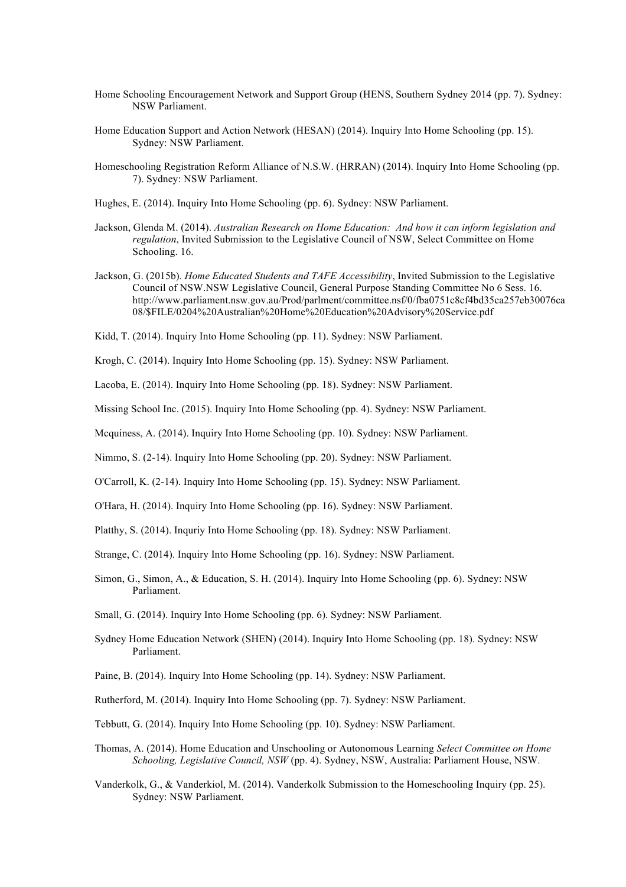Home Schooling Encouragement Network and Support Group (HENS, Southern Sydney 2014 (pp. 7). Sydney: NSW Parliament.

Home Education Support and Action Network (HESAN) (2014). Inquiry Into Home Schooling (pp. 15). Sydney: NSW Parliament.

Homeschooling Registration Reform Alliance of N.S.W. (HRRAN) (2014). Inquiry Into Home Schooling (pp. 7). Sydney: NSW Parliament.

Hughes, E. (2014). Inquiry Into Home Schooling (pp. 6). Sydney: NSW Parliament.

Jackson, Glenda M. (2014). *Australian Research on Home Education: And how it can inform legislation and regulation*, Invited Submission to the Legislative Council of NSW, Select Committee on Home Schooling. 16.

Jackson, G. (2015b). *Home Educated Students and TAFE Accessibility*, Invited Submission to the Legislative Council of NSW.NSW Legislative Council, General Purpose Standing Committee No 6 Sess. 16. http://www.parliament.nsw.gov.au/Prod/parlment/committee.nsf/0/fba0751c8cf4bd35ca257eb30076ca08/$FILE/0204%20Australian%20Home%20Education%20Advisory%20Service.pdf

Kidd, T. (2014). Inquiry Into Home Schooling (pp. 11). Sydney: NSW Parliament.

Krogh, C. (2014). Inquiry Into Home Schooling (pp. 15). Sydney: NSW Parliament.

Lacoba, E. (2014). Inquiry Into Home Schooling (pp. 18). Sydney: NSW Parliament.

Missing School Inc. (2015). Inquiry Into Home Schooling (pp. 4). Sydney: NSW Parliament.

Mcquiness, A. (2014). Inquiry Into Home Schooling (pp. 10). Sydney: NSW Parliament.

Nimmo, S. (2-14). Inquiry Into Home Schooling (pp. 20). Sydney: NSW Parliament.

O'Carroll, K. (2-14). Inquiry Into Home Schooling (pp. 15). Sydney: NSW Parliament.

O'Hara, H. (2014). Inquiry Into Home Schooling (pp. 16). Sydney: NSW Parliament.

Platthy, S. (2014). Inquriy Into Home Schooling (pp. 18). Sydney: NSW Parliament.

Strange, C. (2014). Inquiry Into Home Schooling (pp. 16). Sydney: NSW Parliament.

Simon, G., Simon, A., & Education, S. H. (2014). Inquiry Into Home Schooling (pp. 6). Sydney: NSW Parliament.

Small, G. (2014). Inquiry Into Home Schooling (pp. 6). Sydney: NSW Parliament.

Sydney Home Education Network (SHEN) (2014). Inquiry Into Home Schooling (pp. 18). Sydney: NSW Parliament.

Paine, B. (2014). Inquiry Into Home Schooling (pp. 14). Sydney: NSW Parliament.

Rutherford, M. (2014). Inquiry Into Home Schooling (pp. 7). Sydney: NSW Parliament.

Tebbutt, G. (2014). Inquiry Into Home Schooling (pp. 10). Sydney: NSW Parliament.

Thomas, A. (2014). Home Education and Unschooling or Autonomous Learning *Select Committee on Home Schooling, Legislative Council, NSW* (pp. 4). Sydney, NSW, Australia: Parliament House, NSW.

Vanderkolk, G., & Vanderkiol, M. (2014). Vanderkolk Submission to the Homeschooling Inquiry (pp. 25). Sydney: NSW Parliament.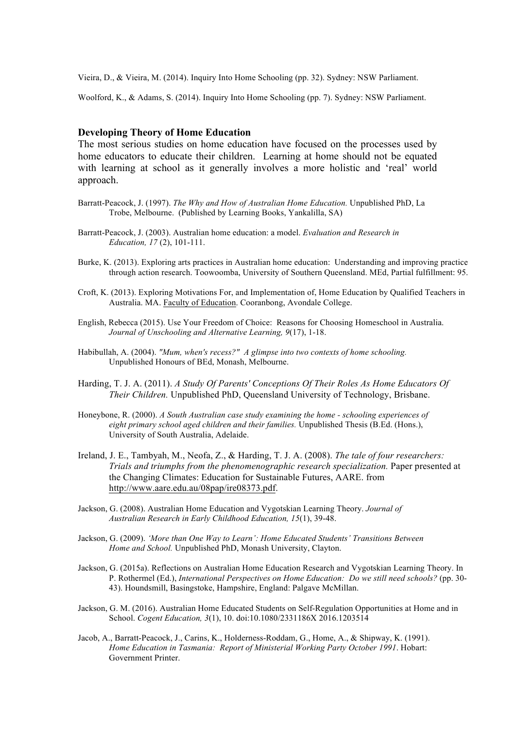Vieira, D., & Vieira, M. (2014). Inquiry Into Home Schooling (pp. 32). Sydney: NSW Parliament.

Woolford, K., & Adams, S. (2014). Inquiry Into Home Schooling (pp. 7). Sydney: NSW Parliament.

**Developing Theory of Home Education**

The most serious studies on home education have focused on the processes used by home educators to educate their children. Learning at home should not be equated with learning at school as it generally involves a more holistic and 'real' world approach.

Barratt-Peacock, J. (1997). *The Why and How of Australian Home Education.* Unpublished PhD, La Trobe, Melbourne. (Published by Learning Books, Yankalilla, SA)

Barratt-Peacock, J. (2003). Australian home education: a model. *Evaluation and Research in Education, 17* (2), 101-111.

Burke, K. (2013). Exploring arts practices in Australian home education: Understanding and improving practice through action research. Toowoomba, University of Southern Queensland. MEd, Partial fulfillment: 95.

Croft, K. (2013). Exploring Motivations For, and Implementation of, Home Education by Qualified Teachers in Australia. MA. Faculty of Education. Cooranbong, Avondale College.

English, Rebecca (2015). Use Your Freedom of Choice: Reasons for Choosing Homeschool in Australia. *Journal of Unschooling and Alternative Learning, 9*(17), 1-18.

Habibullah, A. (2004). *"Mum, when's recess?" A glimpse into two contexts of home schooling.* Unpublished Honours of BEd, Monash, Melbourne.

Harding, T. J. A. (2011). *A Study Of Parents' Conceptions Of Their Roles As Home Educators Of Their Children.* Unpublished PhD, Queensland University of Technology, Brisbane.

Honeybone, R. (2000). *A South Australian case study examining the home - schooling experiences of eight primary school aged children and their families.* Unpublished Thesis (B.Ed. (Hons.), University of South Australia, Adelaide.

Ireland, J. E., Tambyah, M., Neofa, Z., & Harding, T. J. A. (2008). *The tale of four researchers: Trials and triumphs from the phenomenographic research specialization.* Paper presented at the Changing Climates: Education for Sustainable Futures, AARE. from http://www.aare.edu.au/08pap/ire08373.pdf.

Jackson, G. (2008). Australian Home Education and Vygotskian Learning Theory. *Journal of Australian Research in Early Childhood Education, 15*(1), 39-48.

Jackson, G. (2009). *'More than One Way to Learn': Home Educated Students' Transitions Between Home and School.* Unpublished PhD, Monash University, Clayton.

Jackson, G. (2015a). Reflections on Australian Home Education Research and Vygotskian Learning Theory. In P. Rothermel (Ed.), *International Perspectives on Home Education: Do we still need schools?* (pp. 30-43). Houndsmill, Basingstoke, Hampshire, England: Palgave McMillan.

Jackson, G. M. (2016). Australian Home Educated Students on Self-Regulation Opportunities at Home and in School. *Cogent Education, 3*(1), 10. doi:10.1080/2331186X 2016.1203514

Jacob, A., Barratt-Peacock, J., Carins, K., Holderness-Roddam, G., Home, A., & Shipway, K. (1991). *Home Education in Tasmania: Report of Ministerial Working Party October 1991*. Hobart: Government Printer.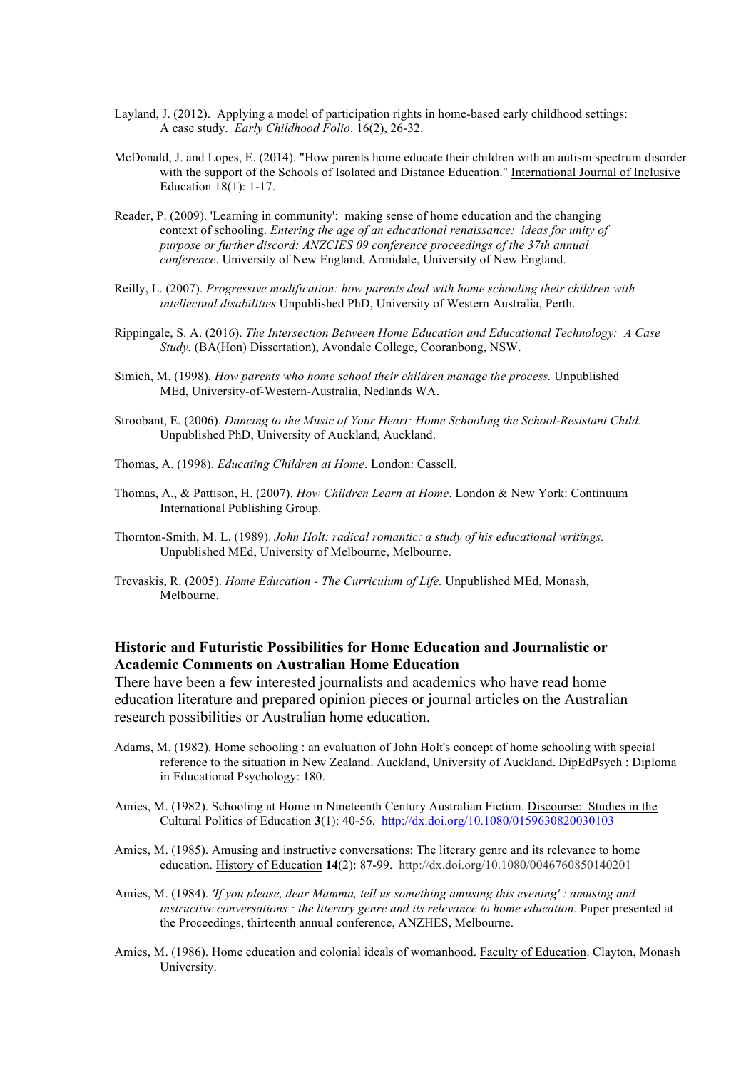Layland, J. (2012). Applying a model of participation rights in home-based early childhood settings: A case study. *Early Childhood Folio*. 16(2), 26-32.

McDonald, J. and Lopes, E. (2014). "How parents home educate their children with an autism spectrum disorder with the support of the Schools of Isolated and Distance Education." International Journal of Inclusive Education 18(1): 1-17.

Reader, P. (2009). 'Learning in community': making sense of home education and the changing context of schooling. *Entering the age of an educational renaissance: ideas for unity of purpose or further discord: ANZCIES 09 conference proceedings of the 37th annual conference*. University of New England, Armidale, University of New England.

Reilly, L. (2007). *Progressive modification: how parents deal with home schooling their children with intellectual disabilities* Unpublished PhD, University of Western Australia, Perth.

Rippingale, S. A. (2016). *The Intersection Between Home Education and Educational Technology: A Case Study.* (BA(Hon) Dissertation), Avondale College, Cooranbong, NSW.

Simich, M. (1998). *How parents who home school their children manage the process.* Unpublished MEd, University-of-Western-Australia, Nedlands WA.

Stroobant, E. (2006). *Dancing to the Music of Your Heart: Home Schooling the School-Resistant Child.* Unpublished PhD, University of Auckland, Auckland.

Thomas, A. (1998). *Educating Children at Home*. London: Cassell.

Thomas, A., & Pattison, H. (2007). *How Children Learn at Home*. London & New York: Continuum International Publishing Group.

Thornton-Smith, M. L. (1989). *John Holt: radical romantic: a study of his educational writings.* Unpublished MEd, University of Melbourne, Melbourne.

Trevaskis, R. (2005). *Home Education - The Curriculum of Life.* Unpublished MEd, Monash, Melbourne.

## Historic and Futuristic Possibilities for Home Education and Journalistic or Academic Comments on Australian Home Education

There have been a few interested journalists and academics who have read home education literature and prepared opinion pieces or journal articles on the Australian research possibilities or Australian home education.

Adams, M. (1982). Home schooling : an evaluation of John Holt's concept of home schooling with special reference to the situation in New Zealand. Auckland, University of Auckland. DipEdPsych : Diploma in Educational Psychology: 180.

Amies, M. (1982). Schooling at Home in Nineteenth Century Australian Fiction. Discourse: Studies in the Cultural Politics of Education **3**(1): 40-56. http://dx.doi.org/10.1080/0159630820030103

Amies, M. (1985). Amusing and instructive conversations: The literary genre and its relevance to home education. History of Education **14**(2): 87-99. http://dx.doi.org/10.1080/0046760850140201

Amies, M. (1984). *'If you please, dear Mamma, tell us something amusing this evening' : amusing and instructive conversations : the literary genre and its relevance to home education.* Paper presented at the Proceedings, thirteenth annual conference, ANZHES, Melbourne.

Amies, M. (1986). Home education and colonial ideals of womanhood. Faculty of Education. Clayton, Monash University.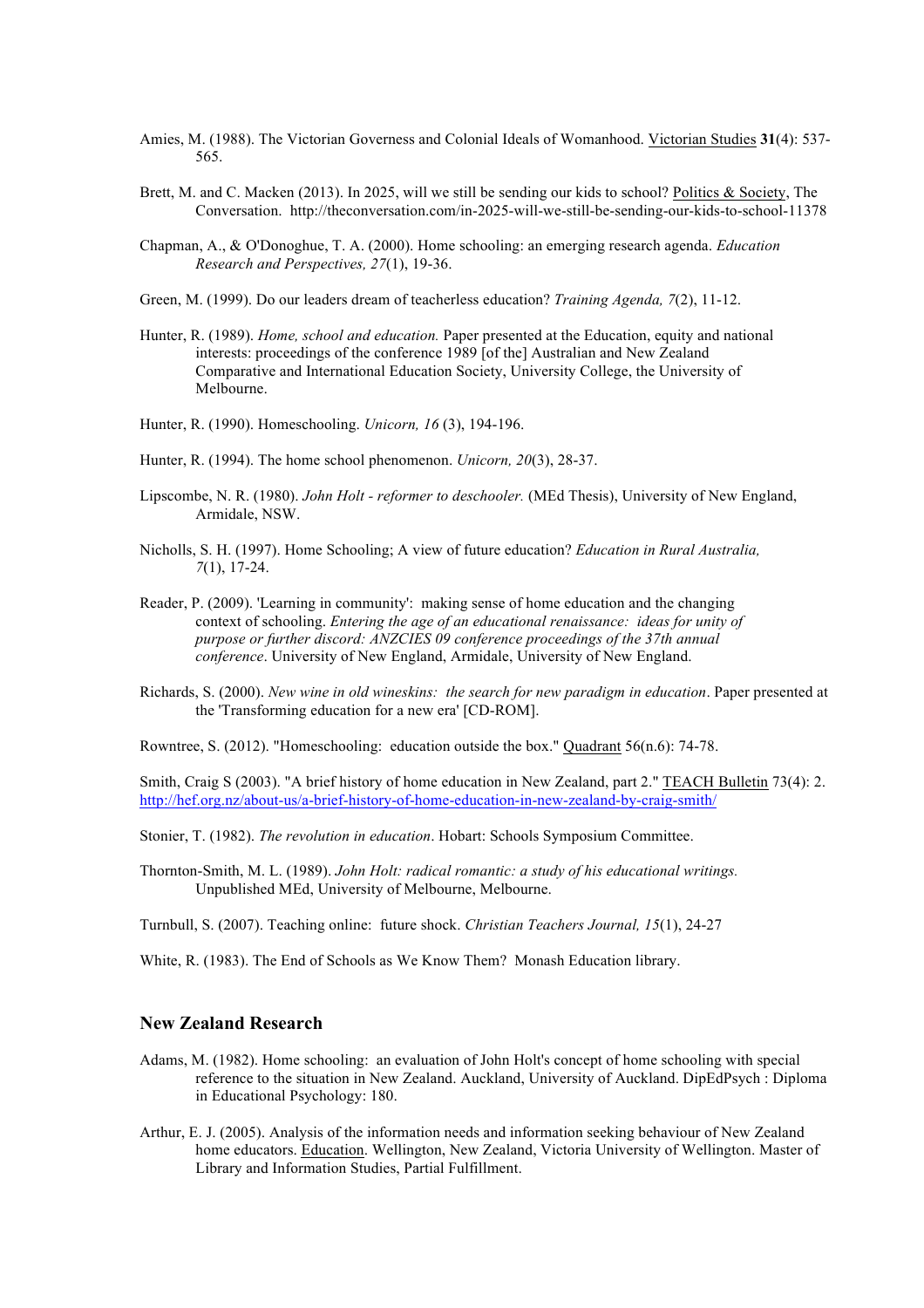Amies, M. (1988). The Victorian Governess and Colonial Ideals of Womanhood. Victorian Studies **31**(4): 537-565.

Brett, M. and C. Macken (2013). In 2025, will we still be sending our kids to school? Politics & Society, The Conversation. http://theconversation.com/in-2025-will-we-still-be-sending-our-kids-to-school-11378

Chapman, A., & O'Donoghue, T. A. (2000). Home schooling: an emerging research agenda. *Education Research and Perspectives, 27*(1), 19-36.

Green, M. (1999). Do our leaders dream of teacherless education? *Training Agenda, 7*(2), 11-12.

Hunter, R. (1989). *Home, school and education.* Paper presented at the Education, equity and national interests: proceedings of the conference 1989 [of the] Australian and New Zealand Comparative and International Education Society, University College, the University of Melbourne.

Hunter, R. (1990). Homeschooling. *Unicorn, 16* (3), 194-196.

Hunter, R. (1994). The home school phenomenon. *Unicorn, 20*(3), 28-37.

Lipscombe, N. R. (1980). *John Holt - reformer to deschooler.* (MEd Thesis), University of New England, Armidale, NSW.

Nicholls, S. H. (1997). Home Schooling; A view of future education? *Education in Rural Australia, 7*(1), 17-24.

Reader, P. (2009). 'Learning in community': making sense of home education and the changing context of schooling. *Entering the age of an educational renaissance: ideas for unity of purpose or further discord: ANZCIES 09 conference proceedings of the 37th annual conference*. University of New England, Armidale, University of New England.

Richards, S. (2000). *New wine in old wineskins: the search for new paradigm in education*. Paper presented at the 'Transforming education for a new era' [CD-ROM].

Rowntree, S. (2012). "Homeschooling: education outside the box." Quadrant 56(n.6): 74-78.

Smith, Craig S (2003). "A brief history of home education in New Zealand, part 2." TEACH Bulletin 73(4): 2. http://hef.org.nz/about-us/a-brief-history-of-home-education-in-new-zealand-by-craig-smith/

Stonier, T. (1982). *The revolution in education*. Hobart: Schools Symposium Committee.

Thornton-Smith, M. L. (1989). *John Holt: radical romantic: a study of his educational writings.* Unpublished MEd, University of Melbourne, Melbourne.

Turnbull, S. (2007). Teaching online: future shock. *Christian Teachers Journal, 15*(1), 24-27

White, R. (1983). The End of Schools as We Know Them? Monash Education library.

## New Zealand Research

Adams, M. (1982). Home schooling: an evaluation of John Holt's concept of home schooling with special reference to the situation in New Zealand. Auckland, University of Auckland. DipEdPsych : Diploma in Educational Psychology: 180.

Arthur, E. J. (2005). Analysis of the information needs and information seeking behaviour of New Zealand home educators. Education. Wellington, New Zealand, Victoria University of Wellington. Master of Library and Information Studies, Partial Fulfillment.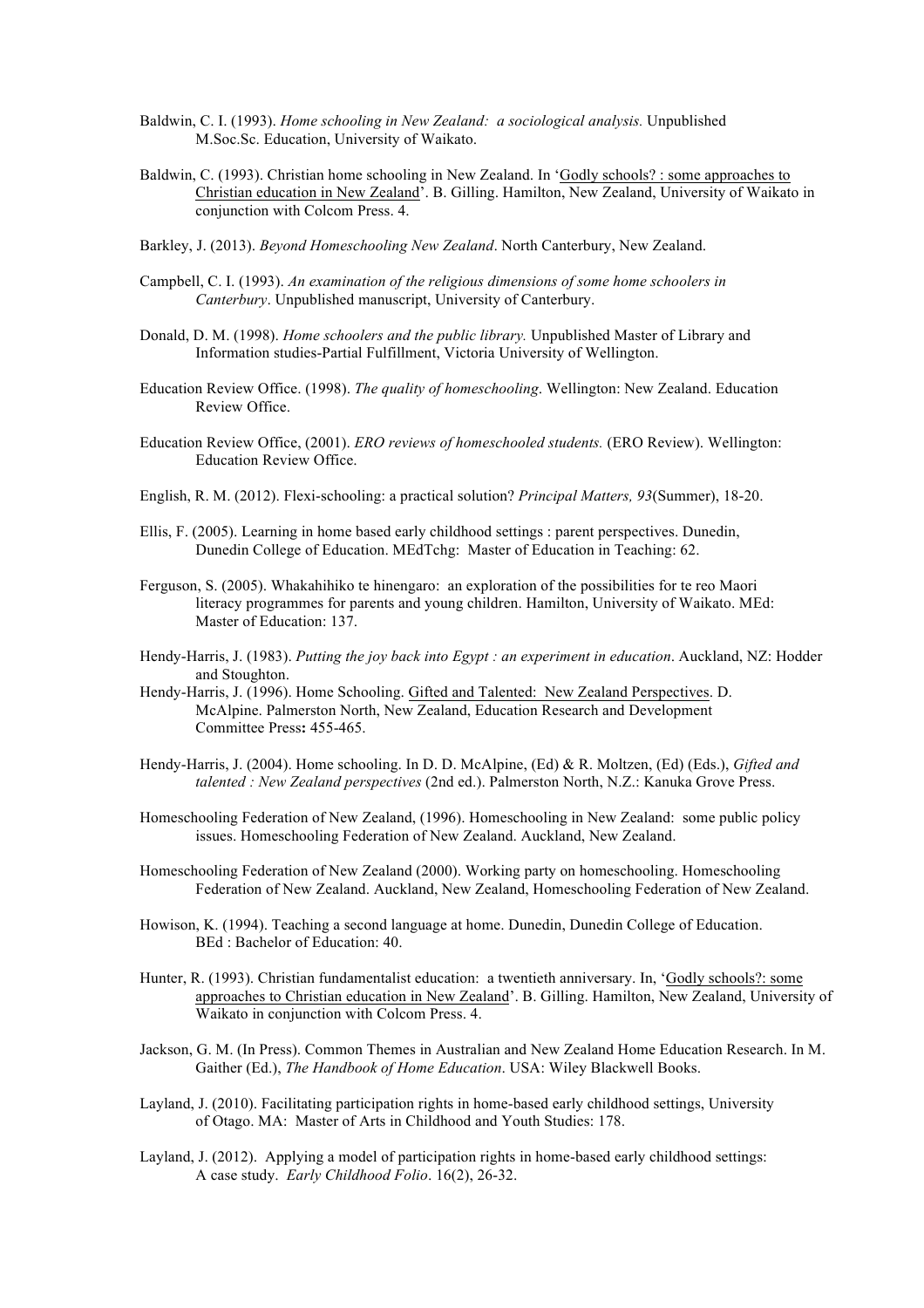Baldwin, C. I. (1993). *Home schooling in New Zealand: a sociological analysis.* Unpublished M.Soc.Sc. Education, University of Waikato.

Baldwin, C. (1993). Christian home schooling in New Zealand. In 'Godly schools? : some approaches to Christian education in New Zealand'. B. Gilling. Hamilton, New Zealand, University of Waikato in conjunction with Colcom Press. 4.

Barkley, J. (2013). *Beyond Homeschooling New Zealand*. North Canterbury, New Zealand.

Campbell, C. I. (1993). *An examination of the religious dimensions of some home schoolers in Canterbury*. Unpublished manuscript, University of Canterbury.

Donald, D. M. (1998). *Home schoolers and the public library.* Unpublished Master of Library and Information studies-Partial Fulfillment, Victoria University of Wellington.

Education Review Office. (1998). *The quality of homeschooling*. Wellington: New Zealand. Education Review Office.

Education Review Office, (2001). *ERO reviews of homeschooled students.* (ERO Review). Wellington: Education Review Office.

English, R. M. (2012). Flexi-schooling: a practical solution? *Principal Matters, 93*(Summer), 18-20.

Ellis, F. (2005). Learning in home based early childhood settings : parent perspectives. Dunedin, Dunedin College of Education. MEdTchg: Master of Education in Teaching: 62.

Ferguson, S. (2005). Whakahihiko te hinengaro: an exploration of the possibilities for te reo Maori literacy programmes for parents and young children. Hamilton, University of Waikato. MEd: Master of Education: 137.

Hendy-Harris, J. (1983). *Putting the joy back into Egypt : an experiment in education*. Auckland, NZ: Hodder and Stoughton.

Hendy-Harris, J. (1996). Home Schooling. Gifted and Talented: New Zealand Perspectives. D. McAlpine. Palmerston North, New Zealand, Education Research and Development Committee Press**:** 455-465.

Hendy-Harris, J. (2004). Home schooling. In D. D. McAlpine, (Ed) & R. Moltzen, (Ed) (Eds.), *Gifted and talented : New Zealand perspectives* (2nd ed.). Palmerston North, N.Z.: Kanuka Grove Press.

Homeschooling Federation of New Zealand, (1996). Homeschooling in New Zealand: some public policy issues. Homeschooling Federation of New Zealand. Auckland, New Zealand.

Homeschooling Federation of New Zealand (2000). Working party on homeschooling. Homeschooling Federation of New Zealand. Auckland, New Zealand, Homeschooling Federation of New Zealand.

Howison, K. (1994). Teaching a second language at home. Dunedin, Dunedin College of Education. BEd : Bachelor of Education: 40.

Hunter, R. (1993). Christian fundamentalist education: a twentieth anniversary. In, 'Godly schools?: some approaches to Christian education in New Zealand'. B. Gilling. Hamilton, New Zealand, University of Waikato in conjunction with Colcom Press. 4.

Jackson, G. M. (In Press). Common Themes in Australian and New Zealand Home Education Research. In M. Gaither (Ed.), *The Handbook of Home Education*. USA: Wiley Blackwell Books.

Layland, J. (2010). Facilitating participation rights in home-based early childhood settings, University of Otago. MA: Master of Arts in Childhood and Youth Studies: 178.

Layland, J. (2012). Applying a model of participation rights in home-based early childhood settings: A case study. *Early Childhood Folio*. 16(2), 26-32.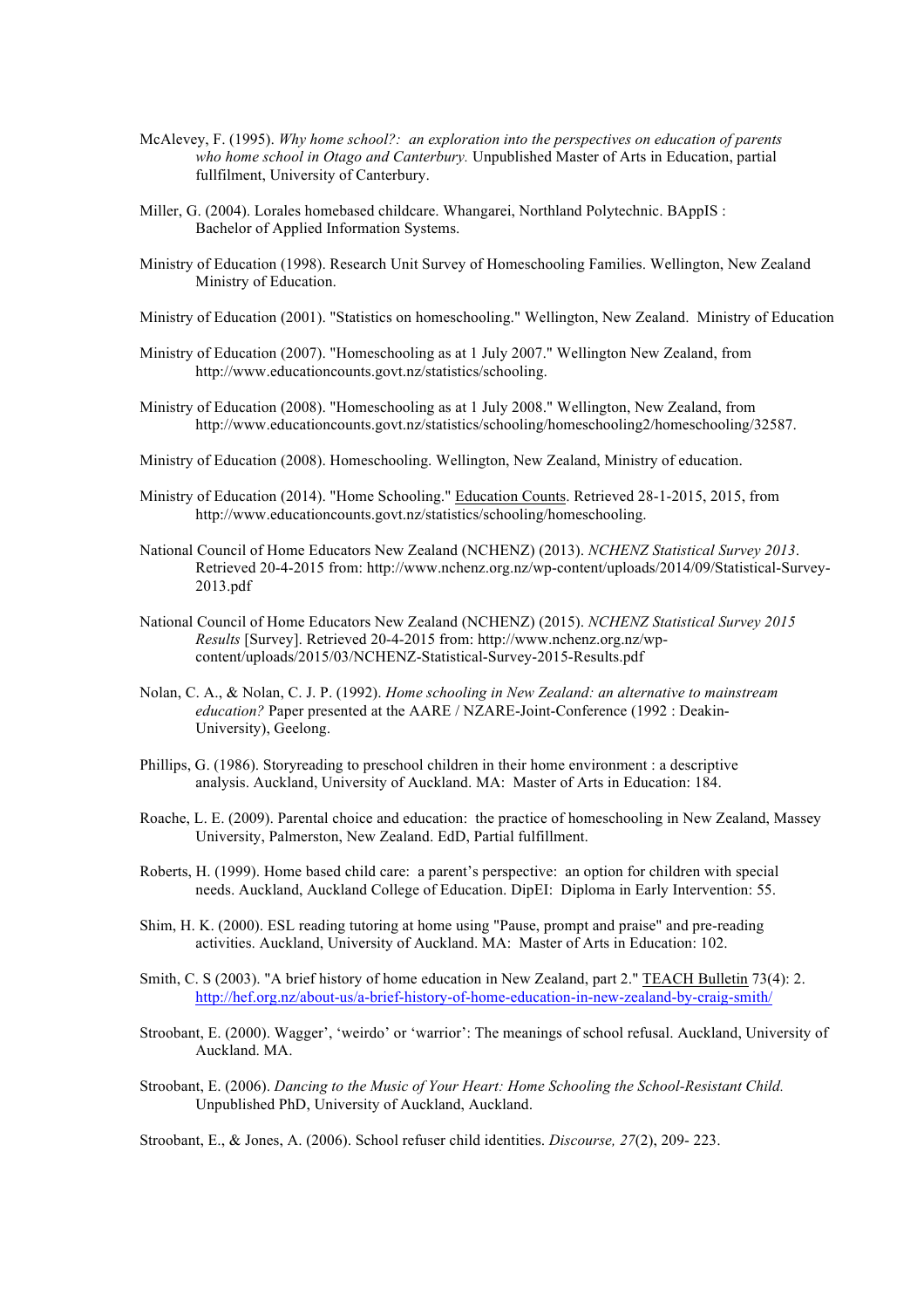McAlevey, F. (1995). *Why home school?: an exploration into the perspectives on education of parents who home school in Otago and Canterbury.* Unpublished Master of Arts in Education, partial fullfilment, University of Canterbury.

Miller, G. (2004). Lorales homebased childcare. Whangarei, Northland Polytechnic. BAppIS : Bachelor of Applied Information Systems.

Ministry of Education (1998). Research Unit Survey of Homeschooling Families. Wellington, New Zealand Ministry of Education.

Ministry of Education (2001). "Statistics on homeschooling." Wellington, New Zealand. Ministry of Education

Ministry of Education (2007). "Homeschooling as at 1 July 2007." Wellington New Zealand, from http://www.educationcounts.govt.nz/statistics/schooling.

Ministry of Education (2008). "Homeschooling as at 1 July 2008." Wellington, New Zealand, from http://www.educationcounts.govt.nz/statistics/schooling/homeschooling2/homeschooling/32587.

Ministry of Education (2008). Homeschooling. Wellington, New Zealand, Ministry of education.

Ministry of Education (2014). "Home Schooling." Education Counts. Retrieved 28-1-2015, 2015, from http://www.educationcounts.govt.nz/statistics/schooling/homeschooling.

National Council of Home Educators New Zealand (NCHENZ) (2013). *NCHENZ Statistical Survey 2013*. Retrieved 20-4-2015 from: http://www.nchenz.org.nz/wp-content/uploads/2014/09/Statistical-Survey-2013.pdf

National Council of Home Educators New Zealand (NCHENZ) (2015). *NCHENZ Statistical Survey 2015 Results* [Survey]. Retrieved 20-4-2015 from: http://www.nchenz.org.nz/wp-content/uploads/2015/03/NCHENZ-Statistical-Survey-2015-Results.pdf

Nolan, C. A., & Nolan, C. J. P. (1992). *Home schooling in New Zealand: an alternative to mainstream education?* Paper presented at the AARE / NZARE-Joint-Conference (1992 : Deakin-University), Geelong.

Phillips, G. (1986). Storyreading to preschool children in their home environment : a descriptive analysis. Auckland, University of Auckland. MA: Master of Arts in Education: 184.

Roache, L. E. (2009). Parental choice and education: the practice of homeschooling in New Zealand, Massey University, Palmerston, New Zealand. EdD, Partial fulfillment.

Roberts, H. (1999). Home based child care: a parent's perspective: an option for children with special needs. Auckland, Auckland College of Education. DipEI: Diploma in Early Intervention: 55.

Shim, H. K. (2000). ESL reading tutoring at home using "Pause, prompt and praise" and pre-reading activities. Auckland, University of Auckland. MA: Master of Arts in Education: 102.

Smith, C. S (2003). "A brief history of home education in New Zealand, part 2." TEACH Bulletin 73(4): 2. http://hef.org.nz/about-us/a-brief-history-of-home-education-in-new-zealand-by-craig-smith/

Stroobant, E. (2000). Wagger', 'weirdo' or 'warrior': The meanings of school refusal. Auckland, University of Auckland. MA.

Stroobant, E. (2006). *Dancing to the Music of Your Heart: Home Schooling the School-Resistant Child.* Unpublished PhD, University of Auckland, Auckland.

Stroobant, E., & Jones, A. (2006). School refuser child identities. *Discourse, 27*(2), 209- 223.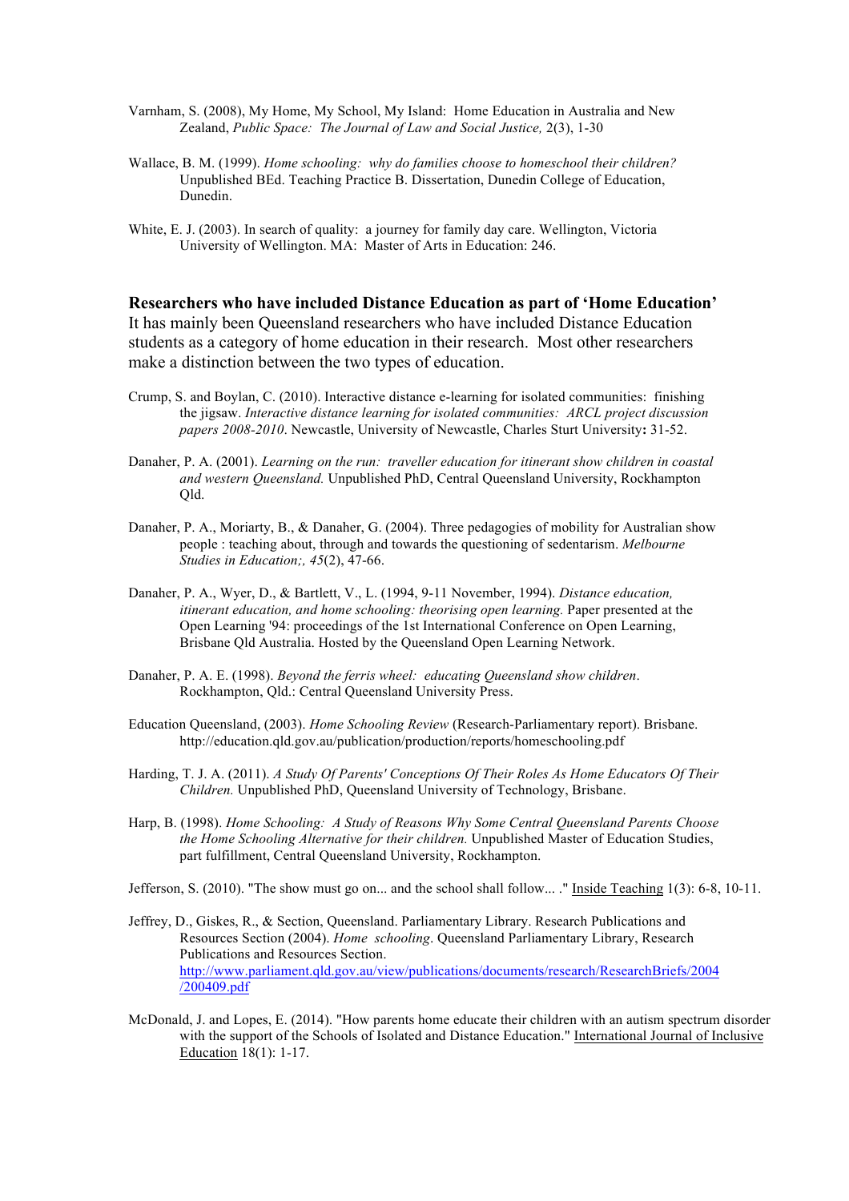Varnham, S. (2008), My Home, My School, My Island: Home Education in Australia and New Zealand, *Public Space: The Journal of Law and Social Justice,* 2(3), 1-30

Wallace, B. M. (1999). *Home schooling: why do families choose to homeschool their children?* Unpublished BEd. Teaching Practice B. Dissertation, Dunedin College of Education, Dunedin.

White, E. J. (2003). In search of quality: a journey for family day care. Wellington, Victoria University of Wellington. MA: Master of Arts in Education: 246.

**Researchers who have included Distance Education as part of 'Home Education'**

It has mainly been Queensland researchers who have included Distance Education students as a category of home education in their research. Most other researchers make a distinction between the two types of education.

Crump, S. and Boylan, C. (2010). Interactive distance e-learning for isolated communities: finishing the jigsaw. *Interactive distance learning for isolated communities: ARCL project discussion papers 2008-2010*. Newcastle, University of Newcastle, Charles Sturt University**:** 31-52.

Danaher, P. A. (2001). *Learning on the run: traveller education for itinerant show children in coastal and western Queensland.* Unpublished PhD, Central Queensland University, Rockhampton Qld.

Danaher, P. A., Moriarty, B., & Danaher, G. (2004). Three pedagogies of mobility for Australian show people : teaching about, through and towards the questioning of sedentarism. *Melbourne Studies in Education;, 45*(2), 47-66.

Danaher, P. A., Wyer, D., & Bartlett, V., L. (1994, 9-11 November, 1994). *Distance education, itinerant education, and home schooling: theorising open learning.* Paper presented at the Open Learning '94: proceedings of the 1st International Conference on Open Learning, Brisbane Qld Australia. Hosted by the Queensland Open Learning Network.

Danaher, P. A. E. (1998). *Beyond the ferris wheel: educating Queensland show children*. Rockhampton, Qld.: Central Queensland University Press.

Education Queensland, (2003). *Home Schooling Review* (Research-Parliamentary report). Brisbane. http://education.qld.gov.au/publication/production/reports/homeschooling.pdf

Harding, T. J. A. (2011). *A Study Of Parents' Conceptions Of Their Roles As Home Educators Of Their Children.* Unpublished PhD, Queensland University of Technology, Brisbane.

Harp, B. (1998). *Home Schooling: A Study of Reasons Why Some Central Queensland Parents Choose the Home Schooling Alternative for their children.* Unpublished Master of Education Studies, part fulfillment, Central Queensland University, Rockhampton.

Jefferson, S. (2010). "The show must go on... and the school shall follow... ." Inside Teaching 1(3): 6-8, 10-11.

Jeffrey, D., Giskes, R., & Section, Queensland. Parliamentary Library. Research Publications and Resources Section (2004). *Home schooling*. Queensland Parliamentary Library, Research Publications and Resources Section. http://www.parliament.qld.gov.au/view/publications/documents/research/ResearchBriefs/2004/200409.pdf

McDonald, J. and Lopes, E. (2014). "How parents home educate their children with an autism spectrum disorder with the support of the Schools of Isolated and Distance Education." International Journal of Inclusive Education 18(1): 1-17.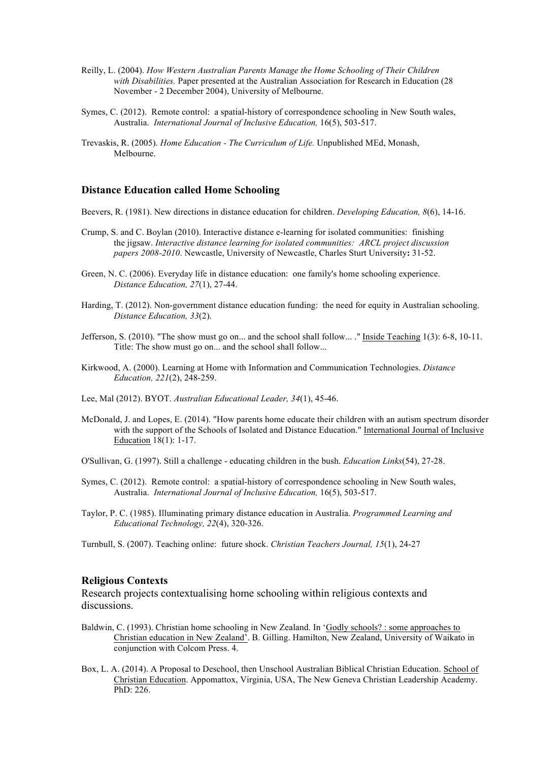Reilly, L. (2004). *How Western Australian Parents Manage the Home Schooling of Their Children with Disabilities.* Paper presented at the Australian Association for Research in Education (28 November - 2 December 2004), University of Melbourne.

Symes, C. (2012). Remote control: a spatial-history of correspondence schooling in New South wales, Australia. *International Journal of Inclusive Education,* 16(5), 503-517.

Trevaskis, R. (2005). *Home Education - The Curriculum of Life.* Unpublished MEd, Monash, Melbourne.

### Distance Education called Home Schooling

Beevers, R. (1981). New directions in distance education for children. *Developing Education, 8*(6), 14-16.

Crump, S. and C. Boylan (2010). Interactive distance e-learning for isolated communities: finishing the jigsaw. *Interactive distance learning for isolated communities: ARCL project discussion papers 2008-2010*. Newcastle, University of Newcastle, Charles Sturt University**:** 31-52.

Green, N. C. (2006). Everyday life in distance education: one family's home schooling experience. *Distance Education, 27*(1), 27-44.

Harding, T. (2012). Non-government distance education funding: the need for equity in Australian schooling. *Distance Education, 33*(2).

Jefferson, S. (2010). "The show must go on... and the school shall follow... ." Inside Teaching 1(3): 6-8, 10-11. Title: The show must go on... and the school shall follow...

Kirkwood, A. (2000). Learning at Home with Information and Communication Technologies. *Distance Education, 221*(2), 248-259.

Lee, Mal (2012). BYOT. *Australian Educational Leader, 34*(1), 45-46.

McDonald, J. and Lopes, E. (2014). "How parents home educate their children with an autism spectrum disorder with the support of the Schools of Isolated and Distance Education." International Journal of Inclusive Education 18(1): 1-17.

O'Sullivan, G. (1997). Still a challenge - educating children in the bush. *Education Links*(54), 27-28.

Symes, C. (2012). Remote control: a spatial-history of correspondence schooling in New South wales, Australia. *International Journal of Inclusive Education,* 16(5), 503-517.

Taylor, P. C. (1985). Illuminating primary distance education in Australia. *Programmed Learning and Educational Technology, 22*(4), 320-326.

Turnbull, S. (2007). Teaching online: future shock. *Christian Teachers Journal, 15*(1), 24-27

### Religious Contexts

Research projects contextualising home schooling within religious contexts and discussions.

Baldwin, C. (1993). Christian home schooling in New Zealand. In 'Godly schools? : some approaches to Christian education in New Zealand'. B. Gilling. Hamilton, New Zealand, University of Waikato in conjunction with Colcom Press. 4.

Box, L. A. (2014). A Proposal to Deschool, then Unschool Australian Biblical Christian Education. School of Christian Education. Appomattox, Virginia, USA, The New Geneva Christian Leadership Academy. PhD: 226.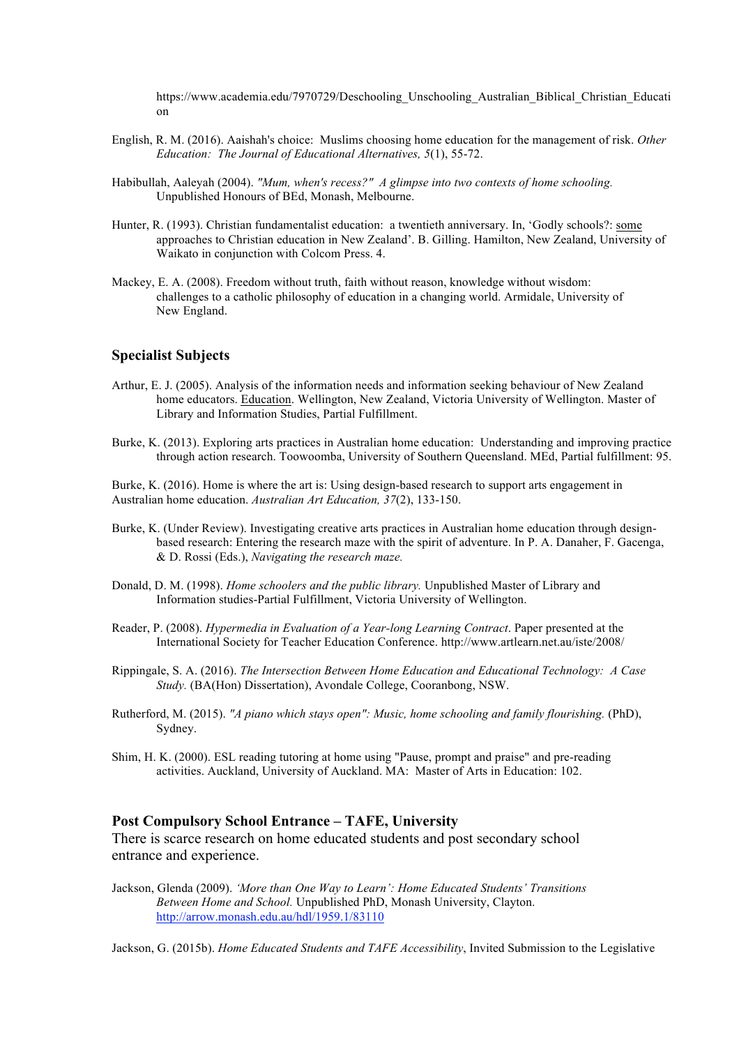https://www.academia.edu/7970729/Deschooling_Unschooling_Australian_Biblical_Christian_Education

English, R. M. (2016). Aaishah's choice: Muslims choosing home education for the management of risk. *Other Education: The Journal of Educational Alternatives, 5*(1), 55-72.

Habibullah, Aaleyah (2004). *"Mum, when's recess?" A glimpse into two contexts of home schooling.* Unpublished Honours of BEd, Monash, Melbourne.

Hunter, R. (1993). Christian fundamentalist education: a twentieth anniversary. In, 'Godly schools?: some approaches to Christian education in New Zealand'. B. Gilling. Hamilton, New Zealand, University of Waikato in conjunction with Colcom Press. 4.

Mackey, E. A. (2008). Freedom without truth, faith without reason, knowledge without wisdom: challenges to a catholic philosophy of education in a changing world. Armidale, University of New England.

## Specialist Subjects

Arthur, E. J. (2005). Analysis of the information needs and information seeking behaviour of New Zealand home educators. Education. Wellington, New Zealand, Victoria University of Wellington. Master of Library and Information Studies, Partial Fulfillment.

Burke, K. (2013). Exploring arts practices in Australian home education: Understanding and improving practice through action research. Toowoomba, University of Southern Queensland. MEd, Partial fulfillment: 95.

Burke, K. (2016). Home is where the art is: Using design-based research to support arts engagement in Australian home education. *Australian Art Education, 37*(2), 133-150.

Burke, K. (Under Review). Investigating creative arts practices in Australian home education through design-based research: Entering the research maze with the spirit of adventure. In P. A. Danaher, F. Gacenga, & D. Rossi (Eds.), *Navigating the research maze.*

Donald, D. M. (1998). *Home schoolers and the public library.* Unpublished Master of Library and Information studies-Partial Fulfillment, Victoria University of Wellington.

Reader, P. (2008). *Hypermedia in Evaluation of a Year-long Learning Contract*. Paper presented at the International Society for Teacher Education Conference. http://www.artlearn.net.au/iste/2008/

Rippingale, S. A. (2016). *The Intersection Between Home Education and Educational Technology: A Case Study.* (BA(Hon) Dissertation), Avondale College, Cooranbong, NSW.

Rutherford, M. (2015). *"A piano which stays open": Music, home schooling and family flourishing.* (PhD), Sydney.

Shim, H. K. (2000). ESL reading tutoring at home using "Pause, prompt and praise" and pre-reading activities. Auckland, University of Auckland. MA: Master of Arts in Education: 102.

## Post Compulsory School Entrance – TAFE, University

There is scarce research on home educated students and post secondary school entrance and experience.

Jackson, Glenda (2009). *'More than One Way to Learn': Home Educated Students' Transitions Between Home and School.* Unpublished PhD, Monash University, Clayton. http://arrow.monash.edu.au/hdl/1959.1/83110

Jackson, G. (2015b). *Home Educated Students and TAFE Accessibility*, Invited Submission to the Legislative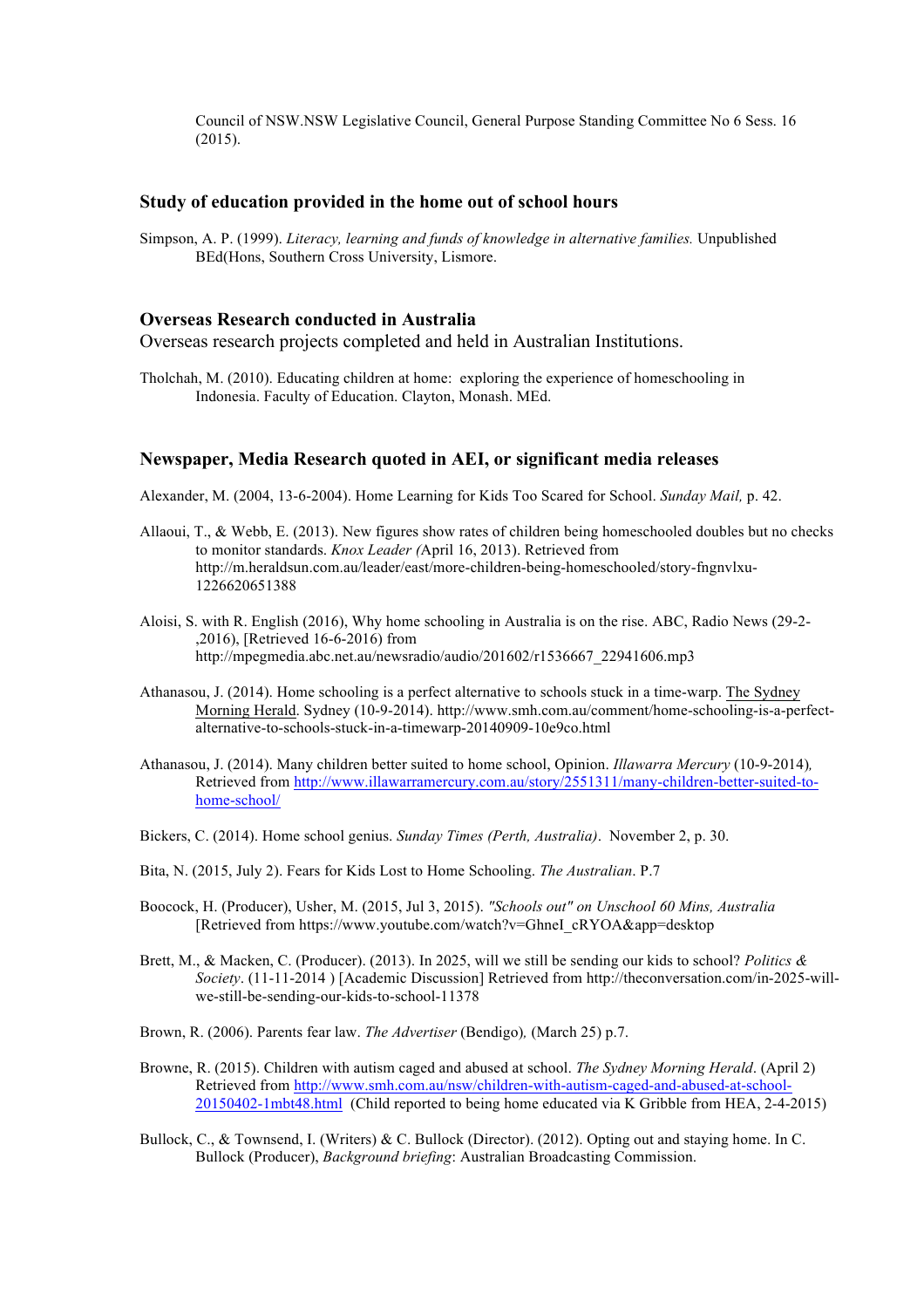Council of NSW.NSW Legislative Council, General Purpose Standing Committee No 6 Sess. 16 (2015).

### Study of education provided in the home out of school hours

Simpson, A. P. (1999). *Literacy, learning and funds of knowledge in alternative families.* Unpublished BEd(Hons, Southern Cross University, Lismore.

### Overseas Research conducted in Australia

Overseas research projects completed and held in Australian Institutions.

Tholchah, M. (2010). Educating children at home: exploring the experience of homeschooling in Indonesia. Faculty of Education. Clayton, Monash. MEd.

### Newspaper, Media Research quoted in AEI, or significant media releases

Alexander, M. (2004, 13-6-2004). Home Learning for Kids Too Scared for School. *Sunday Mail,* p. 42.

Allaoui, T., & Webb, E. (2013). New figures show rates of children being homeschooled doubles but no checks to monitor standards. *Knox Leader (*April 16, 2013). Retrieved from http://m.heraldsun.com.au/leader/east/more-children-being-homeschooled/story-fngnvlxu-1226620651388

Aloisi, S. with R. English (2016), Why home schooling in Australia is on the rise. ABC, Radio News (29-2-,2016), [Retrieved 16-6-2016) from http://mpegmedia.abc.net.au/newsradio/audio/201602/r1536667_22941606.mp3

Athanasou, J. (2014). Home schooling is a perfect alternative to schools stuck in a time-warp. The Sydney Morning Herald. Sydney (10-9-2014). http://www.smh.com.au/comment/home-schooling-is-a-perfect-alternative-to-schools-stuck-in-a-timewarp-20140909-10e9co.html

Athanasou, J. (2014). Many children better suited to home school, Opinion. *Illawarra Mercury* (10-9-2014)*,* Retrieved from http://www.illawarramercury.com.au/story/2551311/many-children-better-suited-to-home-school/

Bickers, C. (2014). Home school genius. *Sunday Times (Perth, Australia)*. November 2, p. 30.

Bita, N. (2015, July 2). Fears for Kids Lost to Home Schooling. *The Australian*. P.7

Boocock, H. (Producer), Usher, M. (2015, Jul 3, 2015). *"Schools out" on Unschool 60 Mins, Australia* [Retrieved from https://www.youtube.com/watch?v=GhneI_cRYOA&app=desktop

Brett, M., & Macken, C. (Producer). (2013). In 2025, will we still be sending our kids to school? *Politics & Society*. (11-11-2014 ) [Academic Discussion] Retrieved from http://theconversation.com/in-2025-will-we-still-be-sending-our-kids-to-school-11378

Brown, R. (2006). Parents fear law. *The Advertiser* (Bendigo)*,* (March 25) p.7.

Browne, R. (2015). Children with autism caged and abused at school. *The Sydney Morning Herald*. (April 2) Retrieved from http://www.smh.com.au/nsw/children-with-autism-caged-and-abused-at-school-20150402-1mbt48.html (Child reported to being home educated via K Gribble from HEA, 2-4-2015)

Bullock, C., & Townsend, I. (Writers) & C. Bullock (Director). (2012). Opting out and staying home. In C. Bullock (Producer), *Background briefing*: Australian Broadcasting Commission.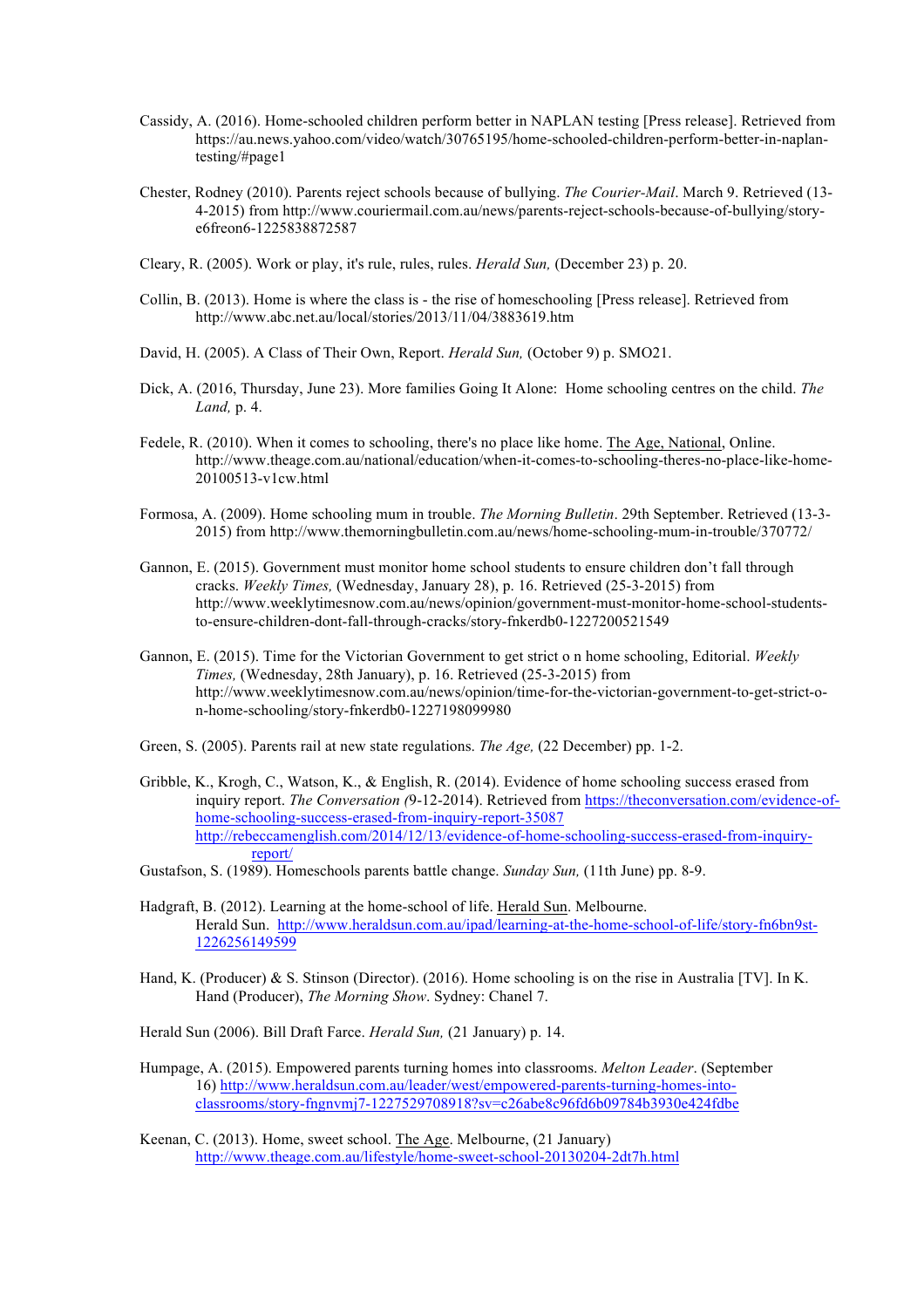Cassidy, A. (2016). Home-schooled children perform better in NAPLAN testing [Press release]. Retrieved from https://au.news.yahoo.com/video/watch/30765195/home-schooled-children-perform-better-in-naplan-testing/#page1

Chester, Rodney (2010). Parents reject schools because of bullying. *The Courier-Mail*. March 9. Retrieved (13-4-2015) from http://www.couriermail.com.au/news/parents-reject-schools-because-of-bullying/story-e6freon6-1225838872587

Cleary, R. (2005). Work or play, it's rule, rules, rules. *Herald Sun,* (December 23) p. 20.

Collin, B. (2013). Home is where the class is - the rise of homeschooling [Press release]. Retrieved from http://www.abc.net.au/local/stories/2013/11/04/3883619.htm

David, H. (2005). A Class of Their Own, Report. *Herald Sun,* (October 9) p. SMO21.

Dick, A. (2016, Thursday, June 23). More families Going It Alone: Home schooling centres on the child. *The Land,* p. 4.

Fedele, R. (2010). When it comes to schooling, there's no place like home. The Age, National, Online. http://www.theage.com.au/national/education/when-it-comes-to-schooling-theres-no-place-like-home-20100513-v1cw.html

Formosa, A. (2009). Home schooling mum in trouble. *The Morning Bulletin*. 29th September. Retrieved (13-3-2015) from http://www.themorningbulletin.com.au/news/home-schooling-mum-in-trouble/370772/

Gannon, E. (2015). Government must monitor home school students to ensure children don't fall through cracks. *Weekly Times,* (Wednesday, January 28), p. 16. Retrieved (25-3-2015) from http://www.weeklytimesnow.com.au/news/opinion/government-must-monitor-home-school-students-to-ensure-children-dont-fall-through-cracks/story-fnkerdb0-1227200521549

Gannon, E. (2015). Time for the Victorian Government to get strict o n home schooling, Editorial. *Weekly Times,* (Wednesday, 28th January), p. 16. Retrieved (25-3-2015) from http://www.weeklytimesnow.com.au/news/opinion/time-for-the-victorian-government-to-get-strict-o-n-home-schooling/story-fnkerdb0-1227198099980

Green, S. (2005). Parents rail at new state regulations. *The Age,* (22 December) pp. 1-2.

Gribble, K., Krogh, C., Watson, K., & English, R. (2014). Evidence of home schooling success erased from inquiry report. *The Conversation (*9-12-2014). Retrieved from https://theconversation.com/evidence-of-home-schooling-success-erased-from-inquiry-report-35087 http://rebeccamenglish.com/2014/12/13/evidence-of-home-schooling-success-erased-from-inquiry-report/

Gustafson, S. (1989). Homeschools parents battle change. *Sunday Sun,* (11th June) pp. 8-9.

Hadgraft, B. (2012). Learning at the home-school of life. Herald Sun. Melbourne. Herald Sun. http://www.heraldsun.com.au/ipad/learning-at-the-home-school-of-life/story-fn6bn9st-1226256149599

Hand, K. (Producer) & S. Stinson (Director). (2016). Home schooling is on the rise in Australia [TV]. In K. Hand (Producer), *The Morning Show*. Sydney: Chanel 7.

Herald Sun (2006). Bill Draft Farce. *Herald Sun,* (21 January) p. 14.

Humpage, A. (2015). Empowered parents turning homes into classrooms. *Melton Leader*. (September 16) http://www.heraldsun.com.au/leader/west/empowered-parents-turning-homes-into-classrooms/story-fngnvmj7-1227529708918?sv=c26abe8c96fd6b09784b3930e424fdbe

Keenan, C. (2013). Home, sweet school. The Age. Melbourne, (21 January) http://www.theage.com.au/lifestyle/home-sweet-school-20130204-2dt7h.html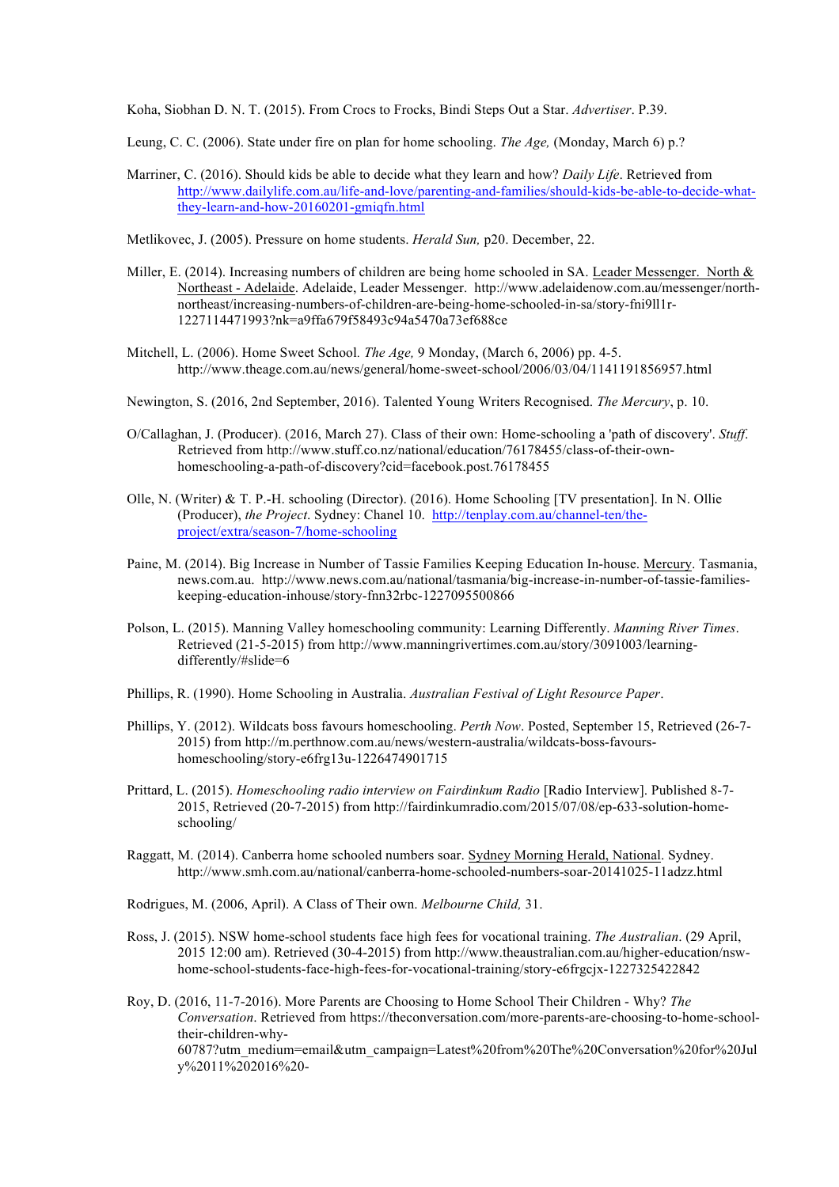Koha, Siobhan D. N. T. (2015). From Crocs to Frocks, Bindi Steps Out a Star. *Advertiser*. P.39.

Leung, C. C. (2006). State under fire on plan for home schooling. *The Age,* (Monday, March 6) p.?

Marriner, C. (2016). Should kids be able to decide what they learn and how? *Daily Life*. Retrieved from http://www.dailylife.com.au/life-and-love/parenting-and-families/should-kids-be-able-to-decide-what-they-learn-and-how-20160201-gmiqfn.html

Metlikovec, J. (2005). Pressure on home students. *Herald Sun,* p20. December, 22.

Miller, E. (2014). Increasing numbers of children are being home schooled in SA. Leader Messenger. North & Northeast - Adelaide. Adelaide, Leader Messenger. http://www.adelaidenow.com.au/messenger/north-northeast/increasing-numbers-of-children-are-being-home-schooled-in-sa/story-fni9ll1r-1227114471993?nk=a9ffa679f58493c94a5470a73ef688ce

Mitchell, L. (2006). Home Sweet School. *The Age,* 9 Monday, (March 6, 2006) pp. 4-5. http://www.theage.com.au/news/general/home-sweet-school/2006/03/04/1141191856957.html

Newington, S. (2016, 2nd September, 2016). Talented Young Writers Recognised. *The Mercury*, p. 10.

O/Callaghan, J. (Producer). (2016, March 27). Class of their own: Home-schooling a 'path of discovery'. *Stuff*. Retrieved from http://www.stuff.co.nz/national/education/76178455/class-of-their-own-homeschooling-a-path-of-discovery?cid=facebook.post.76178455

Olle, N. (Writer) & T. P.-H. schooling (Director). (2016). Home Schooling [TV presentation]. In N. Ollie (Producer), *the Project*. Sydney: Chanel 10. http://tenplay.com.au/channel-ten/the-project/extra/season-7/home-schooling

Paine, M. (2014). Big Increase in Number of Tassie Families Keeping Education In-house. Mercury. Tasmania, news.com.au. http://www.news.com.au/national/tasmania/big-increase-in-number-of-tassie-families-keeping-education-inhouse/story-fnn32rbc-1227095500866

Polson, L. (2015). Manning Valley homeschooling community: Learning Differently. *Manning River Times*. Retrieved (21-5-2015) from http://www.manningrivertimes.com.au/story/3091003/learning-differently/#slide=6

Phillips, R. (1990). Home Schooling in Australia. *Australian Festival of Light Resource Paper*.

Phillips, Y. (2012). Wildcats boss favours homeschooling. *Perth Now*. Posted, September 15, Retrieved (26-7-2015) from http://m.perthnow.com.au/news/western-australia/wildcats-boss-favours-homeschooling/story-e6frg13u-1226474901715

Prittard, L. (2015). *Homeschooling radio interview on Fairdinkum Radio* [Radio Interview]. Published 8-7-2015, Retrieved (20-7-2015) from http://fairdinkumradio.com/2015/07/08/ep-633-solution-home-schooling/

Raggatt, M. (2014). Canberra home schooled numbers soar. Sydney Morning Herald, National. Sydney. http://www.smh.com.au/national/canberra-home-schooled-numbers-soar-20141025-11adzz.html

Rodrigues, M. (2006, April). A Class of Their own. *Melbourne Child,* 31.

Ross, J. (2015). NSW home-school students face high fees for vocational training. *The Australian*. (29 April, 2015 12:00 am). Retrieved (30-4-2015) from http://www.theaustralian.com.au/higher-education/nsw-home-school-students-face-high-fees-for-vocational-training/story-e6frgcjx-1227325422842

Roy, D. (2016, 11-7-2016). More Parents are Choosing to Home School Their Children - Why? *The Conversation*. Retrieved from https://theconversation.com/more-parents-are-choosing-to-home-school-their-children-why-60787?utm_medium=email&utm_campaign=Latest%20from%20The%20Conversation%20for%20July%2011%202016%20-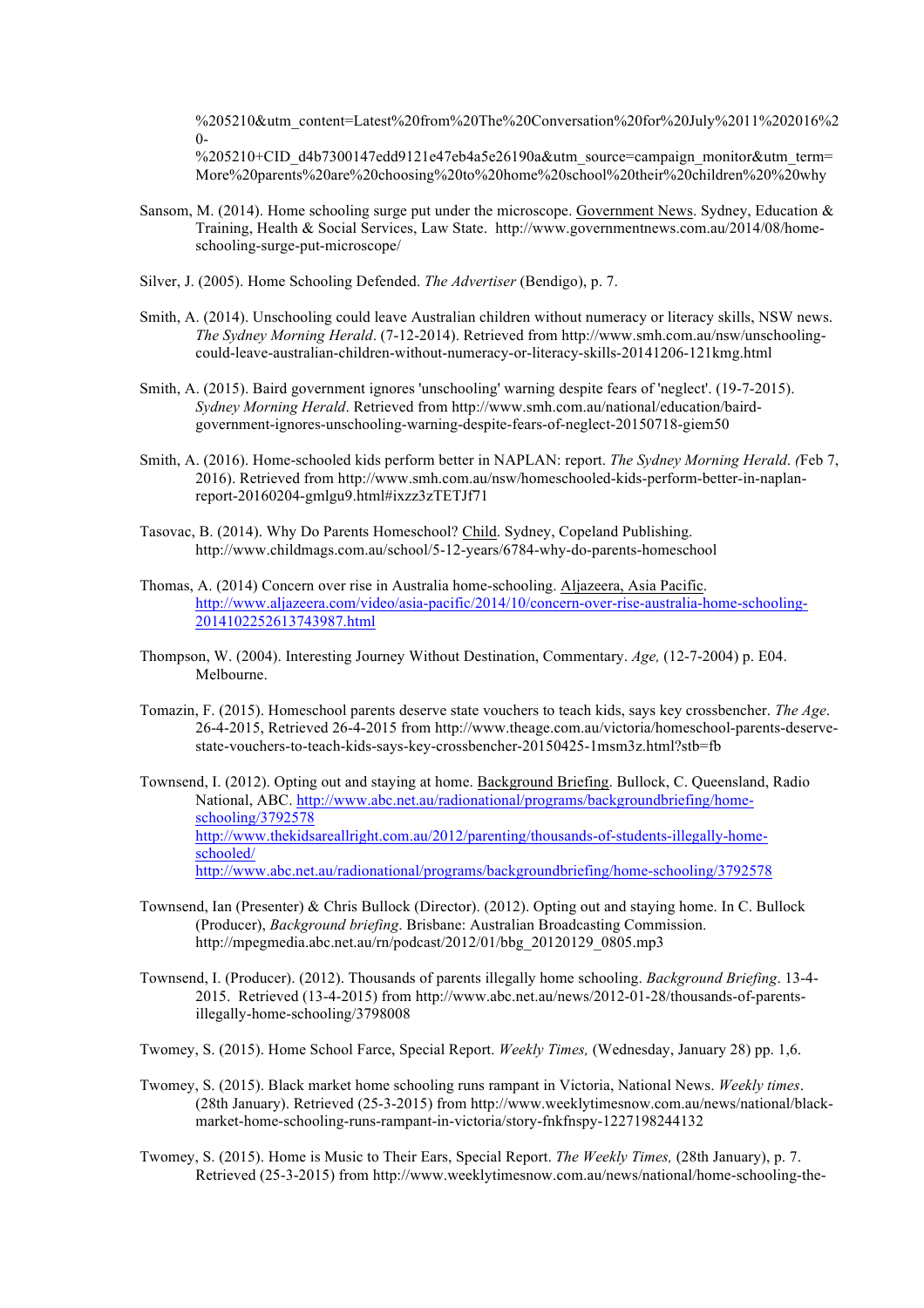%205210&utm_content=Latest%20from%20The%20Conversation%20for%20July%2011%202016%20-%205210+CID_d4b7300147edd9121e47eb4a5e26190a&utm_source=campaign_monitor&utm_term=More%20parents%20are%20choosing%20to%20home%20school%20their%20children%20%20why

Sansom, M. (2014). Home schooling surge put under the microscope. Government News. Sydney, Education & Training, Health & Social Services, Law State. http://www.governmentnews.com.au/2014/08/home-schooling-surge-put-microscope/

Silver, J. (2005). Home Schooling Defended. *The Advertiser* (Bendigo), p. 7.

Smith, A. (2014). Unschooling could leave Australian children without numeracy or literacy skills, NSW news. *The Sydney Morning Herald*. (7-12-2014). Retrieved from http://www.smh.com.au/nsw/unschooling-could-leave-australian-children-without-numeracy-or-literacy-skills-20141206-121kmg.html

Smith, A. (2015). Baird government ignores 'unschooling' warning despite fears of 'neglect'. (19-7-2015). *Sydney Morning Herald*. Retrieved from http://www.smh.com.au/national/education/baird-government-ignores-unschooling-warning-despite-fears-of-neglect-20150718-giem50

Smith, A. (2016). Home-schooled kids perform better in NAPLAN: report. *The Sydney Morning Herald*. *(*Feb 7, 2016). Retrieved from http://www.smh.com.au/nsw/homeschooled-kids-perform-better-in-naplan-report-20160204-gmlgu9.html#ixzz3zTETJf71

Tasovac, B. (2014). Why Do Parents Homeschool? Child. Sydney, Copeland Publishing. http://www.childmags.com.au/school/5-12-years/6784-why-do-parents-homeschool

Thomas, A. (2014) Concern over rise in Australia home-schooling. Aljazeera, Asia Pacific. http://www.aljazeera.com/video/asia-pacific/2014/10/concern-over-rise-australia-home-schooling-2014102252613743987.html

Thompson, W. (2004). Interesting Journey Without Destination, Commentary. *Age,* (12-7-2004) p. E04. Melbourne.

Tomazin, F. (2015). Homeschool parents deserve state vouchers to teach kids, says key crossbencher. *The Age*. 26-4-2015, Retrieved 26-4-2015 from http://www.theage.com.au/victoria/homeschool-parents-deserve-state-vouchers-to-teach-kids-says-key-crossbencher-20150425-1msm3z.html?stb=fb

Townsend, I. (2012). Opting out and staying at home. Background Briefing. Bullock, C. Queensland, Radio National, ABC. http://www.abc.net.au/radionational/programs/backgroundbriefing/home-schooling/3792578 http://www.thekidsareallright.com.au/2012/parenting/thousands-of-students-illegally-home-schooled/ http://www.abc.net.au/radionational/programs/backgroundbriefing/home-schooling/3792578

Townsend, Ian (Presenter) & Chris Bullock (Director). (2012). Opting out and staying home. In C. Bullock (Producer), *Background briefing*. Brisbane: Australian Broadcasting Commission. http://mpegmedia.abc.net.au/rn/podcast/2012/01/bbg_20120129_0805.mp3

Townsend, I. (Producer). (2012). Thousands of parents illegally home schooling. *Background Briefing*. 13-4-2015. Retrieved (13-4-2015) from http://www.abc.net.au/news/2012-01-28/thousands-of-parents-illegally-home-schooling/3798008

Twomey, S. (2015). Home School Farce, Special Report. *Weekly Times,* (Wednesday, January 28) pp. 1,6.

Twomey, S. (2015). Black market home schooling runs rampant in Victoria, National News. *Weekly times*. (28th January). Retrieved (25-3-2015) from http://www.weeklytimesnow.com.au/news/national/black-market-home-schooling-runs-rampant-in-victoria/story-fnkfnspy-1227198244132

Twomey, S. (2015). Home is Music to Their Ears, Special Report. *The Weekly Times,* (28th January), p. 7. Retrieved (25-3-2015) from http://www.weeklytimesnow.com.au/news/national/home-schooling-the-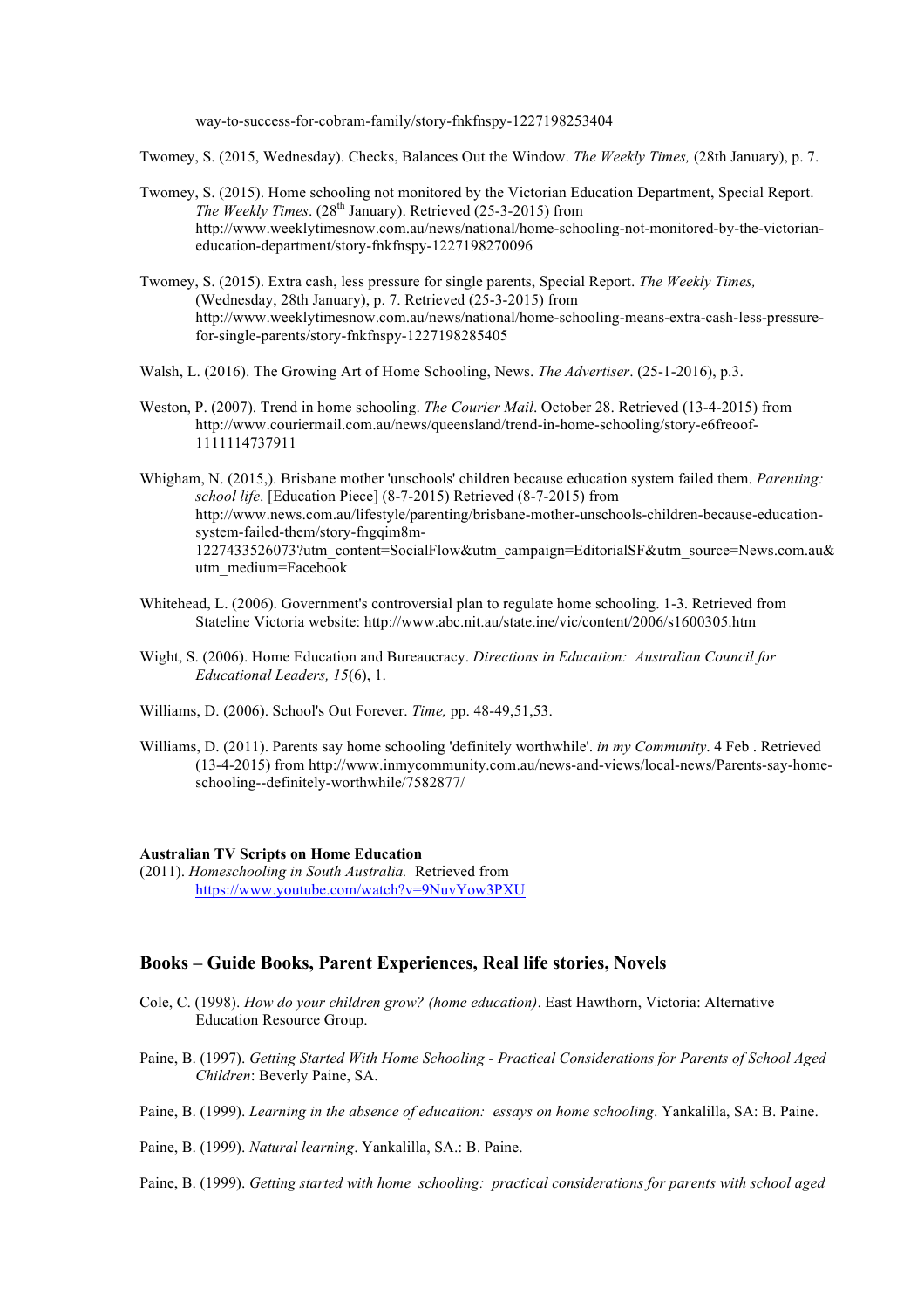way-to-success-for-cobram-family/story-fnkfnspy-1227198253404

Twomey, S. (2015, Wednesday). Checks, Balances Out the Window. *The Weekly Times,* (28th January), p. 7.

Twomey, S. (2015). Home schooling not monitored by the Victorian Education Department, Special Report. *The Weekly Times*. (28th January). Retrieved (25-3-2015) from http://www.weeklytimesnow.com.au/news/national/home-schooling-not-monitored-by-the-victorian-education-department/story-fnkfnspy-1227198270096

Twomey, S. (2015). Extra cash, less pressure for single parents, Special Report. *The Weekly Times,* (Wednesday, 28th January), p. 7. Retrieved (25-3-2015) from http://www.weeklytimesnow.com.au/news/national/home-schooling-means-extra-cash-less-pressure-for-single-parents/story-fnkfnspy-1227198285405

Walsh, L. (2016). The Growing Art of Home Schooling, News. *The Advertiser*. (25-1-2016), p.3.

Weston, P. (2007). Trend in home schooling. *The Courier Mail*. October 28. Retrieved (13-4-2015) from http://www.couriermail.com.au/news/queensland/trend-in-home-schooling/story-e6freoof-1111114737911

Whigham, N. (2015,). Brisbane mother 'unschools' children because education system failed them. *Parenting: school life*. [Education Piece] (8-7-2015) Retrieved (8-7-2015) from http://www.news.com.au/lifestyle/parenting/brisbane-mother-unschools-children-because-education-system-failed-them/story-fngqim8m-1227433526073?utm_content=SocialFlow&utm_campaign=EditorialSF&utm_source=News.com.au&utm_medium=Facebook

Whitehead, L. (2006). Government's controversial plan to regulate home schooling. 1-3. Retrieved from Stateline Victoria website: http://www.abc.nit.au/state.ine/vic/content/2006/s1600305.htm

Wight, S. (2006). Home Education and Bureaucracy. *Directions in Education: Australian Council for Educational Leaders, 15*(6), 1.

Williams, D. (2006). School's Out Forever. *Time,* pp. 48-49,51,53.

Williams, D. (2011). Parents say home schooling 'definitely worthwhile'. *in my Community*. 4 Feb . Retrieved (13-4-2015) from http://www.inmycommunity.com.au/news-and-views/local-news/Parents-say-home-schooling--definitely-worthwhile/7582877/

**Australian TV Scripts on Home Education**

(2011). *Homeschooling in South Australia.* Retrieved from https://www.youtube.com/watch?v=9NuvYow3PXU

## Books – Guide Books, Parent Experiences, Real life stories, Novels

Cole, C. (1998). *How do your children grow? (home education)*. East Hawthorn, Victoria: Alternative Education Resource Group.

Paine, B. (1997). *Getting Started With Home Schooling - Practical Considerations for Parents of School Aged Children*: Beverly Paine, SA.

Paine, B. (1999). *Learning in the absence of education: essays on home schooling*. Yankalilla, SA: B. Paine.

Paine, B. (1999). *Natural learning*. Yankalilla, SA.: B. Paine.

Paine, B. (1999). *Getting started with home schooling: practical considerations for parents with school aged*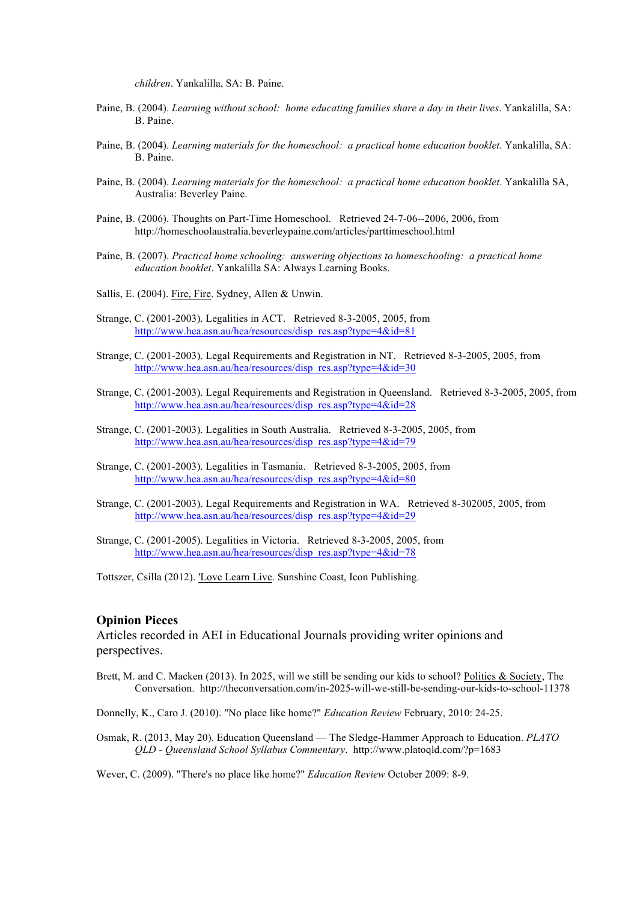*children*. Yankalilla, SA: B. Paine.

Paine, B. (2004). *Learning without school: home educating families share a day in their lives*. Yankalilla, SA: B. Paine.

Paine, B. (2004). *Learning materials for the homeschool: a practical home education booklet*. Yankalilla, SA: B. Paine.

Paine, B. (2004). *Learning materials for the homeschool: a practical home education booklet*. Yankalilla SA, Australia: Beverley Paine.

Paine, B. (2006). Thoughts on Part-Time Homeschool. Retrieved 24-7-06--2006, 2006, from http://homeschoolaustralia.beverleypaine.com/articles/parttimeschool.html

Paine, B. (2007). *Practical home schooling: answering objections to homeschooling: a practical home education booklet*. Yankalilla SA: Always Learning Books.

Sallis, E. (2004). Fire, Fire. Sydney, Allen & Unwin.

Strange, C. (2001-2003). Legalities in ACT. Retrieved 8-3-2005, 2005, from http://www.hea.asn.au/hea/resources/disp_res.asp?type=4&id=81

Strange, C. (2001-2003). Legal Requirements and Registration in NT. Retrieved 8-3-2005, 2005, from http://www.hea.asn.au/hea/resources/disp_res.asp?type=4&id=30

Strange, C. (2001-2003). Legal Requirements and Registration in Queensland. Retrieved 8-3-2005, 2005, from http://www.hea.asn.au/hea/resources/disp_res.asp?type=4&id=28

Strange, C. (2001-2003). Legalities in South Australia. Retrieved 8-3-2005, 2005, from http://www.hea.asn.au/hea/resources/disp_res.asp?type=4&id=79

Strange, C. (2001-2003). Legalities in Tasmania. Retrieved 8-3-2005, 2005, from http://www.hea.asn.au/hea/resources/disp_res.asp?type=4&id=80

Strange, C. (2001-2003). Legal Requirements and Registration in WA. Retrieved 8-302005, 2005, from http://www.hea.asn.au/hea/resources/disp_res.asp?type=4&id=29

Strange, C. (2001-2005). Legalities in Victoria. Retrieved 8-3-2005, 2005, from http://www.hea.asn.au/hea/resources/disp_res.asp?type=4&id=78

Tottszer, Csilla (2012). 'Love Learn Live. Sunshine Coast, Icon Publishing.

## Opinion Pieces

Articles recorded in AEI in Educational Journals providing writer opinions and perspectives.

Brett, M. and C. Macken (2013). In 2025, will we still be sending our kids to school? Politics & Society, The Conversation. http://theconversation.com/in-2025-will-we-still-be-sending-our-kids-to-school-11378

Donnelly, K., Caro J. (2010). "No place like home?" *Education Review* February, 2010: 24-25.

Osmak, R. (2013, May 20). Education Queensland — The Sledge-Hammer Approach to Education. *PLATO QLD - Queensland School Syllabus Commentary*. http://www.platoqld.com/?p=1683

Wever, C. (2009). "There's no place like home?" *Education Review* October 2009: 8-9.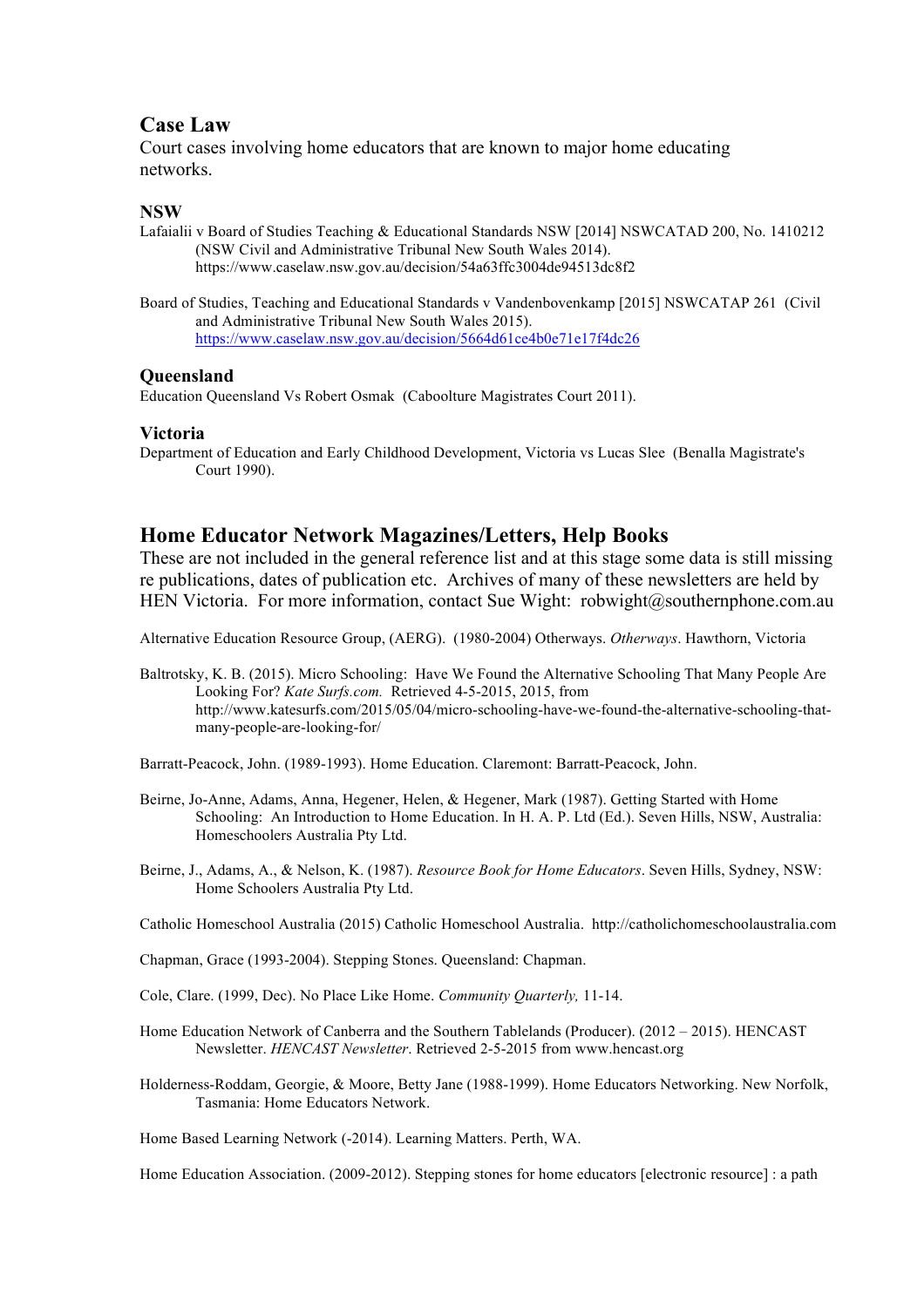## Case Law

Court cases involving home educators that are known to major home educating networks.

### NSW

Lafaialii v Board of Studies Teaching & Educational Standards NSW [2014] NSWCATAD 200, No. 1410212 (NSW Civil and Administrative Tribunal New South Wales 2014). https://www.caselaw.nsw.gov.au/decision/54a63ffc3004de94513dc8f2

Board of Studies, Teaching and Educational Standards v Vandenbovenkamp [2015] NSWCATAP 261 (Civil and Administrative Tribunal New South Wales 2015). https://www.caselaw.nsw.gov.au/decision/5664d61ce4b0e71e17f4dc26

### Queensland

Education Queensland Vs Robert Osmak (Caboolture Magistrates Court 2011).

### Victoria

Department of Education and Early Childhood Development, Victoria vs Lucas Slee (Benalla Magistrate's Court 1990).

## Home Educator Network Magazines/Letters, Help Books

These are not included in the general reference list and at this stage some data is still missing re publications, dates of publication etc. Archives of many of these newsletters are held by HEN Victoria. For more information, contact Sue Wight: robwight@southernphone.com.au

Alternative Education Resource Group, (AERG). (1980-2004) Otherways. *Otherways*. Hawthorn, Victoria

Baltrotsky, K. B. (2015). Micro Schooling: Have We Found the Alternative Schooling That Many People Are Looking For? *Kate Surfs.com.* Retrieved 4-5-2015, 2015, from http://www.katesurfs.com/2015/05/04/micro-schooling-have-we-found-the-alternative-schooling-that-many-people-are-looking-for/

Barratt-Peacock, John. (1989-1993). Home Education. Claremont: Barratt-Peacock, John.

Beirne, Jo-Anne, Adams, Anna, Hegener, Helen, & Hegener, Mark (1987). Getting Started with Home Schooling: An Introduction to Home Education. In H. A. P. Ltd (Ed.). Seven Hills, NSW, Australia: Homeschoolers Australia Pty Ltd.

Beirne, J., Adams, A., & Nelson, K. (1987). *Resource Book for Home Educators*. Seven Hills, Sydney, NSW: Home Schoolers Australia Pty Ltd.

Catholic Homeschool Australia (2015) Catholic Homeschool Australia. http://catholichomeschoolaustralia.com

Chapman, Grace (1993-2004). Stepping Stones. Queensland: Chapman.

Cole, Clare. (1999, Dec). No Place Like Home. *Community Quarterly,* 11-14.

Home Education Network of Canberra and the Southern Tablelands (Producer). (2012 – 2015). HENCAST Newsletter. *HENCAST Newsletter*. Retrieved 2-5-2015 from www.hencast.org

Holderness-Roddam, Georgie, & Moore, Betty Jane (1988-1999). Home Educators Networking. New Norfolk, Tasmania: Home Educators Network.

Home Based Learning Network (-2014). Learning Matters. Perth, WA.

Home Education Association. (2009-2012). Stepping stones for home educators [electronic resource] : a path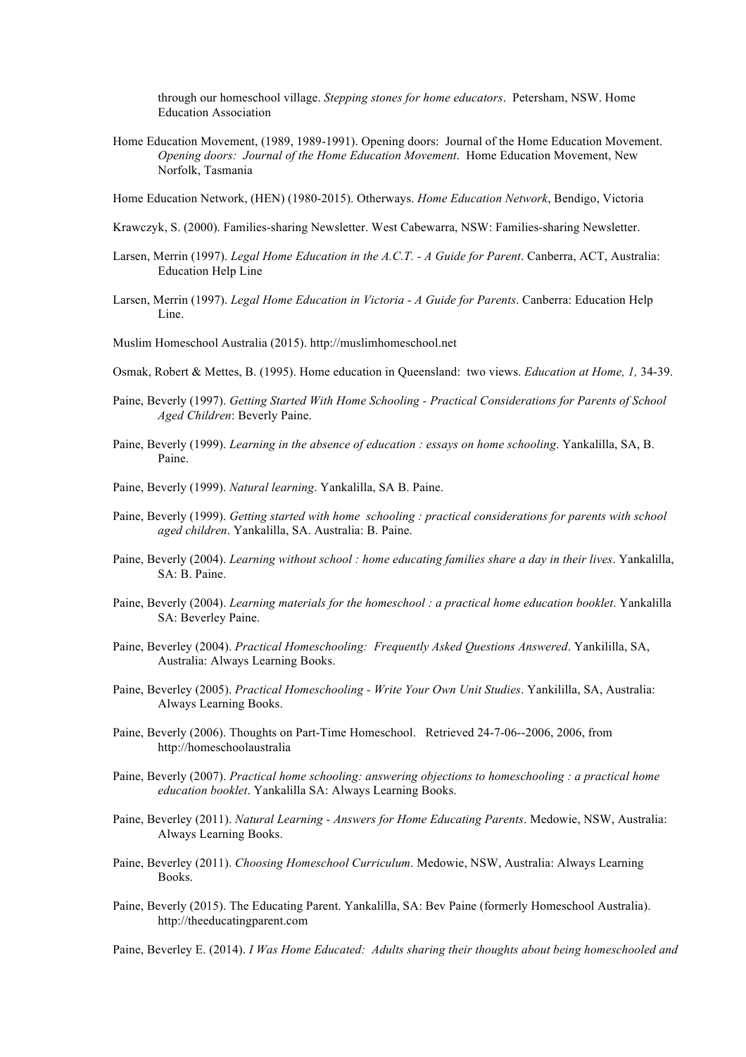through our homeschool village. *Stepping stones for home educators*. Petersham, NSW. Home Education Association

Home Education Movement, (1989, 1989-1991). Opening doors: Journal of the Home Education Movement. *Opening doors: Journal of the Home Education Movement*. Home Education Movement, New Norfolk, Tasmania

Home Education Network, (HEN) (1980-2015). Otherways. *Home Education Network*, Bendigo, Victoria

Krawczyk, S. (2000). Families-sharing Newsletter. West Cabewarra, NSW: Families-sharing Newsletter.

Larsen, Merrin (1997). *Legal Home Education in the A.C.T. - A Guide for Parent*. Canberra, ACT, Australia: Education Help Line

Larsen, Merrin (1997). *Legal Home Education in Victoria - A Guide for Parents*. Canberra: Education Help Line.

Muslim Homeschool Australia (2015). http://muslimhomeschool.net

Osmak, Robert & Mettes, B. (1995). Home education in Queensland: two views. *Education at Home, 1,* 34-39.

Paine, Beverly (1997). *Getting Started With Home Schooling - Practical Considerations for Parents of School Aged Children*: Beverly Paine.

Paine, Beverly (1999). *Learning in the absence of education : essays on home schooling*. Yankalilla, SA, B. Paine.

Paine, Beverly (1999). *Natural learning*. Yankalilla, SA B. Paine.

Paine, Beverly (1999). *Getting started with home schooling : practical considerations for parents with school aged children*. Yankalilla, SA. Australia: B. Paine.

Paine, Beverly (2004). *Learning without school : home educating families share a day in their lives*. Yankalilla, SA: B. Paine.

Paine, Beverly (2004). *Learning materials for the homeschool : a practical home education booklet*. Yankalilla SA: Beverley Paine.

Paine, Beverley (2004). *Practical Homeschooling: Frequently Asked Questions Answered*. Yankililla, SA, Australia: Always Learning Books.

Paine, Beverley (2005). *Practical Homeschooling - Write Your Own Unit Studies*. Yankililla, SA, Australia: Always Learning Books.

Paine, Beverly (2006). Thoughts on Part-Time Homeschool. Retrieved 24-7-06--2006, 2006, from http://homeschoolaustralia

Paine, Beverly (2007). *Practical home schooling: answering objections to homeschooling : a practical home education booklet*. Yankalilla SA: Always Learning Books.

Paine, Beverley (2011). *Natural Learning - Answers for Home Educating Parents*. Medowie, NSW, Australia: Always Learning Books.

Paine, Beverley (2011). *Choosing Homeschool Curriculum*. Medowie, NSW, Australia: Always Learning Books.

Paine, Beverly (2015). The Educating Parent. Yankalilla, SA: Bev Paine (formerly Homeschool Australia). http://theeducatingparent.com

Paine, Beverley E. (2014). *I Was Home Educated: Adults sharing their thoughts about being homeschooled and*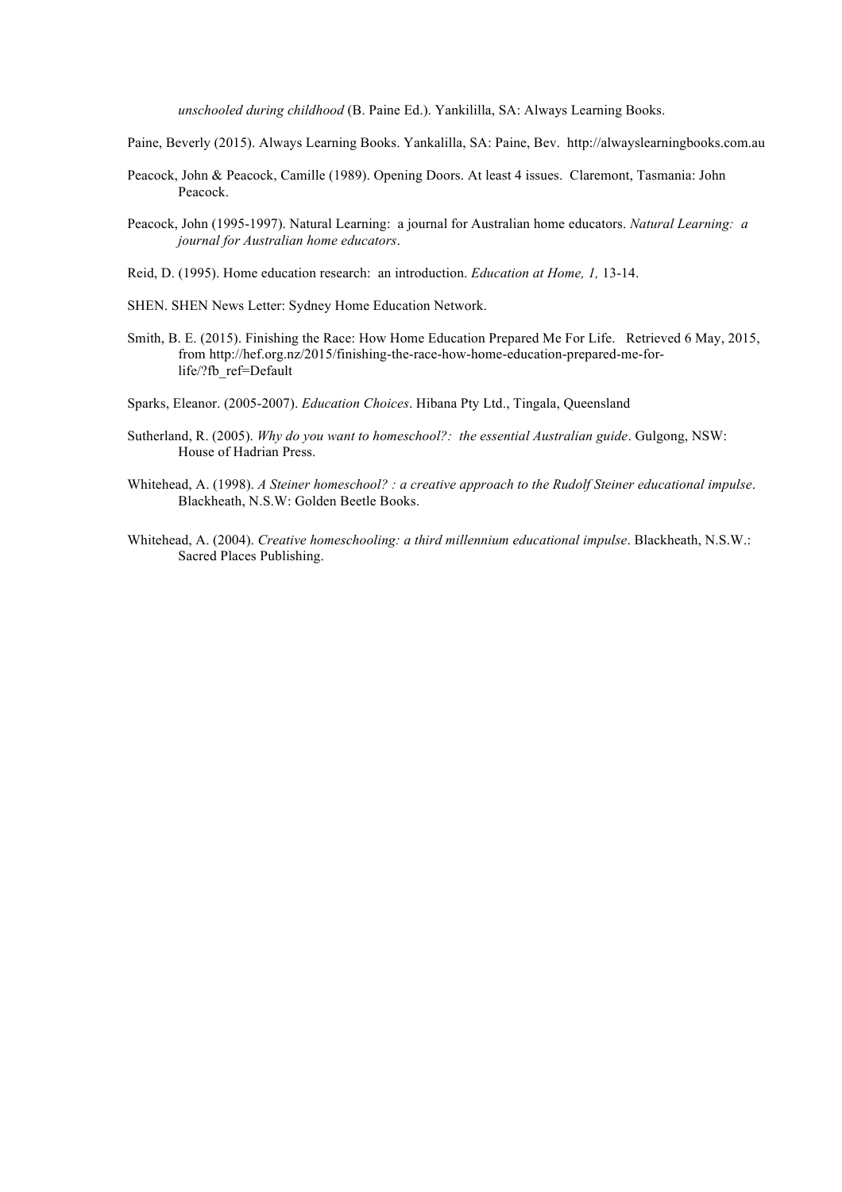*unschooled during childhood* (B. Paine Ed.). Yankililla, SA: Always Learning Books.

Paine, Beverly (2015). Always Learning Books. Yankalilla, SA: Paine, Bev. http://alwayslearningbooks.com.au

Peacock, John & Peacock, Camille (1989). Opening Doors. At least 4 issues. Claremont, Tasmania: John Peacock.

Peacock, John (1995-1997). Natural Learning: a journal for Australian home educators. *Natural Learning: a journal for Australian home educators*.

Reid, D. (1995). Home education research: an introduction. *Education at Home, 1,* 13-14.

SHEN. SHEN News Letter: Sydney Home Education Network.

Smith, B. E. (2015). Finishing the Race: How Home Education Prepared Me For Life. Retrieved 6 May, 2015, from http://hef.org.nz/2015/finishing-the-race-how-home-education-prepared-me-for-life/?fb_ref=Default

Sparks, Eleanor. (2005-2007). *Education Choices*. Hibana Pty Ltd., Tingala, Queensland

Sutherland, R. (2005). *Why do you want to homeschool?: the essential Australian guide*. Gulgong, NSW: House of Hadrian Press.

Whitehead, A. (1998). *A Steiner homeschool? : a creative approach to the Rudolf Steiner educational impulse*. Blackheath, N.S.W: Golden Beetle Books.

Whitehead, A. (2004). *Creative homeschooling: a third millennium educational impulse*. Blackheath, N.S.W.: Sacred Places Publishing.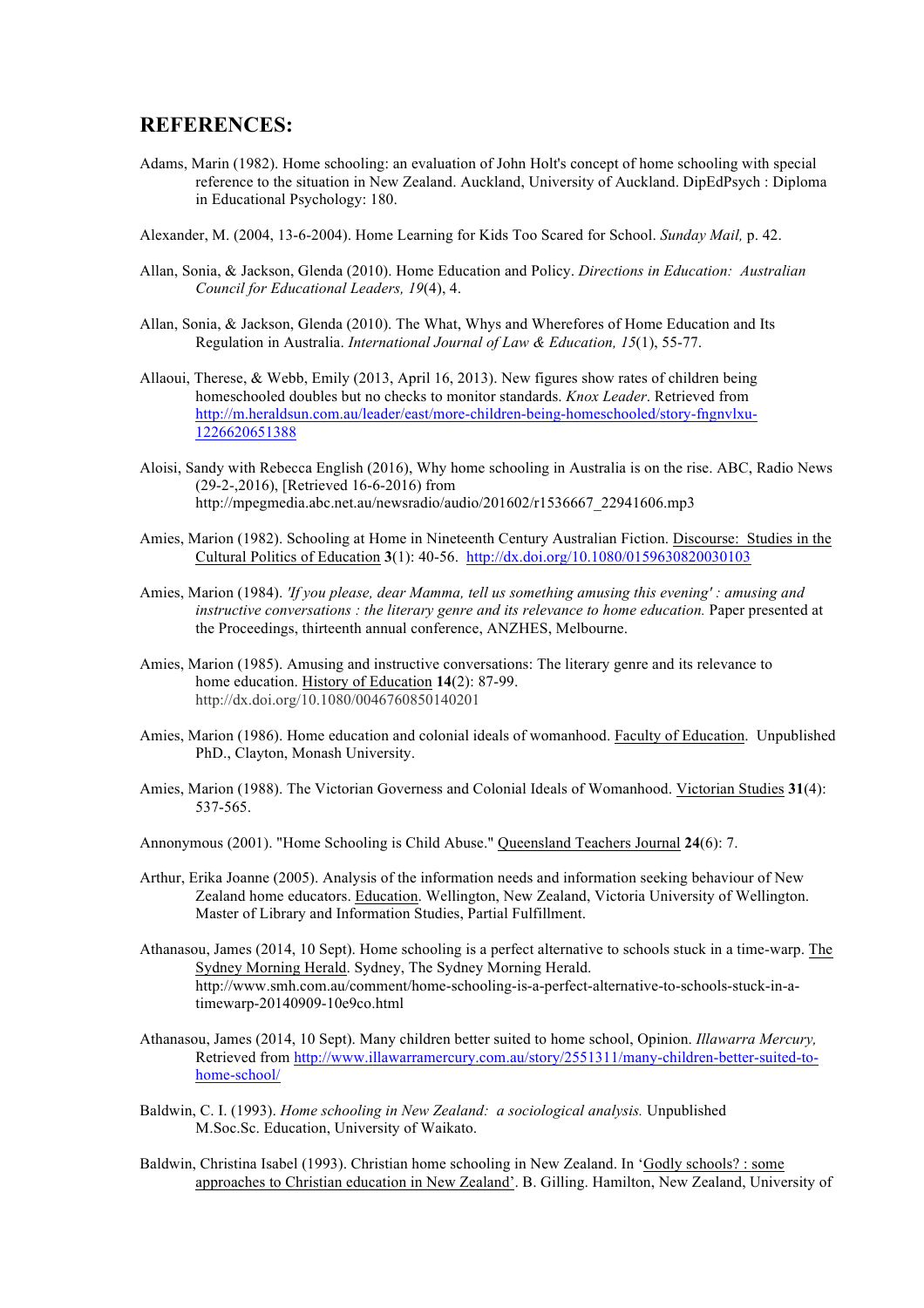## REFERENCES:

Adams, Marin (1982). Home schooling: an evaluation of John Holt's concept of home schooling with special reference to the situation in New Zealand. Auckland, University of Auckland. DipEdPsych : Diploma in Educational Psychology: 180.

Alexander, M. (2004, 13-6-2004). Home Learning for Kids Too Scared for School. *Sunday Mail,* p. 42.

Allan, Sonia, & Jackson, Glenda (2010). Home Education and Policy. *Directions in Education: Australian Council for Educational Leaders, 19*(4), 4.

Allan, Sonia, & Jackson, Glenda (2010). The What, Whys and Wherefores of Home Education and Its Regulation in Australia. *International Journal of Law & Education, 15*(1), 55-77.

Allaoui, Therese, & Webb, Emily (2013, April 16, 2013). New figures show rates of children being homeschooled doubles but no checks to monitor standards. *Knox Leader*. Retrieved from http://m.heraldsun.com.au/leader/east/more-children-being-homeschooled/story-fngnvlxu-1226620651388

Aloisi, Sandy with Rebecca English (2016), Why home schooling in Australia is on the rise. ABC, Radio News (29-2-,2016), [Retrieved 16-6-2016) from http://mpegmedia.abc.net.au/newsradio/audio/201602/r1536667_22941606.mp3

Amies, Marion (1982). Schooling at Home in Nineteenth Century Australian Fiction. Discourse: Studies in the Cultural Politics of Education **3**(1): 40-56. http://dx.doi.org/10.1080/0159630820030103

Amies, Marion (1984). *'If you please, dear Mamma, tell us something amusing this evening' : amusing and instructive conversations : the literary genre and its relevance to home education.* Paper presented at the Proceedings, thirteenth annual conference, ANZHES, Melbourne.

Amies, Marion (1985). Amusing and instructive conversations: The literary genre and its relevance to home education. History of Education **14**(2): 87-99. http://dx.doi.org/10.1080/0046760850140201

Amies, Marion (1986). Home education and colonial ideals of womanhood. Faculty of Education. Unpublished PhD., Clayton, Monash University.

Amies, Marion (1988). The Victorian Governess and Colonial Ideals of Womanhood. Victorian Studies **31**(4): 537-565.

Annonymous (2001). "Home Schooling is Child Abuse." Queensland Teachers Journal **24**(6): 7.

Arthur, Erika Joanne (2005). Analysis of the information needs and information seeking behaviour of New Zealand home educators. Education. Wellington, New Zealand, Victoria University of Wellington. Master of Library and Information Studies, Partial Fulfillment.

Athanasou, James (2014, 10 Sept). Home schooling is a perfect alternative to schools stuck in a time-warp. The Sydney Morning Herald. Sydney, The Sydney Morning Herald. http://www.smh.com.au/comment/home-schooling-is-a-perfect-alternative-to-schools-stuck-in-a-timewarp-20140909-10e9co.html

Athanasou, James (2014, 10 Sept). Many children better suited to home school, Opinion. *Illawarra Mercury,* Retrieved from http://www.illawarramercury.com.au/story/2551311/many-children-better-suited-to-home-school/

Baldwin, C. I. (1993). *Home schooling in New Zealand: a sociological analysis.* Unpublished M.Soc.Sc. Education, University of Waikato.

Baldwin, Christina Isabel (1993). Christian home schooling in New Zealand. In 'Godly schools? : some approaches to Christian education in New Zealand'. B. Gilling. Hamilton, New Zealand, University of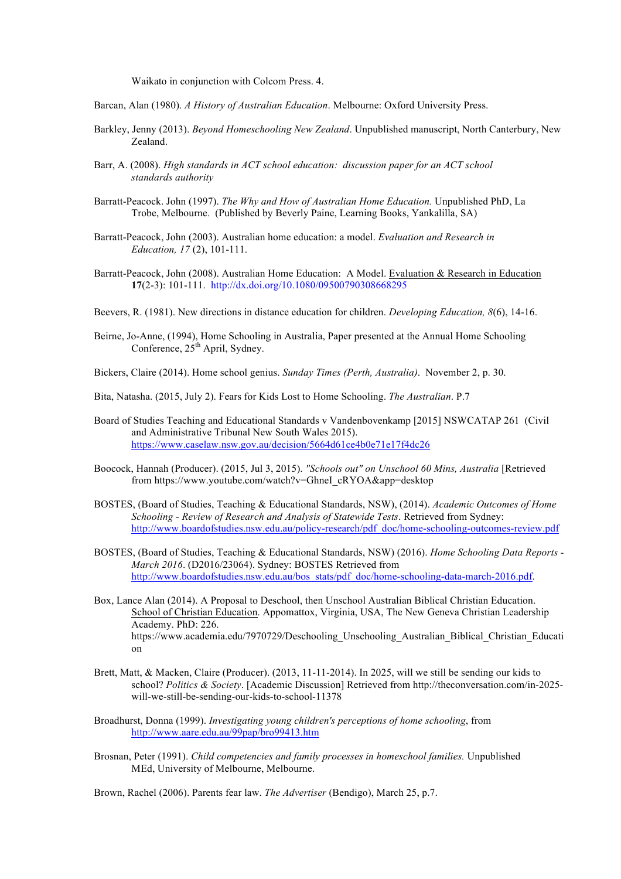Waikato in conjunction with Colcom Press. 4.

Barcan, Alan (1980). *A History of Australian Education*. Melbourne: Oxford University Press.

Barkley, Jenny (2013). *Beyond Homeschooling New Zealand*. Unpublished manuscript, North Canterbury, New Zealand.

Barr, A. (2008). *High standards in ACT school education: discussion paper for an ACT school standards authority*

Barratt-Peacock. John (1997). *The Why and How of Australian Home Education.* Unpublished PhD, La Trobe, Melbourne. (Published by Beverly Paine, Learning Books, Yankalilla, SA)

Barratt-Peacock, John (2003). Australian home education: a model. *Evaluation and Research in Education, 17* (2), 101-111.

Barratt-Peacock, John (2008). Australian Home Education: A Model. Evaluation & Research in Education **17**(2-3): 101-111. http://dx.doi.org/10.1080/09500790308668295

Beevers, R. (1981). New directions in distance education for children. *Developing Education, 8*(6), 14-16.

Beirne, Jo-Anne, (1994), Home Schooling in Australia, Paper presented at the Annual Home Schooling Conference, 25th April, Sydney.

Bickers, Claire (2014). Home school genius. *Sunday Times (Perth, Australia)*. November 2, p. 30.

Bita, Natasha. (2015, July 2). Fears for Kids Lost to Home Schooling. *The Australian*. P.7

Board of Studies Teaching and Educational Standards v Vandenbovenkamp [2015] NSWCATAP 261 (Civil and Administrative Tribunal New South Wales 2015). https://www.caselaw.nsw.gov.au/decision/5664d61ce4b0e71e17f4dc26

Boocock, Hannah (Producer). (2015, Jul 3, 2015). *"Schools out" on Unschool 60 Mins, Australia* [Retrieved from https://www.youtube.com/watch?v=GhneI_cRYOA&app=desktop

BOSTES, (Board of Studies, Teaching & Educational Standards, NSW), (2014). *Academic Outcomes of Home Schooling - Review of Research and Analysis of Statewide Tests*. Retrieved from Sydney: http://www.boardofstudies.nsw.edu.au/policy-research/pdf_doc/home-schooling-outcomes-review.pdf

BOSTES, (Board of Studies, Teaching & Educational Standards, NSW) (2016). *Home Schooling Data Reports - March 2016*. (D2016/23064). Sydney: BOSTES Retrieved from http://www.boardofstudies.nsw.edu.au/bos_stats/pdf_doc/home-schooling-data-march-2016.pdf.

Box, Lance Alan (2014). A Proposal to Deschool, then Unschool Australian Biblical Christian Education. School of Christian Education. Appomattox, Virginia, USA, The New Geneva Christian Leadership Academy. PhD: 226. https://www.academia.edu/7970729/Deschooling_Unschooling_Australian_Biblical_Christian_Education

Brett, Matt, & Macken, Claire (Producer). (2013, 11-11-2014). In 2025, will we still be sending our kids to school? *Politics & Society*. [Academic Discussion] Retrieved from http://theconversation.com/in-2025-will-we-still-be-sending-our-kids-to-school-11378

Broadhurst, Donna (1999). *Investigating young children's perceptions of home schooling*, from http://www.aare.edu.au/99pap/bro99413.htm

Brosnan, Peter (1991). *Child competencies and family processes in homeschool families.* Unpublished MEd, University of Melbourne, Melbourne.

Brown, Rachel (2006). Parents fear law. *The Advertiser* (Bendigo), March 25, p.7.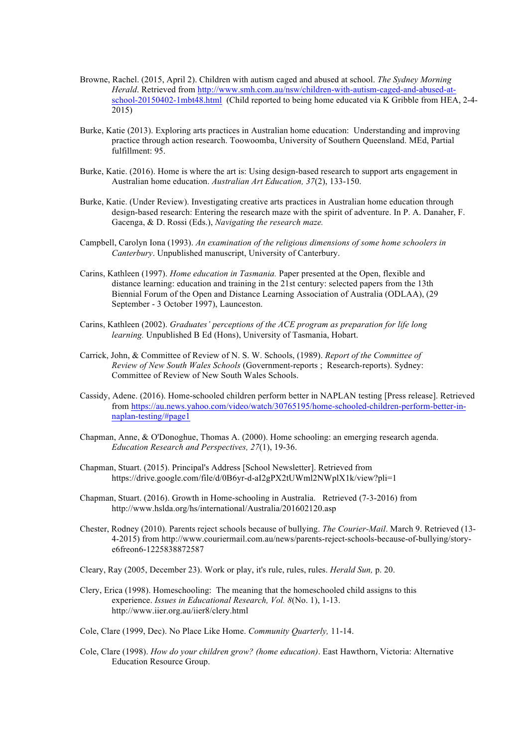Browne, Rachel. (2015, April 2). Children with autism caged and abused at school. *The Sydney Morning Herald*. Retrieved from http://www.smh.com.au/nsw/children-with-autism-caged-and-abused-at-school-20150402-1mbt48.html (Child reported to being home educated via K Gribble from HEA, 2-4-2015)

Burke, Katie (2013). Exploring arts practices in Australian home education: Understanding and improving practice through action research. Toowoomba, University of Southern Queensland. MEd, Partial fulfillment: 95.

Burke, Katie. (2016). Home is where the art is: Using design-based research to support arts engagement in Australian home education. *Australian Art Education, 37*(2), 133-150.

Burke, Katie. (Under Review). Investigating creative arts practices in Australian home education through design-based research: Entering the research maze with the spirit of adventure. In P. A. Danaher, F. Gacenga, & D. Rossi (Eds.), *Navigating the research maze.*

Campbell, Carolyn Iona (1993). *An examination of the religious dimensions of some home schoolers in Canterbury*. Unpublished manuscript, University of Canterbury.

Carins, Kathleen (1997). *Home education in Tasmania.* Paper presented at the Open, flexible and distance learning: education and training in the 21st century: selected papers from the 13th Biennial Forum of the Open and Distance Learning Association of Australia (ODLAA), (29 September - 3 October 1997), Launceston.

Carins, Kathleen (2002). *Graduates' perceptions of the ACE program as preparation for life long learning.* Unpublished B Ed (Hons), University of Tasmania, Hobart.

Carrick, John, & Committee of Review of N. S. W. Schools, (1989). *Report of the Committee of Review of New South Wales Schools* (Government-reports ; Research-reports). Sydney: Committee of Review of New South Wales Schools.

Cassidy, Adene. (2016). Home-schooled children perform better in NAPLAN testing [Press release]. Retrieved from https://au.news.yahoo.com/video/watch/30765195/home-schooled-children-perform-better-in-naplan-testing/#page1

Chapman, Anne, & O'Donoghue, Thomas A. (2000). Home schooling: an emerging research agenda. *Education Research and Perspectives, 27*(1), 19-36.

Chapman, Stuart. (2015). Principal's Address [School Newsletter]. Retrieved from https://drive.google.com/file/d/0B6yr-d-aI2gPX2tUWml2NWplX1k/view?pli=1

Chapman, Stuart. (2016). Growth in Home-schooling in Australia. Retrieved (7-3-2016) from http://www.hslda.org/hs/international/Australia/201602120.asp

Chester, Rodney (2010). Parents reject schools because of bullying. *The Courier-Mail*. March 9. Retrieved (13-4-2015) from http://www.couriermail.com.au/news/parents-reject-schools-because-of-bullying/story-e6freon6-1225838872587

Cleary, Ray (2005, December 23). Work or play, it's rule, rules, rules. *Herald Sun,* p. 20.

Clery, Erica (1998). Homeschooling: The meaning that the homeschooled child assigns to this experience. *Issues in Educational Research, Vol. 8*(No. 1), 1-13. http://www.iier.org.au/iier8/clery.html

Cole, Clare (1999, Dec). No Place Like Home. *Community Quarterly,* 11-14.

Cole, Clare (1998). *How do your children grow? (home education)*. East Hawthorn, Victoria: Alternative Education Resource Group.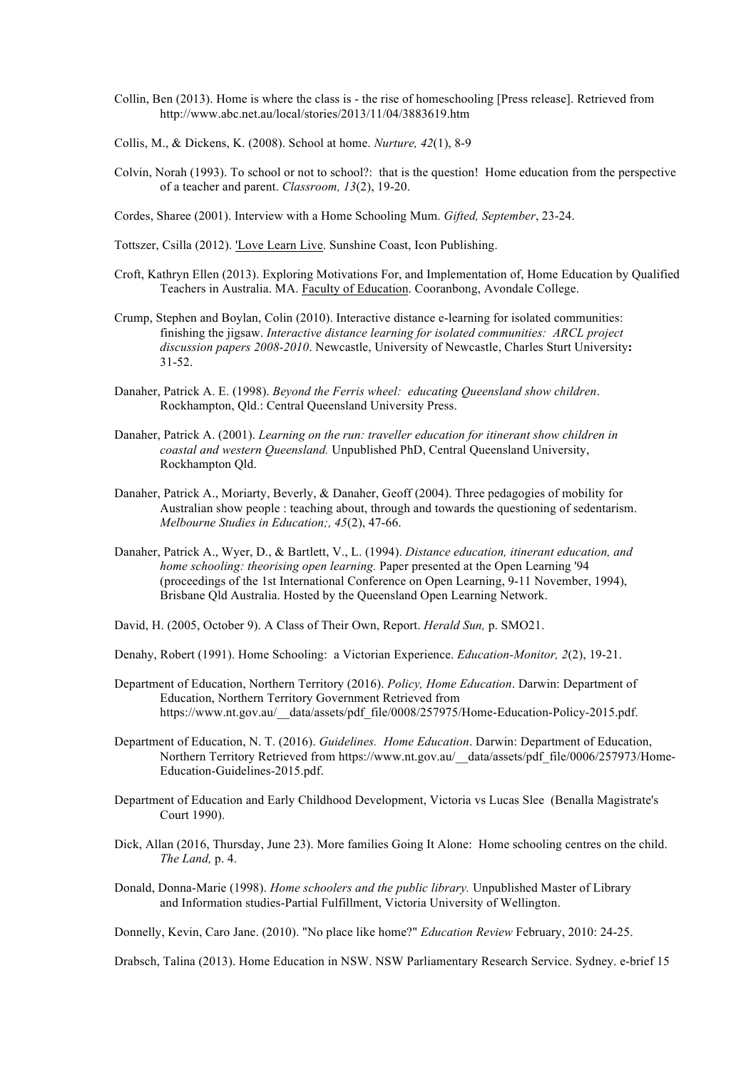Collin, Ben (2013). Home is where the class is - the rise of homeschooling [Press release]. Retrieved from http://www.abc.net.au/local/stories/2013/11/04/3883619.htm

Collis, M., & Dickens, K. (2008). School at home. *Nurture, 42*(1), 8-9

Colvin, Norah (1993). To school or not to school?: that is the question! Home education from the perspective of a teacher and parent. *Classroom, 13*(2), 19-20.

Cordes, Sharee (2001). Interview with a Home Schooling Mum. *Gifted, September*, 23-24.

Tottszer, Csilla (2012). 'Love Learn Live. Sunshine Coast, Icon Publishing.

Croft, Kathryn Ellen (2013). Exploring Motivations For, and Implementation of, Home Education by Qualified Teachers in Australia. MA. Faculty of Education. Cooranbong, Avondale College.

Crump, Stephen and Boylan, Colin (2010). Interactive distance e-learning for isolated communities: finishing the jigsaw. *Interactive distance learning for isolated communities: ARCL project discussion papers 2008-2010*. Newcastle, University of Newcastle, Charles Sturt University**:** 31-52.

Danaher, Patrick A. E. (1998). *Beyond the Ferris wheel: educating Queensland show children*. Rockhampton, Qld.: Central Queensland University Press.

Danaher, Patrick A. (2001). *Learning on the run: traveller education for itinerant show children in coastal and western Queensland.* Unpublished PhD, Central Queensland University, Rockhampton Qld.

Danaher, Patrick A., Moriarty, Beverly, & Danaher, Geoff (2004). Three pedagogies of mobility for Australian show people : teaching about, through and towards the questioning of sedentarism. *Melbourne Studies in Education;, 45*(2), 47-66.

Danaher, Patrick A., Wyer, D., & Bartlett, V., L. (1994). *Distance education, itinerant education, and home schooling: theorising open learning.* Paper presented at the Open Learning '94 (proceedings of the 1st International Conference on Open Learning, 9-11 November, 1994), Brisbane Qld Australia. Hosted by the Queensland Open Learning Network.

David, H. (2005, October 9). A Class of Their Own, Report. *Herald Sun,* p. SMO21.

Denahy, Robert (1991). Home Schooling: a Victorian Experience. *Education-Monitor, 2*(2), 19-21.

Department of Education, Northern Territory (2016). *Policy, Home Education*. Darwin: Department of Education, Northern Territory Government Retrieved from https://www.nt.gov.au/__data/assets/pdf_file/0008/257975/Home-Education-Policy-2015.pdf.

Department of Education, N. T. (2016). *Guidelines. Home Education*. Darwin: Department of Education, Northern Territory Retrieved from https://www.nt.gov.au/__data/assets/pdf_file/0006/257973/Home-Education-Guidelines-2015.pdf.

Department of Education and Early Childhood Development, Victoria vs Lucas Slee (Benalla Magistrate's Court 1990).

Dick, Allan (2016, Thursday, June 23). More families Going It Alone: Home schooling centres on the child. *The Land,* p. 4.

Donald, Donna-Marie (1998). *Home schoolers and the public library.* Unpublished Master of Library and Information studies-Partial Fulfillment, Victoria University of Wellington.

Donnelly, Kevin, Caro Jane. (2010). "No place like home?" *Education Review* February, 2010: 24-25.

Drabsch, Talina (2013). Home Education in NSW. NSW Parliamentary Research Service. Sydney. e-brief 15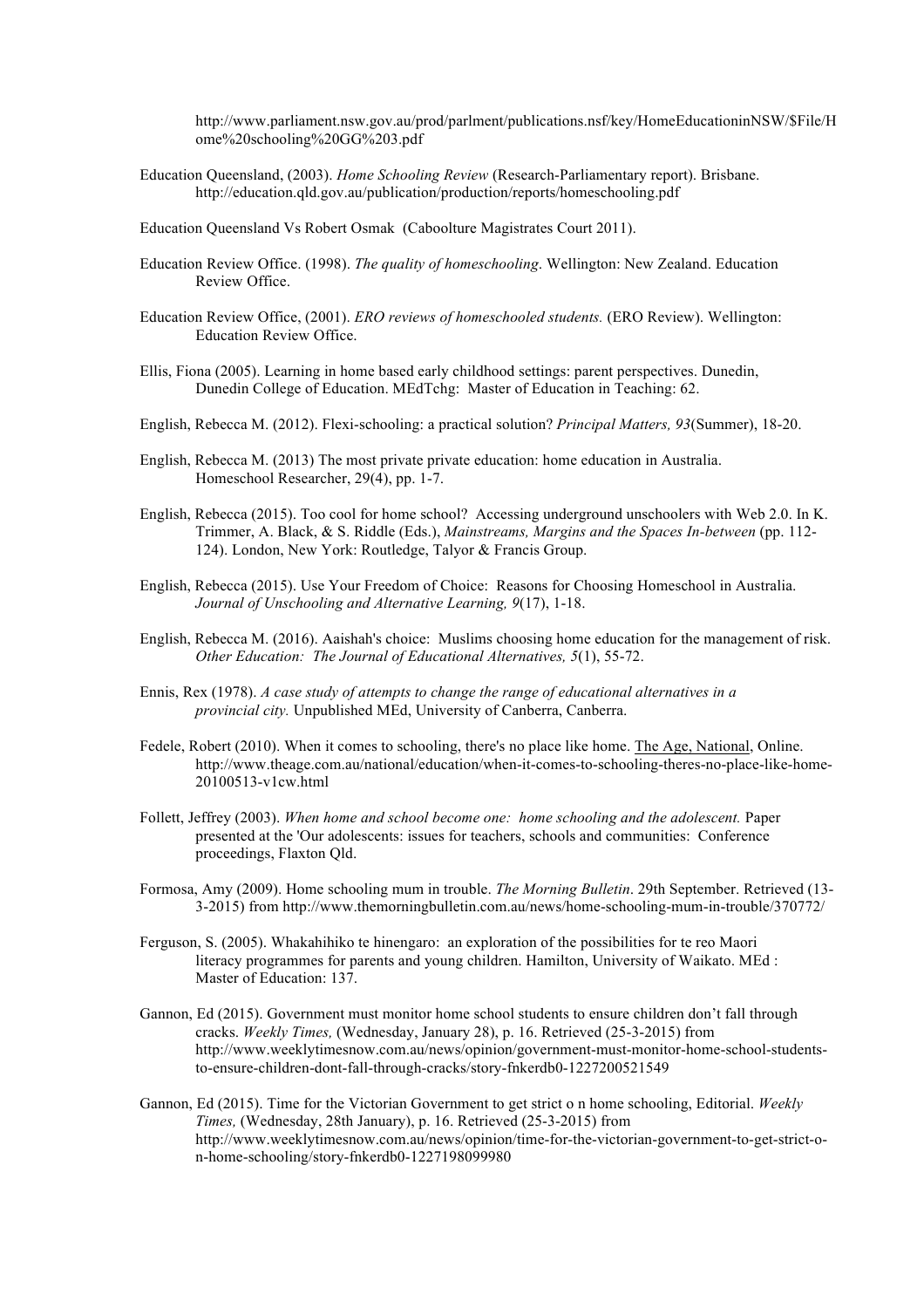http://www.parliament.nsw.gov.au/prod/parlment/publications.nsf/key/HomeEducationinNSW/$File/Home%20schooling%20GG%203.pdf

Education Queensland, (2003). *Home Schooling Review* (Research-Parliamentary report). Brisbane. http://education.qld.gov.au/publication/production/reports/homeschooling.pdf

Education Queensland Vs Robert Osmak (Caboolture Magistrates Court 2011).

Education Review Office. (1998). *The quality of homeschooling*. Wellington: New Zealand. Education Review Office.

Education Review Office, (2001). *ERO reviews of homeschooled students.* (ERO Review). Wellington: Education Review Office.

Ellis, Fiona (2005). Learning in home based early childhood settings: parent perspectives. Dunedin, Dunedin College of Education. MEdTchg: Master of Education in Teaching: 62.

English, Rebecca M. (2012). Flexi-schooling: a practical solution? *Principal Matters, 93*(Summer), 18-20.

English, Rebecca M. (2013) The most private private education: home education in Australia. Homeschool Researcher, 29(4), pp. 1-7.

English, Rebecca (2015). Too cool for home school? Accessing underground unschoolers with Web 2.0. In K. Trimmer, A. Black, & S. Riddle (Eds.), *Mainstreams, Margins and the Spaces In-between* (pp. 112-124). London, New York: Routledge, Talyor & Francis Group.

English, Rebecca (2015). Use Your Freedom of Choice: Reasons for Choosing Homeschool in Australia. *Journal of Unschooling and Alternative Learning, 9*(17), 1-18.

English, Rebecca M. (2016). Aaishah's choice: Muslims choosing home education for the management of risk. *Other Education: The Journal of Educational Alternatives, 5*(1), 55-72.

Ennis, Rex (1978). *A case study of attempts to change the range of educational alternatives in a provincial city.* Unpublished MEd, University of Canberra, Canberra.

Fedele, Robert (2010). When it comes to schooling, there's no place like home. The Age, National, Online. http://www.theage.com.au/national/education/when-it-comes-to-schooling-theres-no-place-like-home-20100513-v1cw.html

Follett, Jeffrey (2003). *When home and school become one: home schooling and the adolescent.* Paper presented at the 'Our adolescents: issues for teachers, schools and communities: Conference proceedings, Flaxton Qld.

Formosa, Amy (2009). Home schooling mum in trouble. *The Morning Bulletin*. 29th September. Retrieved (13-3-2015) from http://www.themorningbulletin.com.au/news/home-schooling-mum-in-trouble/370772/

Ferguson, S. (2005). Whakahihiko te hinengaro: an exploration of the possibilities for te reo Maori literacy programmes for parents and young children. Hamilton, University of Waikato. MEd : Master of Education: 137.

Gannon, Ed (2015). Government must monitor home school students to ensure children don't fall through cracks. *Weekly Times,* (Wednesday, January 28), p. 16. Retrieved (25-3-2015) from http://www.weeklytimesnow.com.au/news/opinion/government-must-monitor-home-school-students-to-ensure-children-dont-fall-through-cracks/story-fnkerdb0-1227200521549

Gannon, Ed (2015). Time for the Victorian Government to get strict o n home schooling, Editorial. *Weekly Times,* (Wednesday, 28th January), p. 16. Retrieved (25-3-2015) from http://www.weeklytimesnow.com.au/news/opinion/time-for-the-victorian-government-to-get-strict-o-n-home-schooling/story-fnkerdb0-1227198099980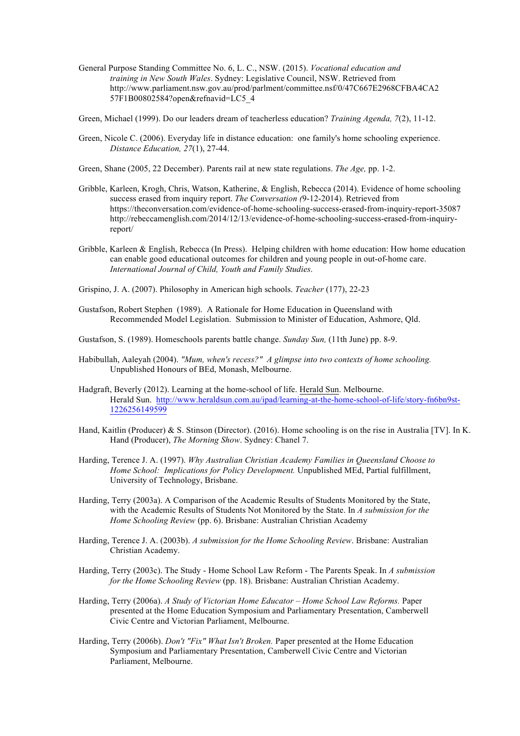General Purpose Standing Committee No. 6, L. C., NSW. (2015). *Vocational education and training in New South Wales*. Sydney: Legislative Council, NSW. Retrieved from http://www.parliament.nsw.gov.au/prod/parlment/committee.nsf/0/47C667E2968CFBA4CA257F1B00802584?open&refnavid=LC5_4

Green, Michael (1999). Do our leaders dream of teacherless education? *Training Agenda, 7*(2), 11-12.

Green, Nicole C. (2006). Everyday life in distance education: one family's home schooling experience. *Distance Education, 27*(1), 27-44.

Green, Shane (2005, 22 December). Parents rail at new state regulations. *The Age,* pp. 1-2.

Gribble, Karleen, Krogh, Chris, Watson, Katherine, & English, Rebecca (2014). Evidence of home schooling success erased from inquiry report. *The Conversation (*9-12-2014). Retrieved from https://theconversation.com/evidence-of-home-schooling-success-erased-from-inquiry-report-35087 http://rebeccamenglish.com/2014/12/13/evidence-of-home-schooling-success-erased-from-inquiry-report/

Gribble, Karleen & English, Rebecca (In Press). Helping children with home education: How home education can enable good educational outcomes for children and young people in out-of-home care. *International Journal of Child, Youth and Family Studies*.

Grispino, J. A. (2007). Philosophy in American high schools. *Teacher* (177), 22-23

Gustafson, Robert Stephen (1989). A Rationale for Home Education in Queensland with Recommended Model Legislation. Submission to Minister of Education, Ashmore, Qld.

Gustafson, S. (1989). Homeschools parents battle change. *Sunday Sun,* (11th June) pp. 8-9.

Habibullah, Aaleyah (2004). *"Mum, when's recess?" A glimpse into two contexts of home schooling.* Unpublished Honours of BEd, Monash, Melbourne.

Hadgraft, Beverly (2012). Learning at the home-school of life. Herald Sun. Melbourne. Herald Sun. http://www.heraldsun.com.au/ipad/learning-at-the-home-school-of-life/story-fn6bn9st-1226256149599

Hand, Kaitlin (Producer) & S. Stinson (Director). (2016). Home schooling is on the rise in Australia [TV]. In K. Hand (Producer), *The Morning Show*. Sydney: Chanel 7.

Harding, Terence J. A. (1997). *Why Australian Christian Academy Families in Queensland Choose to Home School: Implications for Policy Development.* Unpublished MEd, Partial fulfillment, University of Technology, Brisbane.

Harding, Terry (2003a). A Comparison of the Academic Results of Students Monitored by the State, with the Academic Results of Students Not Monitored by the State. In *A submission for the Home Schooling Review* (pp. 6). Brisbane: Australian Christian Academy

Harding, Terence J. A. (2003b). *A submission for the Home Schooling Review*. Brisbane: Australian Christian Academy.

Harding, Terry (2003c). The Study - Home School Law Reform - The Parents Speak. In *A submission for the Home Schooling Review* (pp. 18). Brisbane: Australian Christian Academy.

Harding, Terry (2006a). *A Study of Victorian Home Educator – Home School Law Reforms.* Paper presented at the Home Education Symposium and Parliamentary Presentation, Camberwell Civic Centre and Victorian Parliament, Melbourne.

Harding, Terry (2006b). *Don't "Fix" What Isn't Broken.* Paper presented at the Home Education Symposium and Parliamentary Presentation, Camberwell Civic Centre and Victorian Parliament, Melbourne.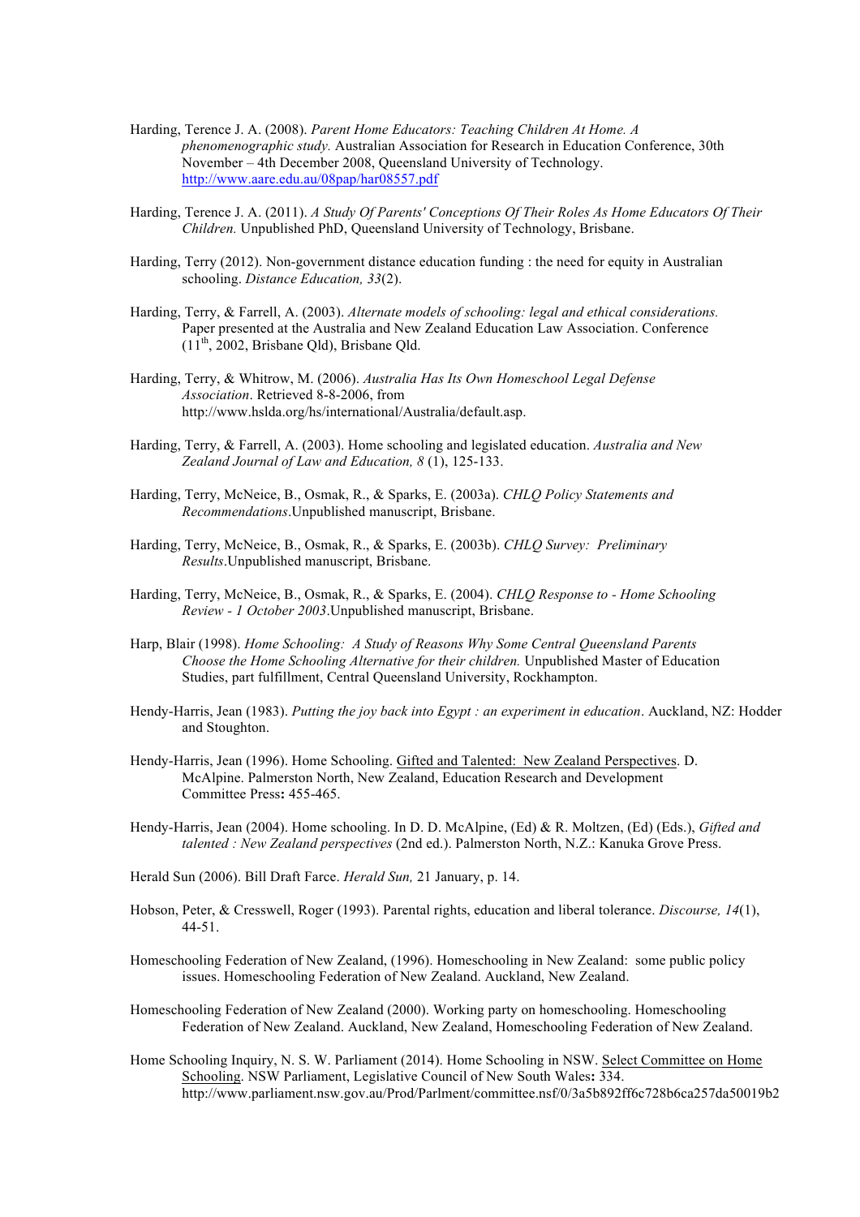Harding, Terence J. A. (2008). *Parent Home Educators: Teaching Children At Home. A phenomenographic study.* Australian Association for Research in Education Conference, 30th November – 4th December 2008, Queensland University of Technology. http://www.aare.edu.au/08pap/har08557.pdf

Harding, Terence J. A. (2011). *A Study Of Parents' Conceptions Of Their Roles As Home Educators Of Their Children.* Unpublished PhD, Queensland University of Technology, Brisbane.

Harding, Terry (2012). Non-government distance education funding : the need for equity in Australian schooling. *Distance Education, 33*(2).

Harding, Terry, & Farrell, A. (2003). *Alternate models of schooling: legal and ethical considerations.* Paper presented at the Australia and New Zealand Education Law Association. Conference (11th, 2002, Brisbane Qld), Brisbane Qld.

Harding, Terry, & Whitrow, M. (2006). *Australia Has Its Own Homeschool Legal Defense Association*. Retrieved 8-8-2006, from http://www.hslda.org/hs/international/Australia/default.asp.

Harding, Terry, & Farrell, A. (2003). Home schooling and legislated education. *Australia and New Zealand Journal of Law and Education, 8* (1), 125-133.

Harding, Terry, McNeice, B., Osmak, R., & Sparks, E. (2003a). *CHLQ Policy Statements and Recommendations*.Unpublished manuscript, Brisbane.

Harding, Terry, McNeice, B., Osmak, R., & Sparks, E. (2003b). *CHLQ Survey: Preliminary Results*.Unpublished manuscript, Brisbane.

Harding, Terry, McNeice, B., Osmak, R., & Sparks, E. (2004). *CHLQ Response to - Home Schooling Review - 1 October 2003*.Unpublished manuscript, Brisbane.

Harp, Blair (1998). *Home Schooling: A Study of Reasons Why Some Central Queensland Parents Choose the Home Schooling Alternative for their children.* Unpublished Master of Education Studies, part fulfillment, Central Queensland University, Rockhampton.

Hendy-Harris, Jean (1983). *Putting the joy back into Egypt : an experiment in education*. Auckland, NZ: Hodder and Stoughton.

Hendy-Harris, Jean (1996). Home Schooling. Gifted and Talented: New Zealand Perspectives. D. McAlpine. Palmerston North, New Zealand, Education Research and Development Committee Press**:** 455-465.

Hendy-Harris, Jean (2004). Home schooling. In D. D. McAlpine, (Ed) & R. Moltzen, (Ed) (Eds.), *Gifted and talented : New Zealand perspectives* (2nd ed.). Palmerston North, N.Z.: Kanuka Grove Press.

Herald Sun (2006). Bill Draft Farce. *Herald Sun,* 21 January, p. 14.

Hobson, Peter, & Cresswell, Roger (1993). Parental rights, education and liberal tolerance. *Discourse, 14*(1), 44-51.

Homeschooling Federation of New Zealand, (1996). Homeschooling in New Zealand: some public policy issues. Homeschooling Federation of New Zealand. Auckland, New Zealand.

Homeschooling Federation of New Zealand (2000). Working party on homeschooling. Homeschooling Federation of New Zealand. Auckland, New Zealand, Homeschooling Federation of New Zealand.

Home Schooling Inquiry, N. S. W. Parliament (2014). Home Schooling in NSW. Select Committee on Home Schooling. NSW Parliament, Legislative Council of New South Wales**:** 334. http://www.parliament.nsw.gov.au/Prod/Parlment/committee.nsf/0/3a5b892ff6c728b6ca257da50019b2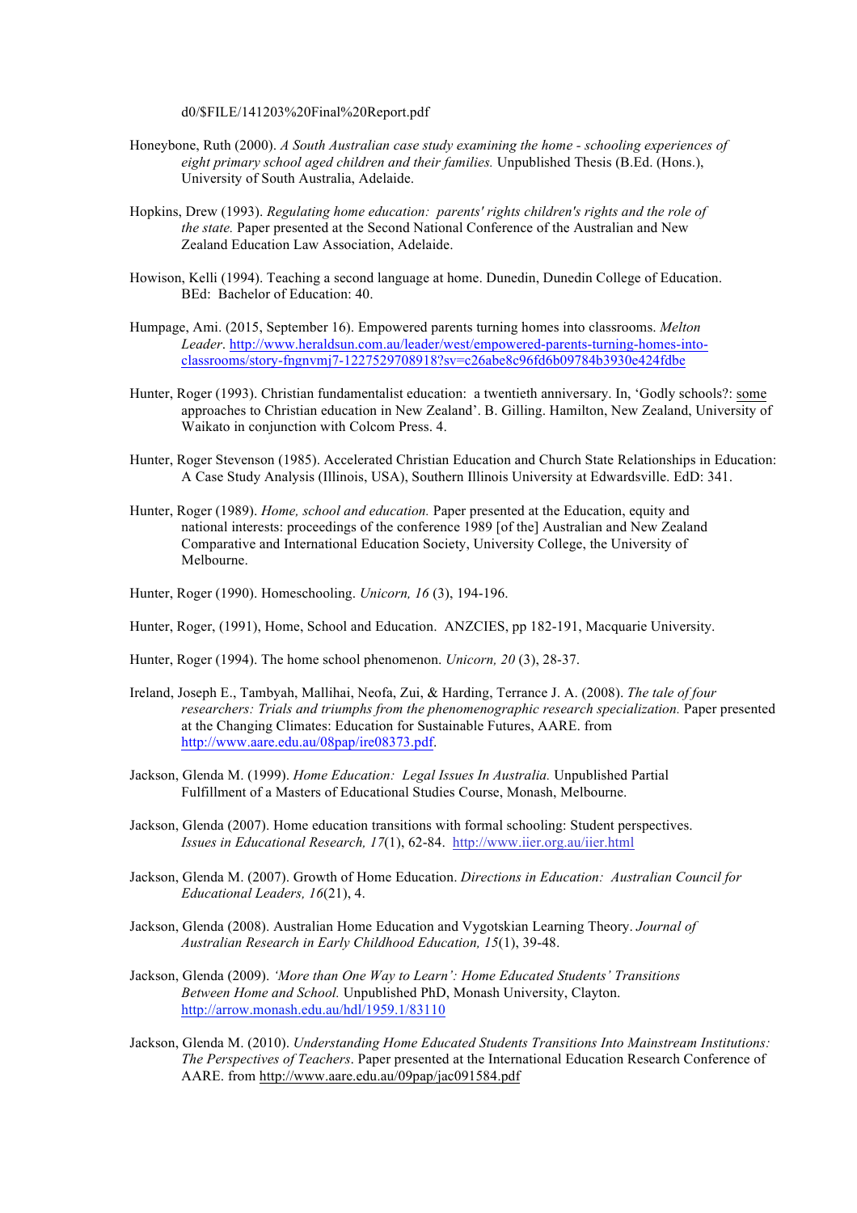d0/$FILE/141203%20Final%20Report.pdf

Honeybone, Ruth (2000). *A South Australian case study examining the home - schooling experiences of eight primary school aged children and their families.* Unpublished Thesis (B.Ed. (Hons.), University of South Australia, Adelaide.

Hopkins, Drew (1993). *Regulating home education: parents' rights children's rights and the role of the state.* Paper presented at the Second National Conference of the Australian and New Zealand Education Law Association, Adelaide.

Howison, Kelli (1994). Teaching a second language at home. Dunedin, Dunedin College of Education. BEd: Bachelor of Education: 40.

Humpage, Ami. (2015, September 16). Empowered parents turning homes into classrooms. *Melton Leader*. http://www.heraldsun.com.au/leader/west/empowered-parents-turning-homes-into-classrooms/story-fngnvmj7-1227529708918?sv=c26abe8c96fd6b09784b3930e424fdbe

Hunter, Roger (1993). Christian fundamentalist education: a twentieth anniversary. In, 'Godly schools?: some approaches to Christian education in New Zealand'. B. Gilling. Hamilton, New Zealand, University of Waikato in conjunction with Colcom Press. 4.

Hunter, Roger Stevenson (1985). Accelerated Christian Education and Church State Relationships in Education: A Case Study Analysis (Illinois, USA), Southern Illinois University at Edwardsville. EdD: 341.

Hunter, Roger (1989). *Home, school and education.* Paper presented at the Education, equity and national interests: proceedings of the conference 1989 [of the] Australian and New Zealand Comparative and International Education Society, University College, the University of Melbourne.

Hunter, Roger (1990). Homeschooling. *Unicorn, 16* (3), 194-196.

Hunter, Roger, (1991), Home, School and Education. ANZCIES, pp 182-191, Macquarie University.

Hunter, Roger (1994). The home school phenomenon. *Unicorn, 20* (3), 28-37.

Ireland, Joseph E., Tambyah, Mallihai, Neofa, Zui, & Harding, Terrance J. A. (2008). *The tale of four researchers: Trials and triumphs from the phenomenographic research specialization.* Paper presented at the Changing Climates: Education for Sustainable Futures, AARE. from http://www.aare.edu.au/08pap/ire08373.pdf.

Jackson, Glenda M. (1999). *Home Education: Legal Issues In Australia.* Unpublished Partial Fulfillment of a Masters of Educational Studies Course, Monash, Melbourne.

Jackson, Glenda (2007). Home education transitions with formal schooling: Student perspectives. *Issues in Educational Research, 17*(1), 62-84. http://www.iier.org.au/iier.html

Jackson, Glenda M. (2007). Growth of Home Education. *Directions in Education: Australian Council for Educational Leaders, 16*(21), 4.

Jackson, Glenda (2008). Australian Home Education and Vygotskian Learning Theory. *Journal of Australian Research in Early Childhood Education, 15*(1), 39-48.

Jackson, Glenda (2009). *'More than One Way to Learn': Home Educated Students' Transitions Between Home and School.* Unpublished PhD, Monash University, Clayton. http://arrow.monash.edu.au/hdl/1959.1/83110

Jackson, Glenda M. (2010). *Understanding Home Educated Students Transitions Into Mainstream Institutions: The Perspectives of Teachers*. Paper presented at the International Education Research Conference of AARE. from http://www.aare.edu.au/09pap/jac091584.pdf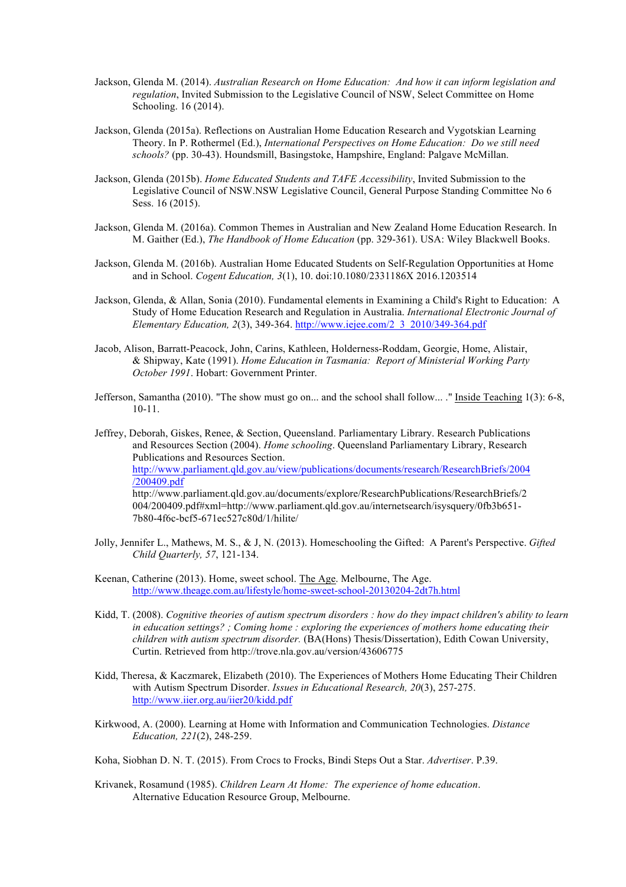Jackson, Glenda M. (2014). *Australian Research on Home Education: And how it can inform legislation and regulation*, Invited Submission to the Legislative Council of NSW, Select Committee on Home Schooling. 16 (2014).

Jackson, Glenda (2015a). Reflections on Australian Home Education Research and Vygotskian Learning Theory. In P. Rothermel (Ed.), *International Perspectives on Home Education: Do we still need schools?* (pp. 30-43). Houndsmill, Basingstoke, Hampshire, England: Palgave McMillan.

Jackson, Glenda (2015b). *Home Educated Students and TAFE Accessibility*, Invited Submission to the Legislative Council of NSW.NSW Legislative Council, General Purpose Standing Committee No 6 Sess. 16 (2015).

Jackson, Glenda M. (2016a). Common Themes in Australian and New Zealand Home Education Research. In M. Gaither (Ed.), *The Handbook of Home Education* (pp. 329-361). USA: Wiley Blackwell Books.

Jackson, Glenda M. (2016b). Australian Home Educated Students on Self-Regulation Opportunities at Home and in School. *Cogent Education, 3*(1), 10. doi:10.1080/2331186X 2016.1203514

Jackson, Glenda, & Allan, Sonia (2010). Fundamental elements in Examining a Child's Right to Education: A Study of Home Education Research and Regulation in Australia. *International Electronic Journal of Elementary Education, 2*(3), 349-364. http://www.iejee.com/2_3_2010/349-364.pdf

Jacob, Alison, Barratt-Peacock, John, Carins, Kathleen, Holderness-Roddam, Georgie, Home, Alistair, & Shipway, Kate (1991). *Home Education in Tasmania: Report of Ministerial Working Party October 1991*. Hobart: Government Printer.

Jefferson, Samantha (2010). "The show must go on... and the school shall follow... ." Inside Teaching 1(3): 6-8, 10-11.

Jeffrey, Deborah, Giskes, Renee, & Section, Queensland. Parliamentary Library. Research Publications and Resources Section (2004). *Home schooling*. Queensland Parliamentary Library, Research Publications and Resources Section. http://www.parliament.qld.gov.au/view/publications/documents/research/ResearchBriefs/2004/200409.pdf http://www.parliament.qld.gov.au/documents/explore/ResearchPublications/ResearchBriefs/2004/200409.pdf#xml=http://www.parliament.qld.gov.au/internetsearch/isysquery/0fb3b651-7b80-4f6c-bcf5-671ec527c80d/1/hilite/

Jolly, Jennifer L., Mathews, M. S., & J, N. (2013). Homeschooling the Gifted: A Parent's Perspective. *Gifted Child Quarterly, 57*, 121-134.

Keenan, Catherine (2013). Home, sweet school. The Age. Melbourne, The Age. http://www.theage.com.au/lifestyle/home-sweet-school-20130204-2dt7h.html

Kidd, T. (2008). *Cognitive theories of autism spectrum disorders : how do they impact children's ability to learn in education settings? ; Coming home : exploring the experiences of mothers home educating their children with autism spectrum disorder.* (BA(Hons) Thesis/Dissertation), Edith Cowan University, Curtin. Retrieved from http://trove.nla.gov.au/version/43606775

Kidd, Theresa, & Kaczmarek, Elizabeth (2010). The Experiences of Mothers Home Educating Their Children with Autism Spectrum Disorder. *Issues in Educational Research, 20*(3), 257-275. http://www.iier.org.au/iier20/kidd.pdf

Kirkwood, A. (2000). Learning at Home with Information and Communication Technologies. *Distance Education, 221*(2), 248-259.

Koha, Siobhan D. N. T. (2015). From Crocs to Frocks, Bindi Steps Out a Star. *Advertiser*. P.39.

Krivanek, Rosamund (1985). *Children Learn At Home: The experience of home education*. Alternative Education Resource Group, Melbourne.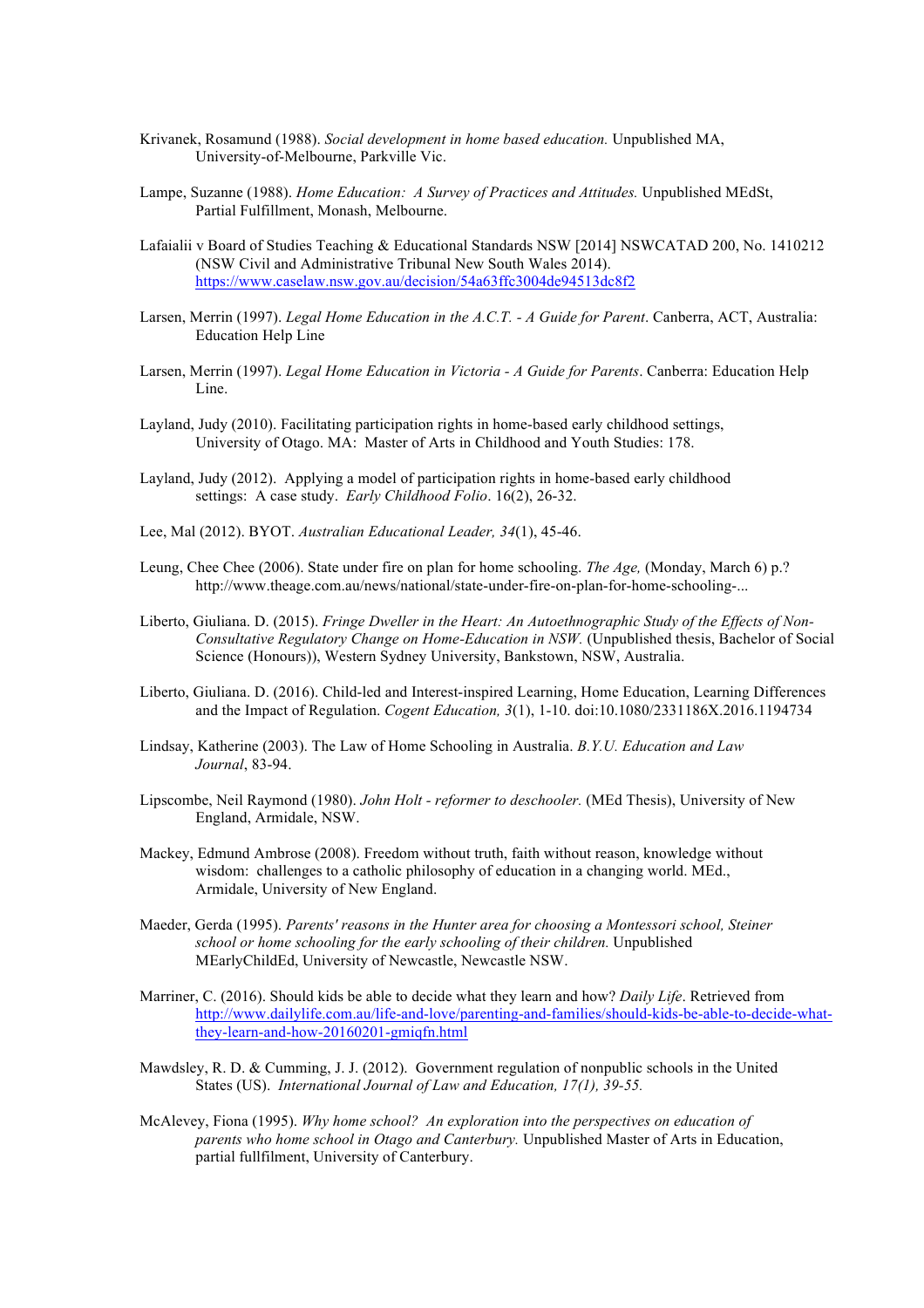Krivanek, Rosamund (1988). *Social development in home based education.* Unpublished MA, University-of-Melbourne, Parkville Vic.

Lampe, Suzanne (1988). *Home Education: A Survey of Practices and Attitudes.* Unpublished MEdSt, Partial Fulfillment, Monash, Melbourne.

Lafaialii v Board of Studies Teaching & Educational Standards NSW [2014] NSWCATAD 200, No. 1410212 (NSW Civil and Administrative Tribunal New South Wales 2014). https://www.caselaw.nsw.gov.au/decision/54a63ffc3004de94513dc8f2

Larsen, Merrin (1997). *Legal Home Education in the A.C.T. - A Guide for Parent*. Canberra, ACT, Australia: Education Help Line

Larsen, Merrin (1997). *Legal Home Education in Victoria - A Guide for Parents*. Canberra: Education Help Line.

Layland, Judy (2010). Facilitating participation rights in home-based early childhood settings, University of Otago. MA: Master of Arts in Childhood and Youth Studies: 178.

Layland, Judy (2012). Applying a model of participation rights in home-based early childhood settings: A case study. *Early Childhood Folio*. 16(2), 26-32.

Lee, Mal (2012). BYOT. *Australian Educational Leader, 34*(1), 45-46.

Leung, Chee Chee (2006). State under fire on plan for home schooling. *The Age,* (Monday, March 6) p.? http://www.theage.com.au/news/national/state-under-fire-on-plan-for-home-schooling-...

Liberto, Giuliana. D. (2015). *Fringe Dweller in the Heart: An Autoethnographic Study of the Effects of Non-Consultative Regulatory Change on Home-Education in NSW.* (Unpublished thesis, Bachelor of Social Science (Honours)), Western Sydney University, Bankstown, NSW, Australia.

Liberto, Giuliana. D. (2016). Child-led and Interest-inspired Learning, Home Education, Learning Differences and the Impact of Regulation. *Cogent Education, 3*(1), 1-10. doi:10.1080/2331186X.2016.1194734

Lindsay, Katherine (2003). The Law of Home Schooling in Australia. *B.Y.U. Education and Law Journal*, 83-94.

Lipscombe, Neil Raymond (1980). *John Holt - reformer to deschooler.* (MEd Thesis), University of New England, Armidale, NSW.

Mackey, Edmund Ambrose (2008). Freedom without truth, faith without reason, knowledge without wisdom: challenges to a catholic philosophy of education in a changing world. MEd., Armidale, University of New England.

Maeder, Gerda (1995). *Parents' reasons in the Hunter area for choosing a Montessori school, Steiner school or home schooling for the early schooling of their children.* Unpublished MEarlyChildEd, University of Newcastle, Newcastle NSW.

Marriner, C. (2016). Should kids be able to decide what they learn and how? *Daily Life*. Retrieved from http://www.dailylife.com.au/life-and-love/parenting-and-families/should-kids-be-able-to-decide-what-they-learn-and-how-20160201-gmiqfn.html

Mawdsley, R. D. & Cumming, J. J. (2012). Government regulation of nonpublic schools in the United States (US). *International Journal of Law and Education, 17(1), 39-55.*

McAlevey, Fiona (1995). *Why home school? An exploration into the perspectives on education of parents who home school in Otago and Canterbury.* Unpublished Master of Arts in Education, partial fullfilment, University of Canterbury.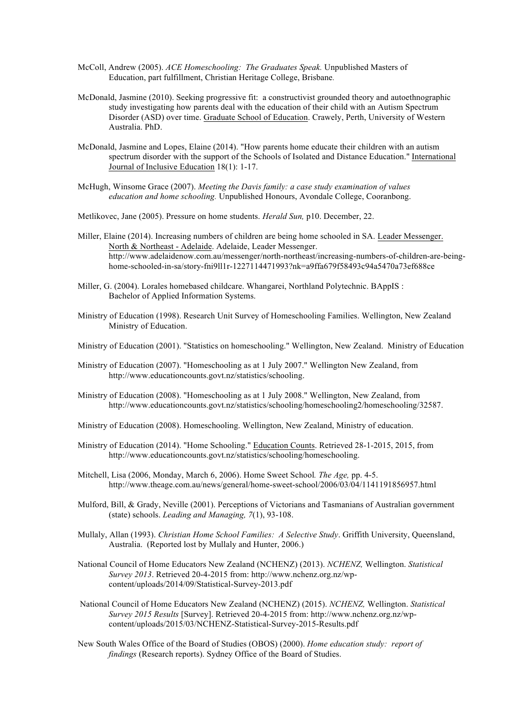McColl, Andrew (2005). *ACE Homeschooling: The Graduates Speak.* Unpublished Masters of Education, part fulfillment, Christian Heritage College, Brisbane.

McDonald, Jasmine (2010). Seeking progressive fit: a constructivist grounded theory and autoethnographic study investigating how parents deal with the education of their child with an Autism Spectrum Disorder (ASD) over time. Graduate School of Education. Crawely, Perth, University of Western Australia. PhD.

McDonald, Jasmine and Lopes, Elaine (2014). "How parents home educate their children with an autism spectrum disorder with the support of the Schools of Isolated and Distance Education." International Journal of Inclusive Education 18(1): 1-17.

McHugh, Winsome Grace (2007). *Meeting the Davis family: a case study examination of values education and home schooling.* Unpublished Honours, Avondale College, Cooranbong.

Metlikovec, Jane (2005). Pressure on home students. *Herald Sun,* p10. December, 22.

Miller, Elaine (2014). Increasing numbers of children are being home schooled in SA. Leader Messenger. North & Northeast - Adelaide. Adelaide, Leader Messenger. http://www.adelaidenow.com.au/messenger/north-northeast/increasing-numbers-of-children-are-being-home-schooled-in-sa/story-fni9ll1r-1227114471993?nk=a9ffa679f58493c94a5470a73ef688ce

Miller, G. (2004). Lorales homebased childcare. Whangarei, Northland Polytechnic. BAppIS : Bachelor of Applied Information Systems.

Ministry of Education (1998). Research Unit Survey of Homeschooling Families. Wellington, New Zealand Ministry of Education.

Ministry of Education (2001). "Statistics on homeschooling." Wellington, New Zealand. Ministry of Education

Ministry of Education (2007). "Homeschooling as at 1 July 2007." Wellington New Zealand, from http://www.educationcounts.govt.nz/statistics/schooling.

Ministry of Education (2008). "Homeschooling as at 1 July 2008." Wellington, New Zealand, from http://www.educationcounts.govt.nz/statistics/schooling/homeschooling2/homeschooling/32587.

Ministry of Education (2008). Homeschooling. Wellington, New Zealand, Ministry of education.

Ministry of Education (2014). "Home Schooling." Education Counts. Retrieved 28-1-2015, 2015, from http://www.educationcounts.govt.nz/statistics/schooling/homeschooling.

Mitchell, Lisa (2006, Monday, March 6, 2006). Home Sweet School*. The Age,* pp. 4-5. http://www.theage.com.au/news/general/home-sweet-school/2006/03/04/1141191856957.html

Mulford, Bill, & Grady, Neville (2001). Perceptions of Victorians and Tasmanians of Australian government (state) schools. *Leading and Managing, 7*(1), 93-108.

Mullaly, Allan (1993). *Christian Home School Families: A Selective Study*. Griffith University, Queensland, Australia. (Reported lost by Mullaly and Hunter, 2006.)

National Council of Home Educators New Zealand (NCHENZ) (2013). *NCHENZ,* Wellington. *Statistical Survey 2013*. Retrieved 20-4-2015 from: http://www.nchenz.org.nz/wp-content/uploads/2014/09/Statistical-Survey-2013.pdf

National Council of Home Educators New Zealand (NCHENZ) (2015). *NCHENZ,* Wellington. *Statistical Survey 2015 Results* [Survey]. Retrieved 20-4-2015 from: http://www.nchenz.org.nz/wp-content/uploads/2015/03/NCHENZ-Statistical-Survey-2015-Results.pdf

New South Wales Office of the Board of Studies (OBOS) (2000). *Home education study: report of findings* (Research reports). Sydney Office of the Board of Studies.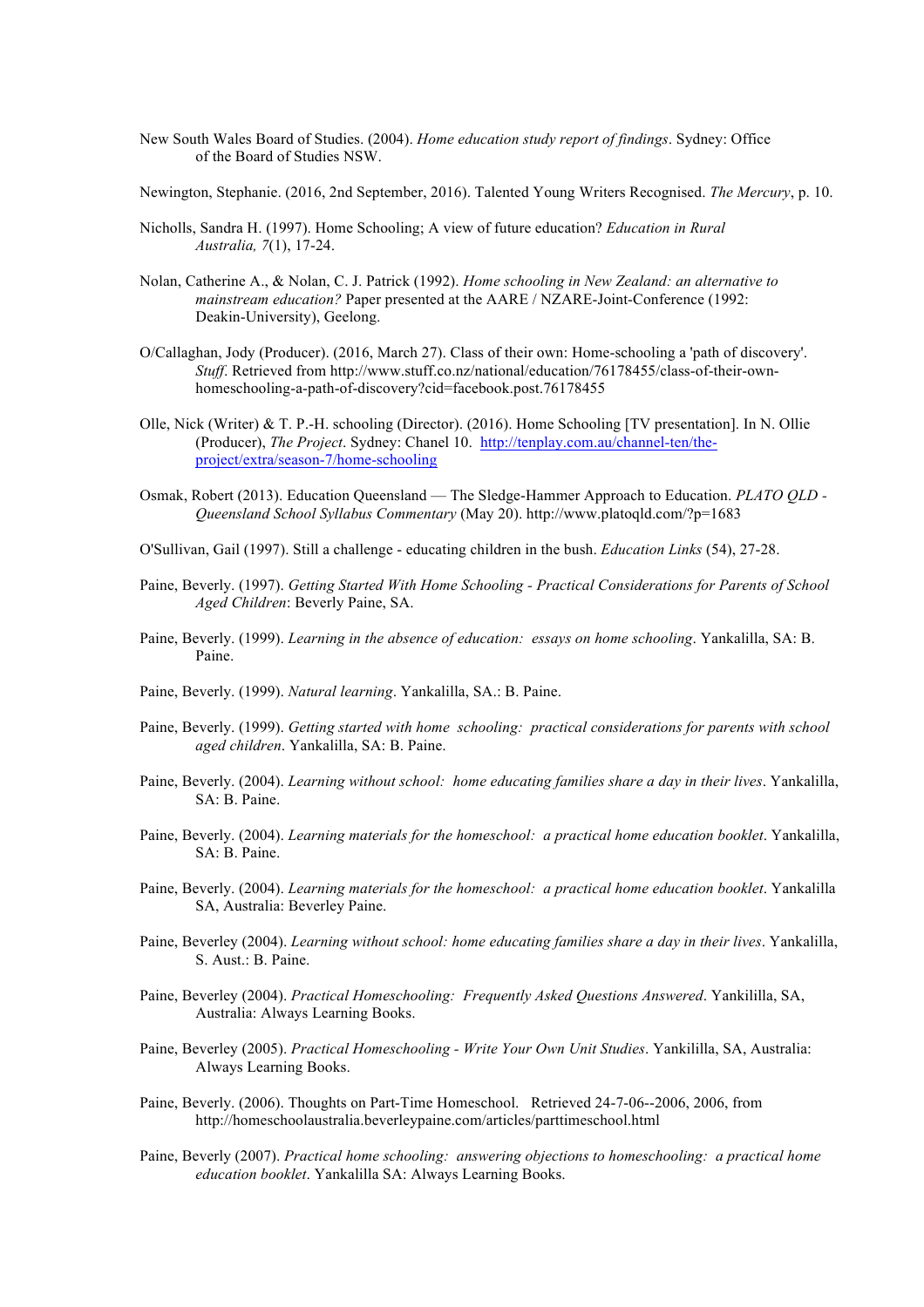New South Wales Board of Studies. (2004). *Home education study report of findings*. Sydney: Office of the Board of Studies NSW.

Newington, Stephanie. (2016, 2nd September, 2016). Talented Young Writers Recognised. *The Mercury*, p. 10.

Nicholls, Sandra H. (1997). Home Schooling; A view of future education? *Education in Rural Australia, 7*(1), 17-24.

Nolan, Catherine A., & Nolan, C. J. Patrick (1992). *Home schooling in New Zealand: an alternative to mainstream education?* Paper presented at the AARE / NZARE-Joint-Conference (1992: Deakin-University), Geelong.

O/Callaghan, Jody (Producer). (2016, March 27). Class of their own: Home-schooling a 'path of discovery'. *Stuff*. Retrieved from http://www.stuff.co.nz/national/education/76178455/class-of-their-own-homeschooling-a-path-of-discovery?cid=facebook.post.76178455

Olle, Nick (Writer) & T. P.-H. schooling (Director). (2016). Home Schooling [TV presentation]. In N. Ollie (Producer), *The Project*. Sydney: Chanel 10. http://tenplay.com.au/channel-ten/the-project/extra/season-7/home-schooling

Osmak, Robert (2013). Education Queensland — The Sledge-Hammer Approach to Education. *PLATO QLD - Queensland School Syllabus Commentary* (May 20). http://www.platoqld.com/?p=1683

O'Sullivan, Gail (1997). Still a challenge - educating children in the bush. *Education Links* (54), 27-28.

Paine, Beverly. (1997). *Getting Started With Home Schooling - Practical Considerations for Parents of School Aged Children*: Beverly Paine, SA.

Paine, Beverly. (1999). *Learning in the absence of education: essays on home schooling*. Yankalilla, SA: B. Paine.

Paine, Beverly. (1999). *Natural learning*. Yankalilla, SA.: B. Paine.

Paine, Beverly. (1999). *Getting started with home schooling: practical considerations for parents with school aged children*. Yankalilla, SA: B. Paine.

Paine, Beverly. (2004). *Learning without school: home educating families share a day in their lives*. Yankalilla, SA: B. Paine.

Paine, Beverly. (2004). *Learning materials for the homeschool: a practical home education booklet*. Yankalilla, SA: B. Paine.

Paine, Beverly. (2004). *Learning materials for the homeschool: a practical home education booklet*. Yankalilla SA, Australia: Beverley Paine.

Paine, Beverley (2004). *Learning without school: home educating families share a day in their lives*. Yankalilla, S. Aust.: B. Paine.

Paine, Beverley (2004). *Practical Homeschooling: Frequently Asked Questions Answered*. Yankililla, SA, Australia: Always Learning Books.

Paine, Beverley (2005). *Practical Homeschooling - Write Your Own Unit Studies*. Yankililla, SA, Australia: Always Learning Books.

Paine, Beverly. (2006). Thoughts on Part-Time Homeschool. Retrieved 24-7-06--2006, 2006, from http://homeschoolaustralia.beverleypaine.com/articles/parttimeschool.html

Paine, Beverly (2007). *Practical home schooling: answering objections to homeschooling: a practical home education booklet*. Yankalilla SA: Always Learning Books.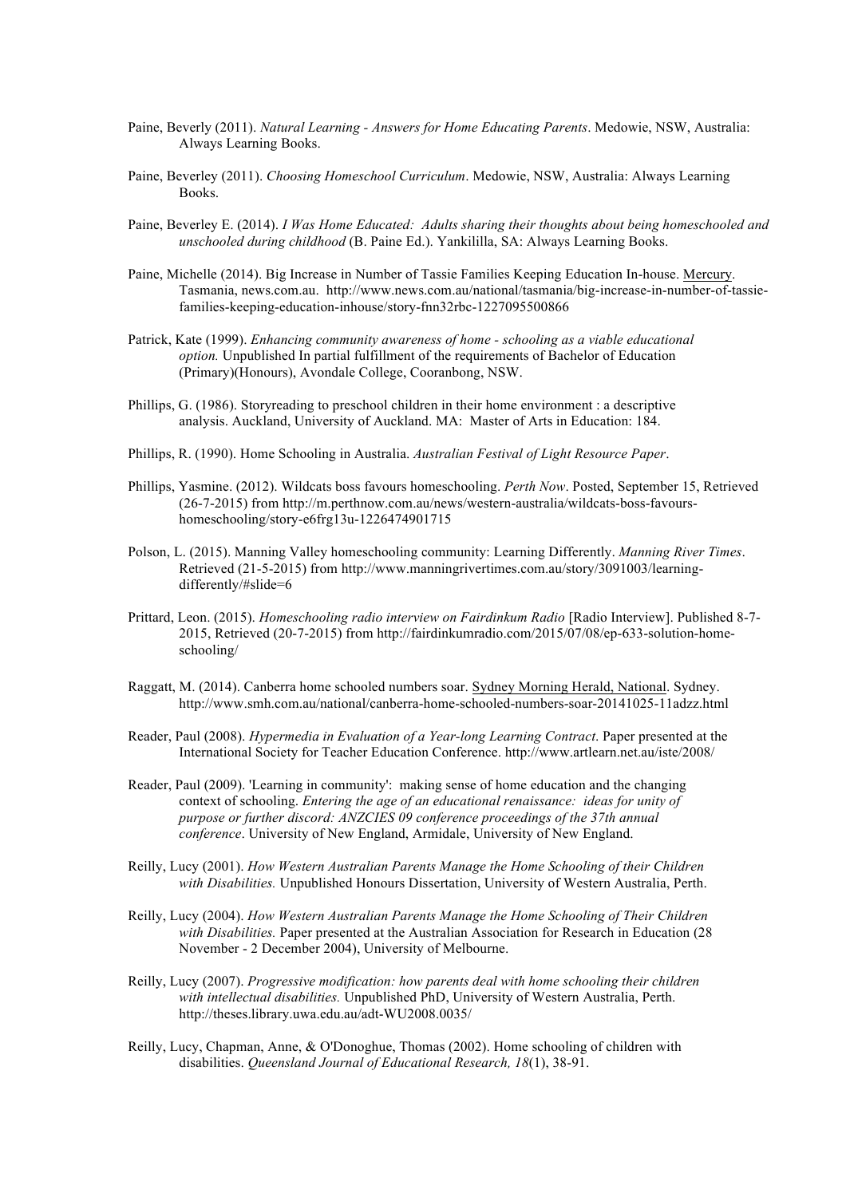Paine, Beverly (2011). *Natural Learning - Answers for Home Educating Parents*. Medowie, NSW, Australia: Always Learning Books.

Paine, Beverley (2011). *Choosing Homeschool Curriculum*. Medowie, NSW, Australia: Always Learning Books.

Paine, Beverley E. (2014). *I Was Home Educated: Adults sharing their thoughts about being homeschooled and unschooled during childhood* (B. Paine Ed.). Yankililla, SA: Always Learning Books.

Paine, Michelle (2014). Big Increase in Number of Tassie Families Keeping Education In-house. Mercury. Tasmania, news.com.au. http://www.news.com.au/national/tasmania/big-increase-in-number-of-tassie-families-keeping-education-inhouse/story-fnn32rbc-1227095500866

Patrick, Kate (1999). *Enhancing community awareness of home - schooling as a viable educational option.* Unpublished In partial fulfillment of the requirements of Bachelor of Education (Primary)(Honours), Avondale College, Cooranbong, NSW.

Phillips, G. (1986). Storyreading to preschool children in their home environment : a descriptive analysis. Auckland, University of Auckland. MA: Master of Arts in Education: 184.

Phillips, R. (1990). Home Schooling in Australia. *Australian Festival of Light Resource Paper*.

Phillips, Yasmine. (2012). Wildcats boss favours homeschooling. *Perth Now*. Posted, September 15, Retrieved (26-7-2015) from http://m.perthnow.com.au/news/western-australia/wildcats-boss-favours-homeschooling/story-e6frg13u-1226474901715

Polson, L. (2015). Manning Valley homeschooling community: Learning Differently. *Manning River Times*. Retrieved (21-5-2015) from http://www.manningrivertimes.com.au/story/3091003/learning-differently/#slide=6

Prittard, Leon. (2015). *Homeschooling radio interview on Fairdinkum Radio* [Radio Interview]. Published 8-7-2015, Retrieved (20-7-2015) from http://fairdinkumradio.com/2015/07/08/ep-633-solution-home-schooling/

Raggatt, M. (2014). Canberra home schooled numbers soar. Sydney Morning Herald, National. Sydney. http://www.smh.com.au/national/canberra-home-schooled-numbers-soar-20141025-11adzz.html

Reader, Paul (2008). *Hypermedia in Evaluation of a Year-long Learning Contract*. Paper presented at the International Society for Teacher Education Conference. http://www.artlearn.net.au/iste/2008/

Reader, Paul (2009). 'Learning in community': making sense of home education and the changing context of schooling. *Entering the age of an educational renaissance: ideas for unity of purpose or further discord: ANZCIES 09 conference proceedings of the 37th annual conference*. University of New England, Armidale, University of New England.

Reilly, Lucy (2001). *How Western Australian Parents Manage the Home Schooling of their Children with Disabilities.* Unpublished Honours Dissertation, University of Western Australia, Perth.

Reilly, Lucy (2004). *How Western Australian Parents Manage the Home Schooling of Their Children with Disabilities.* Paper presented at the Australian Association for Research in Education (28 November - 2 December 2004), University of Melbourne.

Reilly, Lucy (2007). *Progressive modification: how parents deal with home schooling their children with intellectual disabilities.* Unpublished PhD, University of Western Australia, Perth. http://theses.library.uwa.edu.au/adt-WU2008.0035/

Reilly, Lucy, Chapman, Anne, & O'Donoghue, Thomas (2002). Home schooling of children with disabilities. *Queensland Journal of Educational Research, 18*(1), 38-91.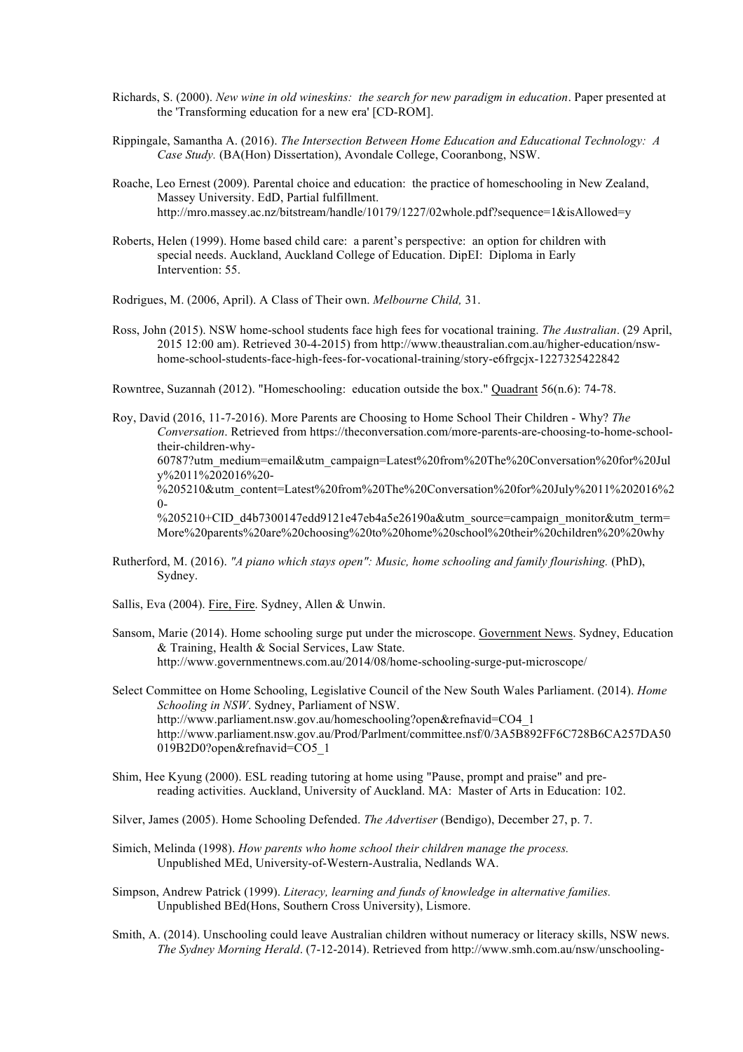Richards, S. (2000). *New wine in old wineskins: the search for new paradigm in education*. Paper presented at the 'Transforming education for a new era' [CD-ROM].

Rippingale, Samantha A. (2016). *The Intersection Between Home Education and Educational Technology: A Case Study.* (BA(Hon) Dissertation), Avondale College, Cooranbong, NSW.

Roache, Leo Ernest (2009). Parental choice and education: the practice of homeschooling in New Zealand, Massey University. EdD, Partial fulfillment. http://mro.massey.ac.nz/bitstream/handle/10179/1227/02whole.pdf?sequence=1&isAllowed=y

Roberts, Helen (1999). Home based child care: a parent's perspective: an option for children with special needs. Auckland, Auckland College of Education. DipEI: Diploma in Early Intervention: 55.

Rodrigues, M. (2006, April). A Class of Their own. *Melbourne Child,* 31.

Ross, John (2015). NSW home-school students face high fees for vocational training. *The Australian*. (29 April, 2015 12:00 am). Retrieved 30-4-2015) from http://www.theaustralian.com.au/higher-education/nsw-home-school-students-face-high-fees-for-vocational-training/story-e6frgcjx-1227325422842

Rowntree, Suzannah (2012). "Homeschooling: education outside the box." Quadrant 56(n.6): 74-78.

Roy, David (2016, 11-7-2016). More Parents are Choosing to Home School Their Children - Why? *The Conversation*. Retrieved from https://theconversation.com/more-parents-are-choosing-to-home-school-their-children-why-60787?utm_medium=email&utm_campaign=Latest%20from%20The%20Conversation%20for%20July%2011%202016%20-%205210&utm_content=Latest%20from%20The%20Conversation%20for%20July%2011%202016%20-%205210+CID_d4b7300147edd9121e47eb4a5e26190a&utm_source=campaign_monitor&utm_term=More%20parents%20are%20choosing%20to%20home%20school%20their%20children%20%20why

Rutherford, M. (2016). *"A piano which stays open": Music, home schooling and family flourishing.* (PhD), Sydney.

Sallis, Eva (2004). Fire, Fire. Sydney, Allen & Unwin.

Sansom, Marie (2014). Home schooling surge put under the microscope. Government News. Sydney, Education & Training, Health & Social Services, Law State. http://www.governmentnews.com.au/2014/08/home-schooling-surge-put-microscope/

Select Committee on Home Schooling, Legislative Council of the New South Wales Parliament. (2014). *Home Schooling in NSW*. Sydney, Parliament of NSW. http://www.parliament.nsw.gov.au/homeschooling?open&refnavid=CO4_1 http://www.parliament.nsw.gov.au/Prod/Parlment/committee.nsf/0/3A5B892FF6C728B6CA257DA50019B2D0?open&refnavid=CO5_1

Shim, Hee Kyung (2000). ESL reading tutoring at home using "Pause, prompt and praise" and pre-reading activities. Auckland, University of Auckland. MA: Master of Arts in Education: 102.

Silver, James (2005). Home Schooling Defended. *The Advertiser* (Bendigo), December 27, p. 7.

Simich, Melinda (1998). *How parents who home school their children manage the process.* Unpublished MEd, University-of-Western-Australia, Nedlands WA.

Simpson, Andrew Patrick (1999). *Literacy, learning and funds of knowledge in alternative families.* Unpublished BEd(Hons, Southern Cross University), Lismore.

Smith, A. (2014). Unschooling could leave Australian children without numeracy or literacy skills, NSW news. *The Sydney Morning Herald*. (7-12-2014). Retrieved from http://www.smh.com.au/nsw/unschooling-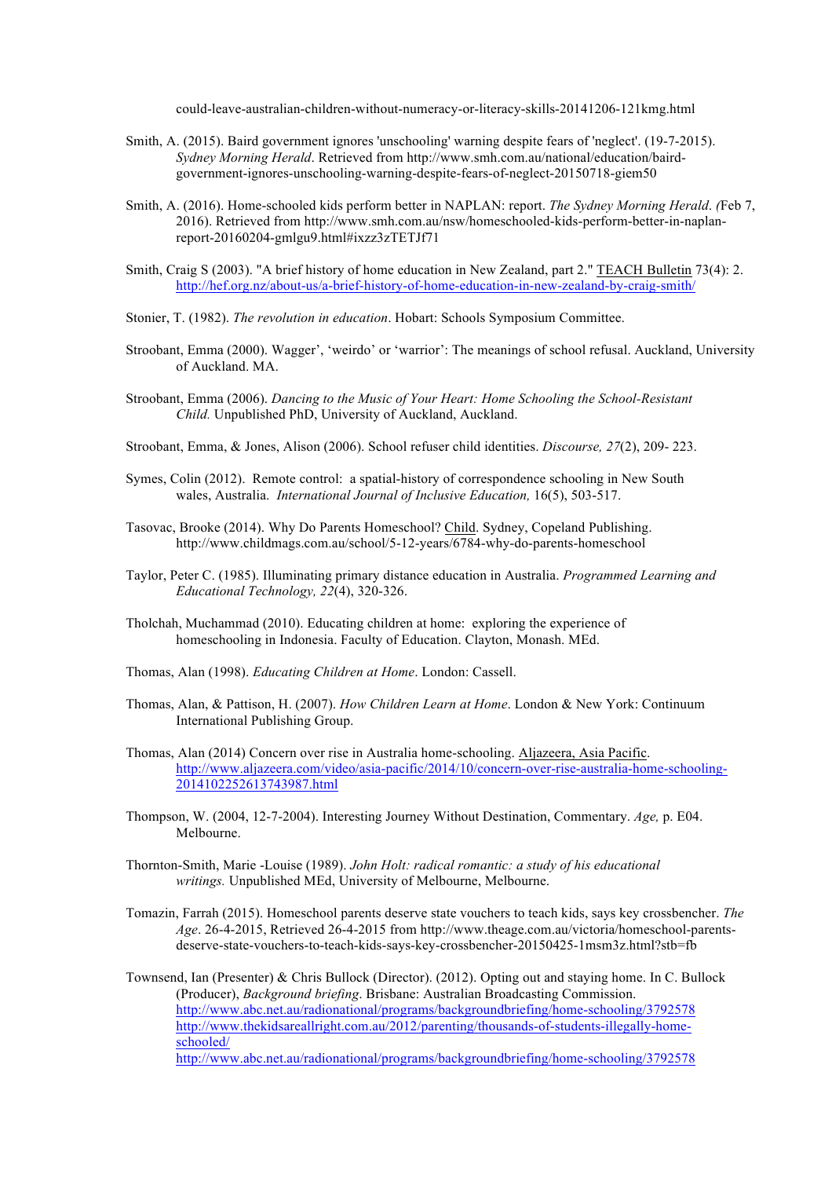could-leave-australian-children-without-numeracy-or-literacy-skills-20141206-121kmg.html

Smith, A. (2015). Baird government ignores 'unschooling' warning despite fears of 'neglect'. (19-7-2015). *Sydney Morning Herald*. Retrieved from http://www.smh.com.au/national/education/baird-government-ignores-unschooling-warning-despite-fears-of-neglect-20150718-giem50

Smith, A. (2016). Home-schooled kids perform better in NAPLAN: report. *The Sydney Morning Herald*. *(*Feb 7, 2016). Retrieved from http://www.smh.com.au/nsw/homeschooled-kids-perform-better-in-naplan-report-20160204-gmlgu9.html#ixzz3zTETJf71

Smith, Craig S (2003). "A brief history of home education in New Zealand, part 2." TEACH Bulletin 73(4): 2. http://hef.org.nz/about-us/a-brief-history-of-home-education-in-new-zealand-by-craig-smith/

Stonier, T. (1982). *The revolution in education*. Hobart: Schools Symposium Committee.

Stroobant, Emma (2000). Wagger', 'weirdo' or 'warrior': The meanings of school refusal. Auckland, University of Auckland. MA.

Stroobant, Emma (2006). *Dancing to the Music of Your Heart: Home Schooling the School-Resistant Child.* Unpublished PhD, University of Auckland, Auckland.

Stroobant, Emma, & Jones, Alison (2006). School refuser child identities. *Discourse, 27*(2), 209- 223.

Symes, Colin (2012). Remote control: a spatial-history of correspondence schooling in New South wales, Australia. *International Journal of Inclusive Education,* 16(5), 503-517.

Tasovac, Brooke (2014). Why Do Parents Homeschool? Child. Sydney, Copeland Publishing. http://www.childmags.com.au/school/5-12-years/6784-why-do-parents-homeschool

Taylor, Peter C. (1985). Illuminating primary distance education in Australia. *Programmed Learning and Educational Technology, 22*(4), 320-326.

Tholchah, Muchammad (2010). Educating children at home: exploring the experience of homeschooling in Indonesia. Faculty of Education. Clayton, Monash. MEd.

Thomas, Alan (1998). *Educating Children at Home*. London: Cassell.

Thomas, Alan, & Pattison, H. (2007). *How Children Learn at Home*. London & New York: Continuum International Publishing Group.

Thomas, Alan (2014) Concern over rise in Australia home-schooling. Aljazeera, Asia Pacific. http://www.aljazeera.com/video/asia-pacific/2014/10/concern-over-rise-australia-home-schooling-2014102252613743987.html

Thompson, W. (2004, 12-7-2004). Interesting Journey Without Destination, Commentary. *Age,* p. E04. Melbourne.

Thornton-Smith, Marie -Louise (1989). *John Holt: radical romantic: a study of his educational writings.* Unpublished MEd, University of Melbourne, Melbourne.

Tomazin, Farrah (2015). Homeschool parents deserve state vouchers to teach kids, says key crossbencher. *The Age*. 26-4-2015, Retrieved 26-4-2015 from http://www.theage.com.au/victoria/homeschool-parents-deserve-state-vouchers-to-teach-kids-says-key-crossbencher-20150425-1msm3z.html?stb=fb

Townsend, Ian (Presenter) & Chris Bullock (Director). (2012). Opting out and staying home. In C. Bullock (Producer), *Background briefing*. Brisbane: Australian Broadcasting Commission. http://www.abc.net.au/radionational/programs/backgroundbriefing/home-schooling/3792578 http://www.thekidsareallright.com.au/2012/parenting/thousands-of-students-illegally-home-schooled/ http://www.abc.net.au/radionational/programs/backgroundbriefing/home-schooling/3792578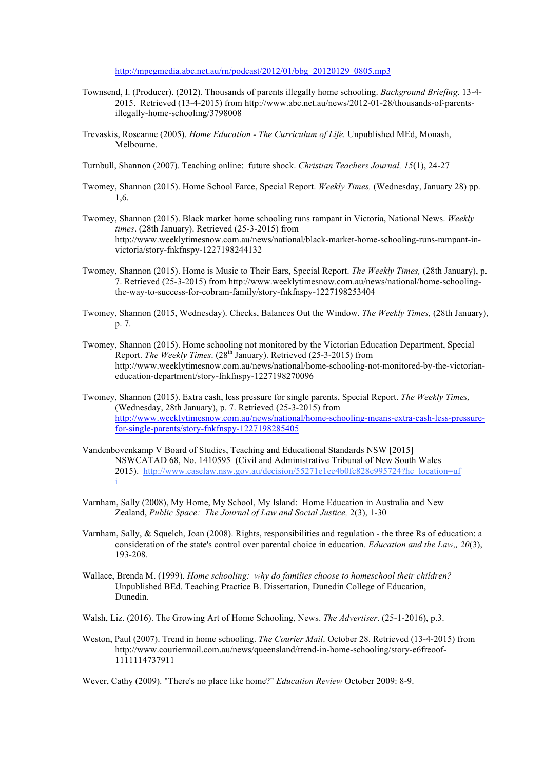http://mpegmedia.abc.net.au/rn/podcast/2012/01/bbg_20120129_0805.mp3

Townsend, I. (Producer). (2012). Thousands of parents illegally home schooling. *Background Briefing*. 13-4-2015. Retrieved (13-4-2015) from http://www.abc.net.au/news/2012-01-28/thousands-of-parents-illegally-home-schooling/3798008

Trevaskis, Roseanne (2005). *Home Education - The Curriculum of Life.* Unpublished MEd, Monash, Melbourne.

Turnbull, Shannon (2007). Teaching online: future shock. *Christian Teachers Journal, 15*(1), 24-27

Twomey, Shannon (2015). Home School Farce, Special Report. *Weekly Times,* (Wednesday, January 28) pp. 1,6.

Twomey, Shannon (2015). Black market home schooling runs rampant in Victoria, National News. *Weekly times*. (28th January). Retrieved (25-3-2015) from http://www.weeklytimesnow.com.au/news/national/black-market-home-schooling-runs-rampant-in-victoria/story-fnkfnspy-1227198244132

Twomey, Shannon (2015). Home is Music to Their Ears, Special Report. *The Weekly Times,* (28th January), p. 7. Retrieved (25-3-2015) from http://www.weeklytimesnow.com.au/news/national/home-schooling-the-way-to-success-for-cobram-family/story-fnkfnspy-1227198253404

Twomey, Shannon (2015, Wednesday). Checks, Balances Out the Window. *The Weekly Times,* (28th January), p. 7.

Twomey, Shannon (2015). Home schooling not monitored by the Victorian Education Department, Special Report. *The Weekly Times*. (28th January). Retrieved (25-3-2015) from http://www.weeklytimesnow.com.au/news/national/home-schooling-not-monitored-by-the-victorian-education-department/story-fnkfnspy-1227198270096

Twomey, Shannon (2015). Extra cash, less pressure for single parents, Special Report. *The Weekly Times,* (Wednesday, 28th January), p. 7. Retrieved (25-3-2015) from http://www.weeklytimesnow.com.au/news/national/home-schooling-means-extra-cash-less-pressure-for-single-parents/story-fnkfnspy-1227198285405

Vandenbovenkamp V Board of Studies, Teaching and Educational Standards NSW [2015] NSWCATAD 68, No. 1410595 (Civil and Administrative Tribunal of New South Wales 2015). http://www.caselaw.nsw.gov.au/decision/55271e1ee4b0fc828c995724?hc_location=ufi

Varnham, Sally (2008), My Home, My School, My Island: Home Education in Australia and New Zealand, *Public Space: The Journal of Law and Social Justice,* 2(3), 1-30

Varnham, Sally, & Squelch, Joan (2008). Rights, responsibilities and regulation - the three Rs of education: a consideration of the state's control over parental choice in education. *Education and the Law,, 20*(3), 193-208.

Wallace, Brenda M. (1999). *Home schooling: why do families choose to homeschool their children?* Unpublished BEd. Teaching Practice B. Dissertation, Dunedin College of Education, Dunedin.

Walsh, Liz. (2016). The Growing Art of Home Schooling, News. *The Advertiser*. (25-1-2016), p.3.

Weston, Paul (2007). Trend in home schooling. *The Courier Mail*. October 28. Retrieved (13-4-2015) from http://www.couriermail.com.au/news/queensland/trend-in-home-schooling/story-e6freoof-1111114737911

Wever, Cathy (2009). "There's no place like home?" *Education Review* October 2009: 8-9.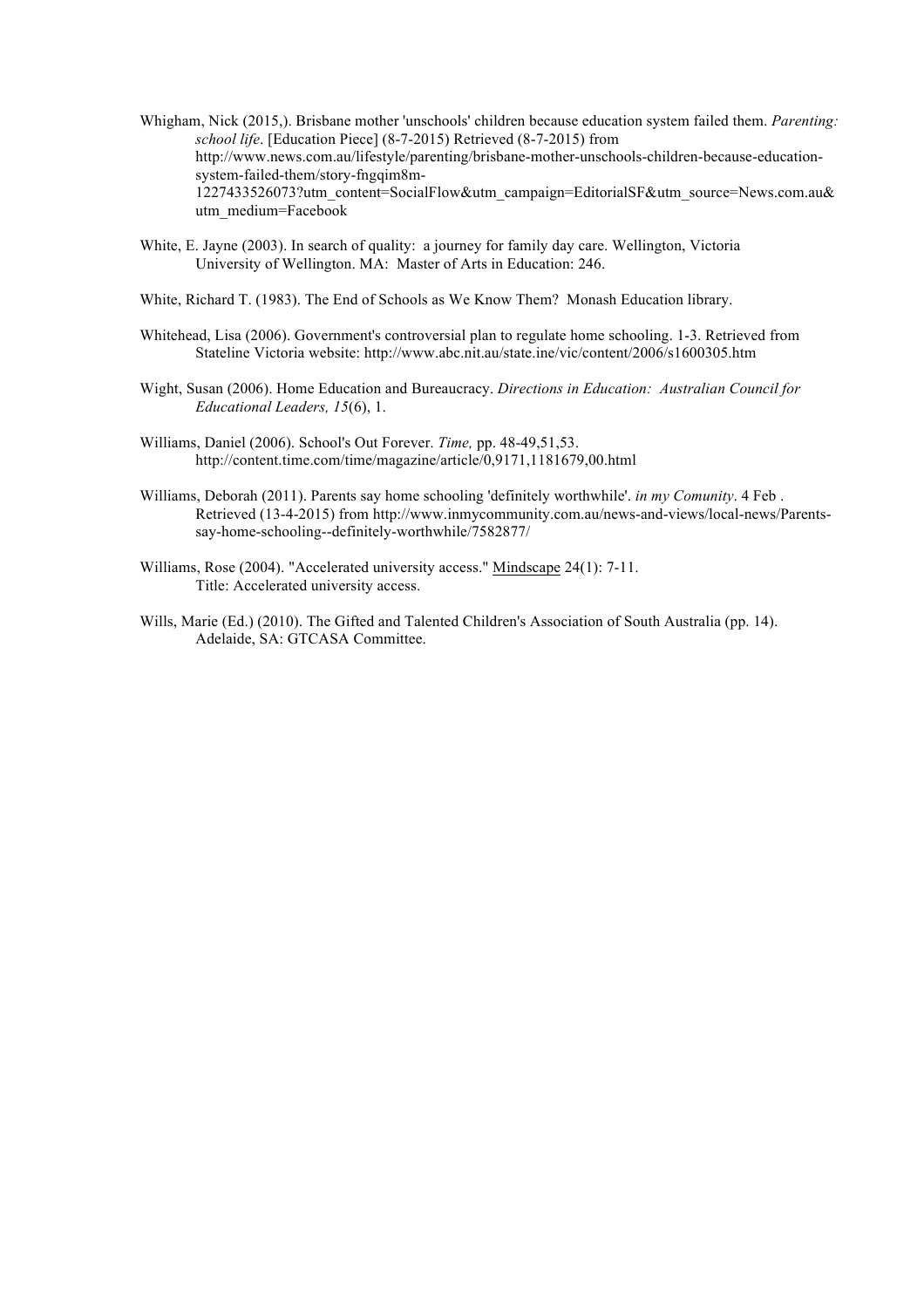Whigham, Nick (2015,). Brisbane mother 'unschools' children because education system failed them. *Parenting: school life*. [Education Piece] (8-7-2015) Retrieved (8-7-2015) from http://www.news.com.au/lifestyle/parenting/brisbane-mother-unschools-children-because-education-system-failed-them/story-fngqim8m-1227433526073?utm_content=SocialFlow&utm_campaign=EditorialSF&utm_source=News.com.au&utm_medium=Facebook

White, E. Jayne (2003). In search of quality: a journey for family day care. Wellington, Victoria University of Wellington. MA: Master of Arts in Education: 246.

White, Richard T. (1983). The End of Schools as We Know Them? Monash Education library.

Whitehead, Lisa (2006). Government's controversial plan to regulate home schooling. 1-3. Retrieved from Stateline Victoria website: http://www.abc.nit.au/state.ine/vic/content/2006/s1600305.htm

Wight, Susan (2006). Home Education and Bureaucracy. *Directions in Education: Australian Council for Educational Leaders, 15*(6), 1.

Williams, Daniel (2006). School's Out Forever. *Time,* pp. 48-49,51,53. http://content.time.com/time/magazine/article/0,9171,1181679,00.html

Williams, Deborah (2011). Parents say home schooling 'definitely worthwhile'. *in my Comunity*. 4 Feb . Retrieved (13-4-2015) from http://www.inmycommunity.com.au/news-and-views/local-news/Parents-say-home-schooling--definitely-worthwhile/7582877/

Williams, Rose (2004). "Accelerated university access." Mindscape 24(1): 7-11. Title: Accelerated university access.

Wills, Marie (Ed.) (2010). The Gifted and Talented Children's Association of South Australia (pp. 14). Adelaide, SA: GTCASA Committee.